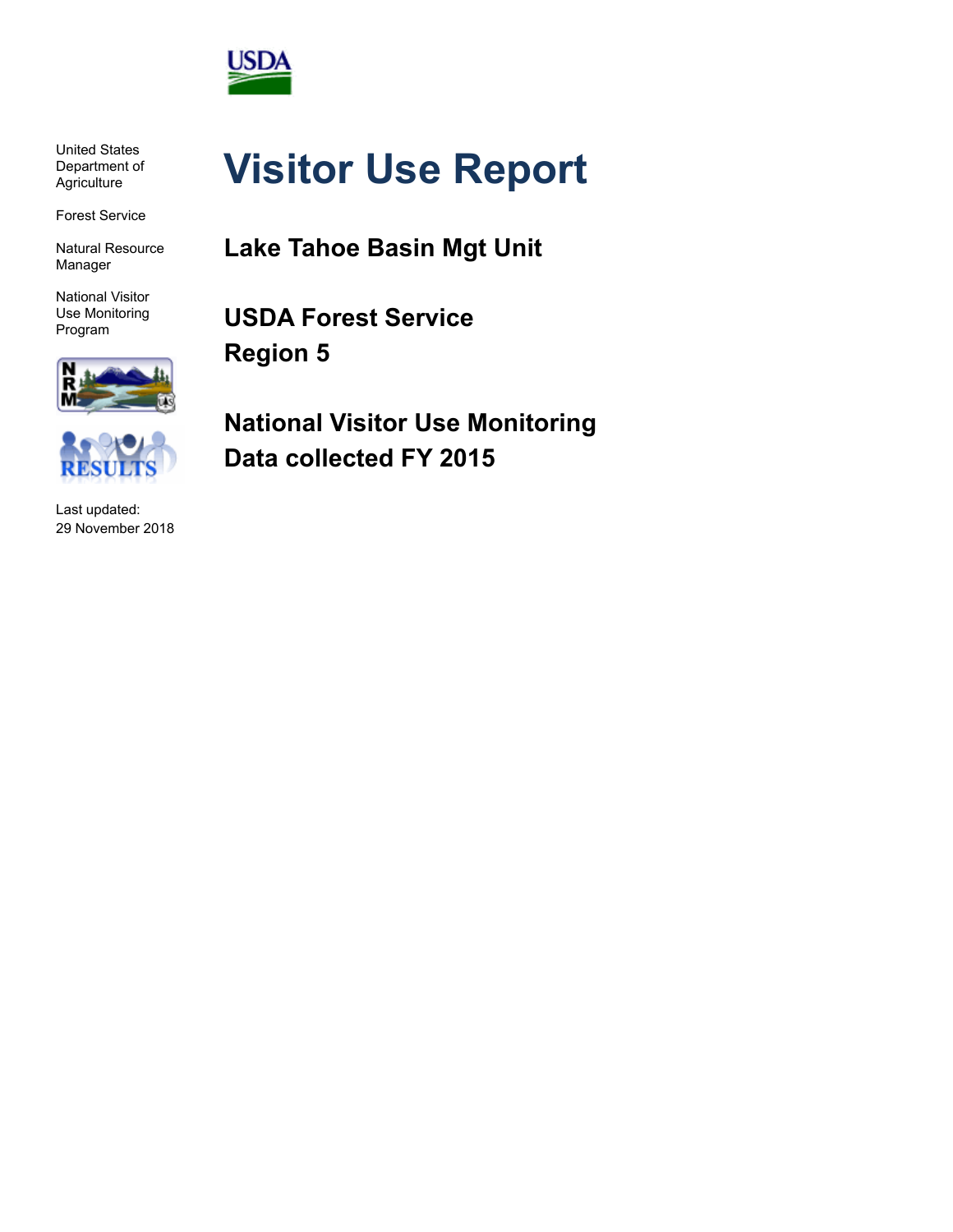United States Department of Agriculture

Forest Service

Natural Resource Manager

National Visitor Use Monitoring Program

Last updated: 29 November 2018

# Visitor Use Report

## Lake Tahoe Basin Mgt Unit

## USDA Forest Service
## Region 5

## National Visitor Use Monitoring
## Data collected FY 2015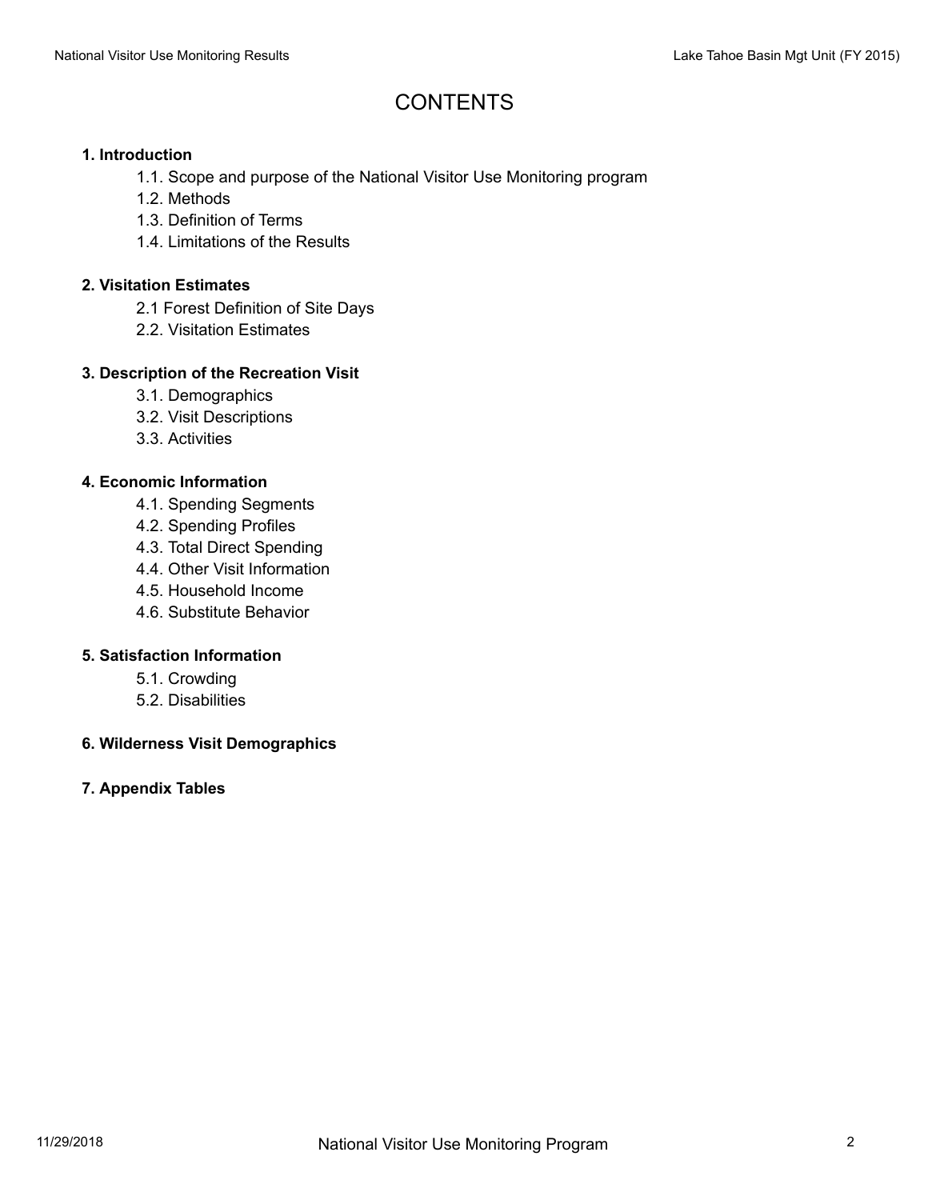# CONTENTS

**1. Introduction**

- 1.1. Scope and purpose of the National Visitor Use Monitoring program
- 1.2. Methods
- 1.3. Definition of Terms
- 1.4. Limitations of the Results

**2. Visitation Estimates**

- 2.1 Forest Definition of Site Days
- 2.2. Visitation Estimates

**3. Description of the Recreation Visit**

- 3.1. Demographics
- 3.2. Visit Descriptions
- 3.3. Activities

**4. Economic Information**

- 4.1. Spending Segments
- 4.2. Spending Profiles
- 4.3. Total Direct Spending
- 4.4. Other Visit Information
- 4.5. Household Income
- 4.6. Substitute Behavior

**5. Satisfaction Information**

- 5.1. Crowding
- 5.2. Disabilities

**6. Wilderness Visit Demographics**

**7. Appendix Tables**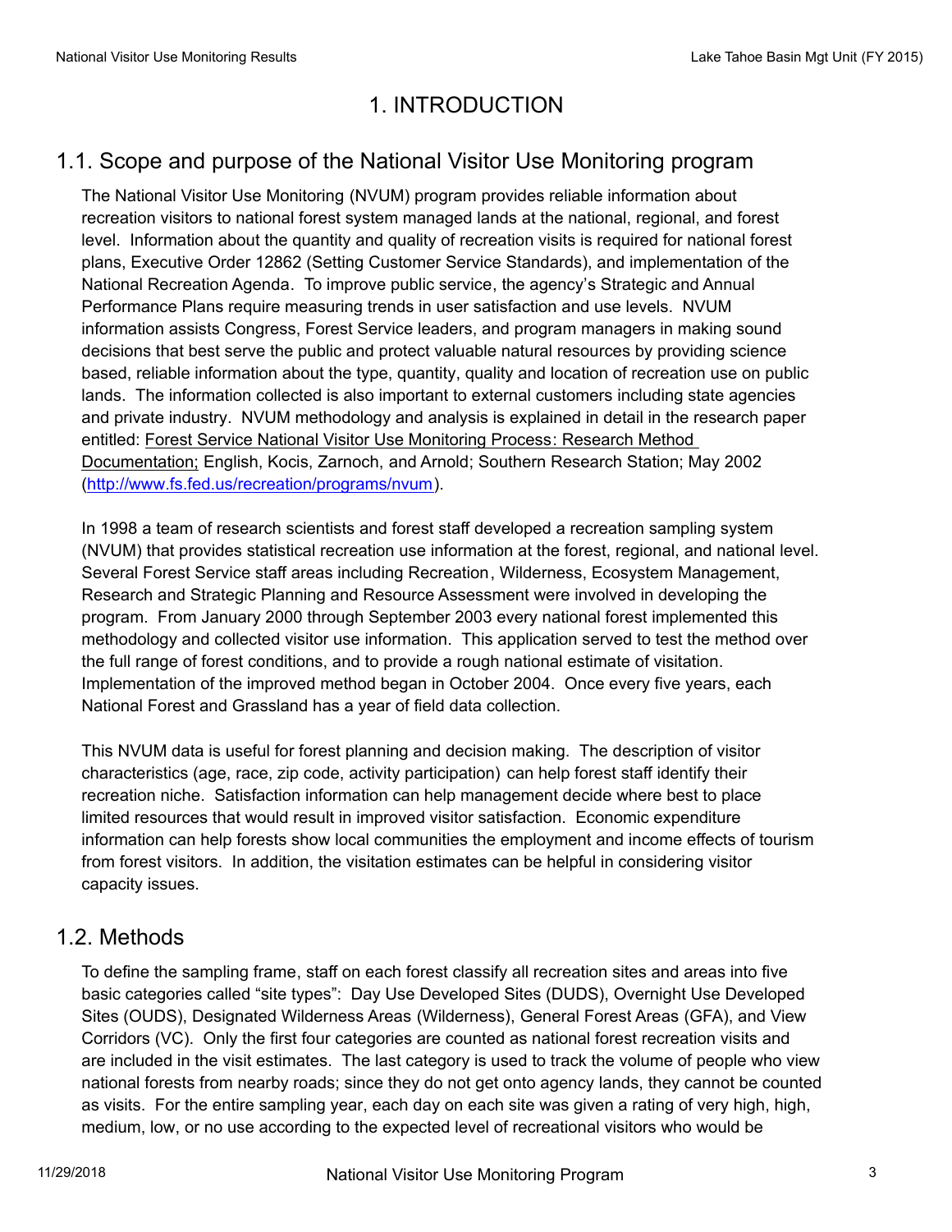# 1. INTRODUCTION

## 1.1. Scope and purpose of the National Visitor Use Monitoring program

The National Visitor Use Monitoring (NVUM) program provides reliable information about recreation visitors to national forest system managed lands at the national, regional, and forest level. Information about the quantity and quality of recreation visits is required for national forest plans, Executive Order 12862 (Setting Customer Service Standards), and implementation of the National Recreation Agenda. To improve public service, the agency's Strategic and Annual Performance Plans require measuring trends in user satisfaction and use levels. NVUM information assists Congress, Forest Service leaders, and program managers in making sound decisions that best serve the public and protect valuable natural resources by providing science based, reliable information about the type, quantity, quality and location of recreation use on public lands. The information collected is also important to external customers including state agencies and private industry. NVUM methodology and analysis is explained in detail in the research paper entitled: Forest Service National Visitor Use Monitoring Process: Research Method Documentation; English, Kocis, Zarnoch, and Arnold; Southern Research Station; May 2002 (http://www.fs.fed.us/recreation/programs/nvum).

In 1998 a team of research scientists and forest staff developed a recreation sampling system (NVUM) that provides statistical recreation use information at the forest, regional, and national level. Several Forest Service staff areas including Recreation, Wilderness, Ecosystem Management, Research and Strategic Planning and Resource Assessment were involved in developing the program. From January 2000 through September 2003 every national forest implemented this methodology and collected visitor use information. This application served to test the method over the full range of forest conditions, and to provide a rough national estimate of visitation. Implementation of the improved method began in October 2004. Once every five years, each National Forest and Grassland has a year of field data collection.

This NVUM data is useful for forest planning and decision making. The description of visitor characteristics (age, race, zip code, activity participation) can help forest staff identify their recreation niche. Satisfaction information can help management decide where best to place limited resources that would result in improved visitor satisfaction. Economic expenditure information can help forests show local communities the employment and income effects of tourism from forest visitors. In addition, the visitation estimates can be helpful in considering visitor capacity issues.

## 1.2. Methods

To define the sampling frame, staff on each forest classify all recreation sites and areas into five basic categories called "site types": Day Use Developed Sites (DUDS), Overnight Use Developed Sites (OUDS), Designated Wilderness Areas (Wilderness), General Forest Areas (GFA), and View Corridors (VC). Only the first four categories are counted as national forest recreation visits and are included in the visit estimates. The last category is used to track the volume of people who view national forests from nearby roads; since they do not get onto agency lands, they cannot be counted as visits. For the entire sampling year, each day on each site was given a rating of very high, high, medium, low, or no use according to the expected level of recreational visitors who would be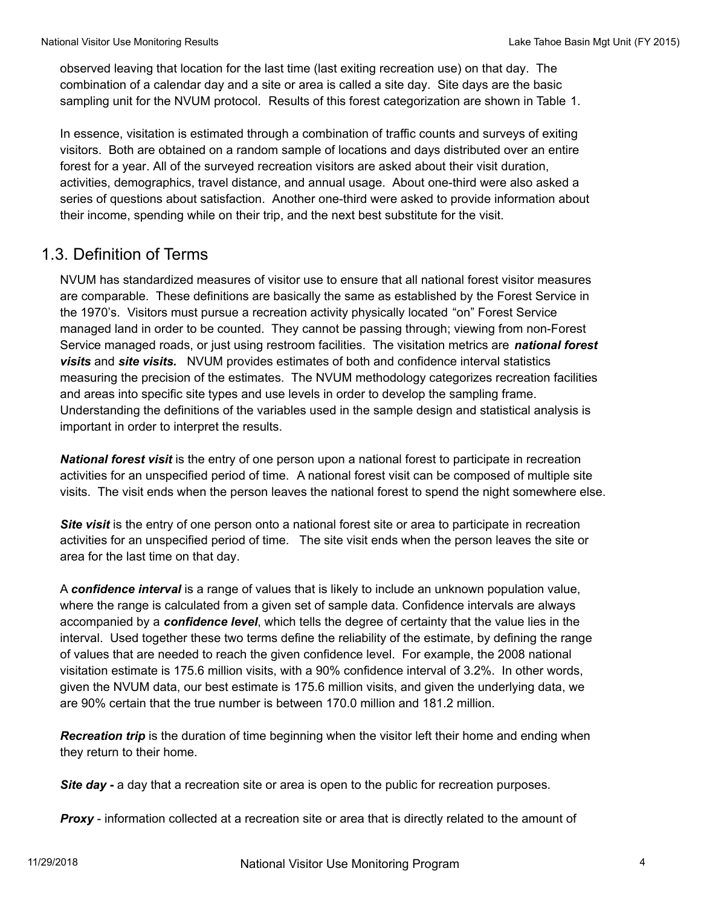observed leaving that location for the last time (last exiting recreation use) on that day. The combination of a calendar day and a site or area is called a site day. Site days are the basic sampling unit for the NVUM protocol. Results of this forest categorization are shown in Table 1.

In essence, visitation is estimated through a combination of traffic counts and surveys of exiting visitors. Both are obtained on a random sample of locations and days distributed over an entire forest for a year. All of the surveyed recreation visitors are asked about their visit duration, activities, demographics, travel distance, and annual usage. About one-third were also asked a series of questions about satisfaction. Another one-third were asked to provide information about their income, spending while on their trip, and the next best substitute for the visit.

## 1.3. Definition of Terms

NVUM has standardized measures of visitor use to ensure that all national forest visitor measures are comparable. These definitions are basically the same as established by the Forest Service in the 1970's. Visitors must pursue a recreation activity physically located "on" Forest Service managed land in order to be counted. They cannot be passing through; viewing from non-Forest Service managed roads, or just using restroom facilities. The visitation metrics are ***national forest visits*** and ***site visits.*** NVUM provides estimates of both and confidence interval statistics measuring the precision of the estimates. The NVUM methodology categorizes recreation facilities and areas into specific site types and use levels in order to develop the sampling frame. Understanding the definitions of the variables used in the sample design and statistical analysis is important in order to interpret the results.

***National forest visit*** is the entry of one person upon a national forest to participate in recreation activities for an unspecified period of time. A national forest visit can be composed of multiple site visits. The visit ends when the person leaves the national forest to spend the night somewhere else.

***Site visit*** is the entry of one person onto a national forest site or area to participate in recreation activities for an unspecified period of time. The site visit ends when the person leaves the site or area for the last time on that day.

A ***confidence interval*** is a range of values that is likely to include an unknown population value, where the range is calculated from a given set of sample data. Confidence intervals are always accompanied by a ***confidence level***, which tells the degree of certainty that the value lies in the interval. Used together these two terms define the reliability of the estimate, by defining the range of values that are needed to reach the given confidence level. For example, the 2008 national visitation estimate is 175.6 million visits, with a 90% confidence interval of 3.2%. In other words, given the NVUM data, our best estimate is 175.6 million visits, and given the underlying data, we are 90% certain that the true number is between 170.0 million and 181.2 million.

***Recreation trip*** is the duration of time beginning when the visitor left their home and ending when they return to their home.

***Site day -*** a day that a recreation site or area is open to the public for recreation purposes.

***Proxy*** - information collected at a recreation site or area that is directly related to the amount of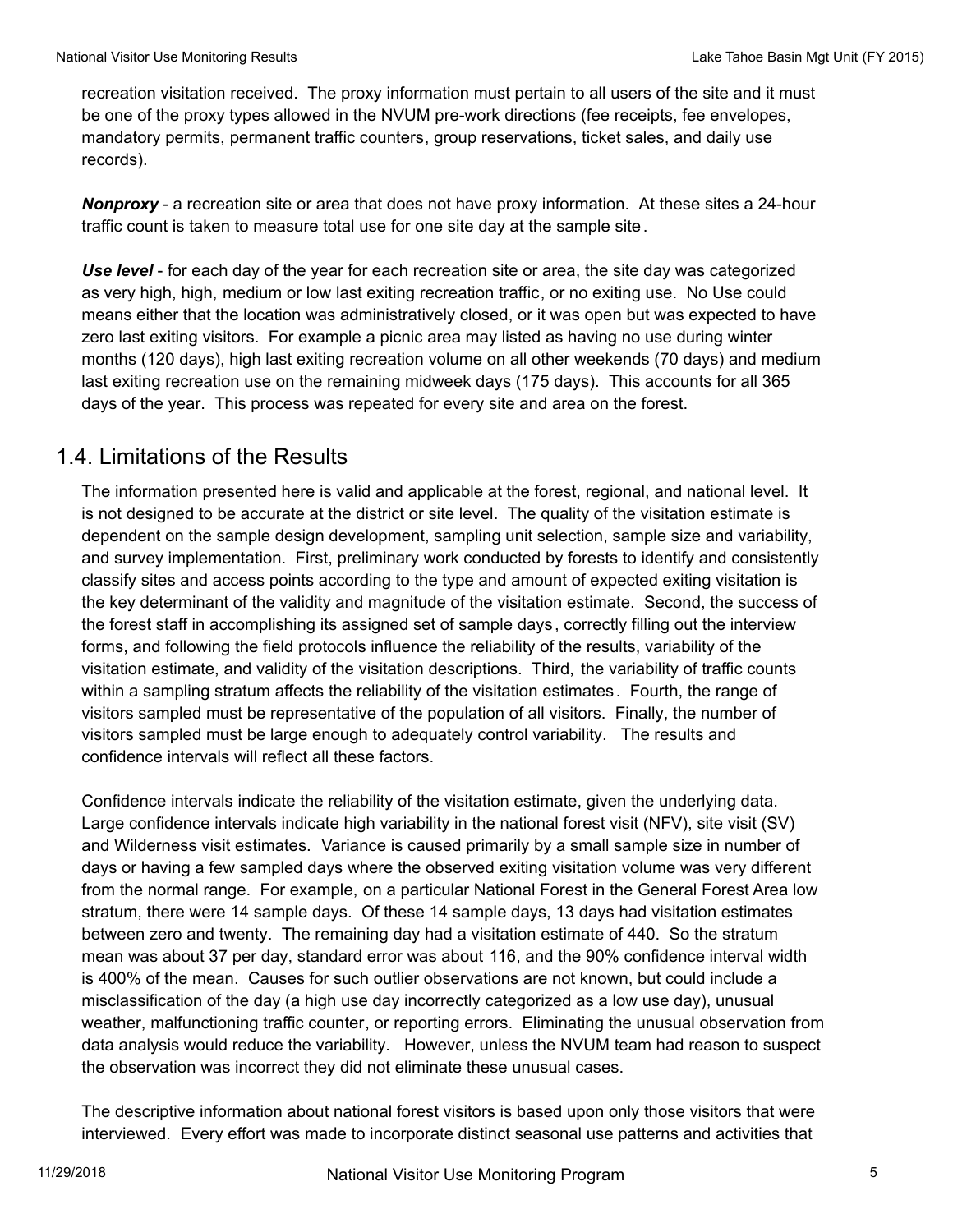recreation visitation received. The proxy information must pertain to all users of the site and it must be one of the proxy types allowed in the NVUM pre-work directions (fee receipts, fee envelopes, mandatory permits, permanent traffic counters, group reservations, ticket sales, and daily use records).

***Nonproxy*** - a recreation site or area that does not have proxy information. At these sites a 24-hour traffic count is taken to measure total use for one site day at the sample site.

***Use level*** - for each day of the year for each recreation site or area, the site day was categorized as very high, high, medium or low last exiting recreation traffic, or no exiting use. No Use could means either that the location was administratively closed, or it was open but was expected to have zero last exiting visitors. For example a picnic area may listed as having no use during winter months (120 days), high last exiting recreation volume on all other weekends (70 days) and medium last exiting recreation use on the remaining midweek days (175 days). This accounts for all 365 days of the year. This process was repeated for every site and area on the forest.

## 1.4. Limitations of the Results

The information presented here is valid and applicable at the forest, regional, and national level. It is not designed to be accurate at the district or site level. The quality of the visitation estimate is dependent on the sample design development, sampling unit selection, sample size and variability, and survey implementation. First, preliminary work conducted by forests to identify and consistently classify sites and access points according to the type and amount of expected exiting visitation is the key determinant of the validity and magnitude of the visitation estimate. Second, the success of the forest staff in accomplishing its assigned set of sample days, correctly filling out the interview forms, and following the field protocols influence the reliability of the results, variability of the visitation estimate, and validity of the visitation descriptions. Third, the variability of traffic counts within a sampling stratum affects the reliability of the visitation estimates. Fourth, the range of visitors sampled must be representative of the population of all visitors. Finally, the number of visitors sampled must be large enough to adequately control variability. The results and confidence intervals will reflect all these factors.

Confidence intervals indicate the reliability of the visitation estimate, given the underlying data. Large confidence intervals indicate high variability in the national forest visit (NFV), site visit (SV) and Wilderness visit estimates. Variance is caused primarily by a small sample size in number of days or having a few sampled days where the observed exiting visitation volume was very different from the normal range. For example, on a particular National Forest in the General Forest Area low stratum, there were 14 sample days. Of these 14 sample days, 13 days had visitation estimates between zero and twenty. The remaining day had a visitation estimate of 440. So the stratum mean was about 37 per day, standard error was about 116, and the 90% confidence interval width is 400% of the mean. Causes for such outlier observations are not known, but could include a misclassification of the day (a high use day incorrectly categorized as a low use day), unusual weather, malfunctioning traffic counter, or reporting errors. Eliminating the unusual observation from data analysis would reduce the variability. However, unless the NVUM team had reason to suspect the observation was incorrect they did not eliminate these unusual cases.

The descriptive information about national forest visitors is based upon only those visitors that were interviewed. Every effort was made to incorporate distinct seasonal use patterns and activities that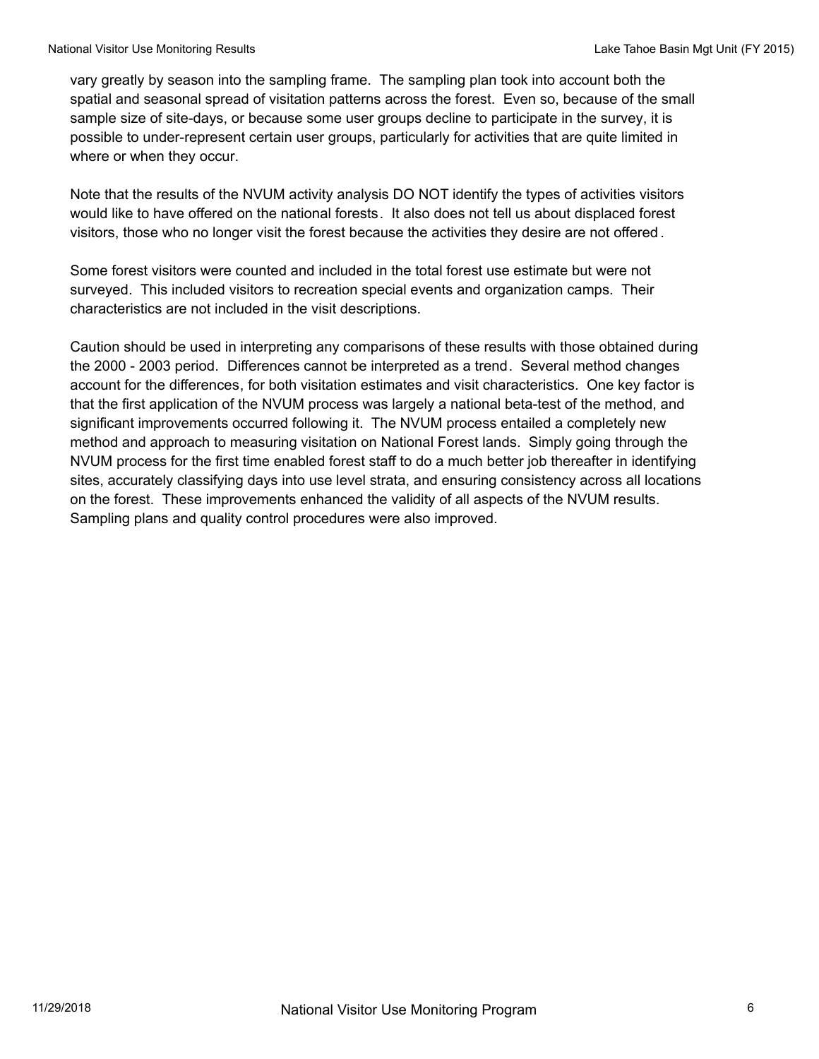vary greatly by season into the sampling frame. The sampling plan took into account both the spatial and seasonal spread of visitation patterns across the forest. Even so, because of the small sample size of site-days, or because some user groups decline to participate in the survey, it is possible to under-represent certain user groups, particularly for activities that are quite limited in where or when they occur.

Note that the results of the NVUM activity analysis DO NOT identify the types of activities visitors would like to have offered on the national forests. It also does not tell us about displaced forest visitors, those who no longer visit the forest because the activities they desire are not offered.

Some forest visitors were counted and included in the total forest use estimate but were not surveyed. This included visitors to recreation special events and organization camps. Their characteristics are not included in the visit descriptions.

Caution should be used in interpreting any comparisons of these results with those obtained during the 2000 - 2003 period. Differences cannot be interpreted as a trend. Several method changes account for the differences, for both visitation estimates and visit characteristics. One key factor is that the first application of the NVUM process was largely a national beta-test of the method, and significant improvements occurred following it. The NVUM process entailed a completely new method and approach to measuring visitation on National Forest lands. Simply going through the NVUM process for the first time enabled forest staff to do a much better job thereafter in identifying sites, accurately classifying days into use level strata, and ensuring consistency across all locations on the forest. These improvements enhanced the validity of all aspects of the NVUM results. Sampling plans and quality control procedures were also improved.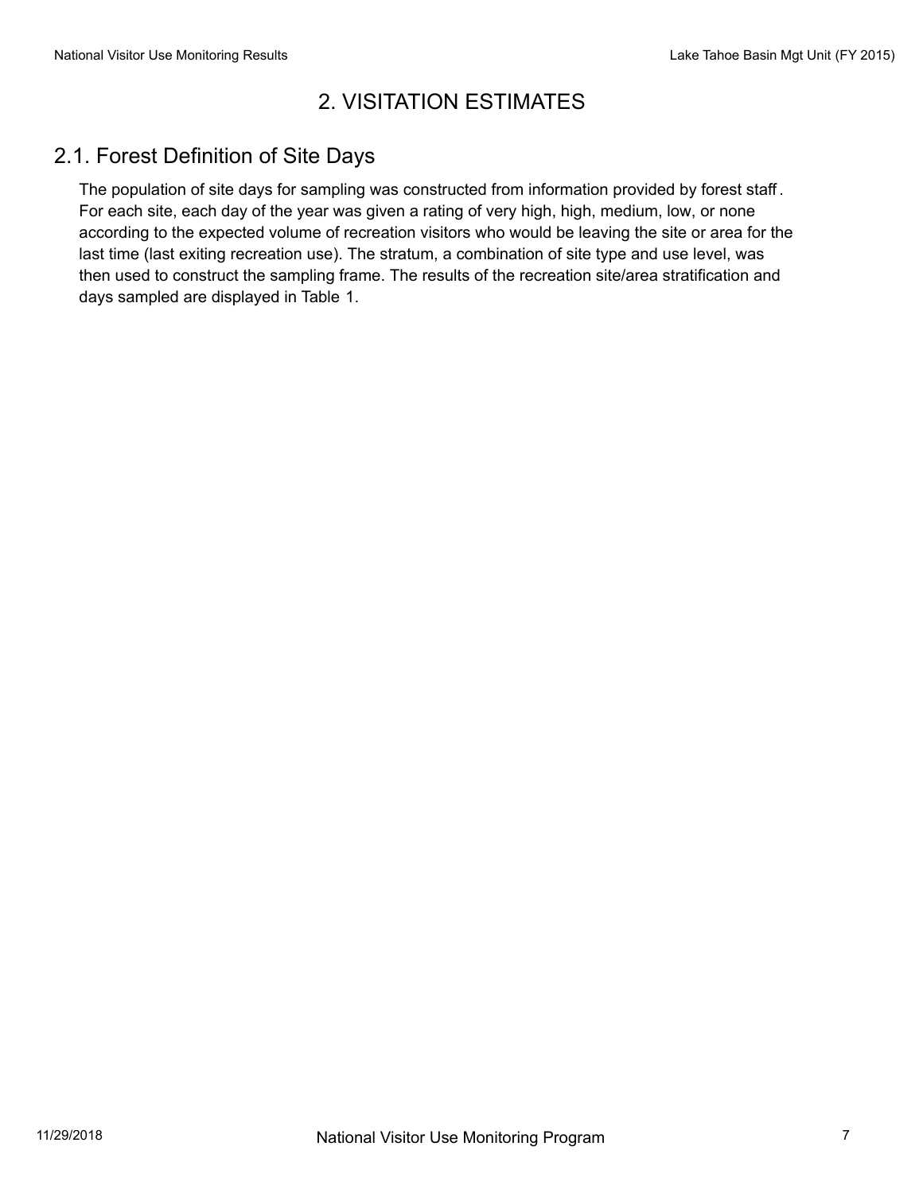# 2. VISITATION ESTIMATES

## 2.1. Forest Definition of Site Days

The population of site days for sampling was constructed from information provided by forest staff. For each site, each day of the year was given a rating of very high, high, medium, low, or none according to the expected volume of recreation visitors who would be leaving the site or area for the last time (last exiting recreation use). The stratum, a combination of site type and use level, was then used to construct the sampling frame. The results of the recreation site/area stratification and days sampled are displayed in Table 1.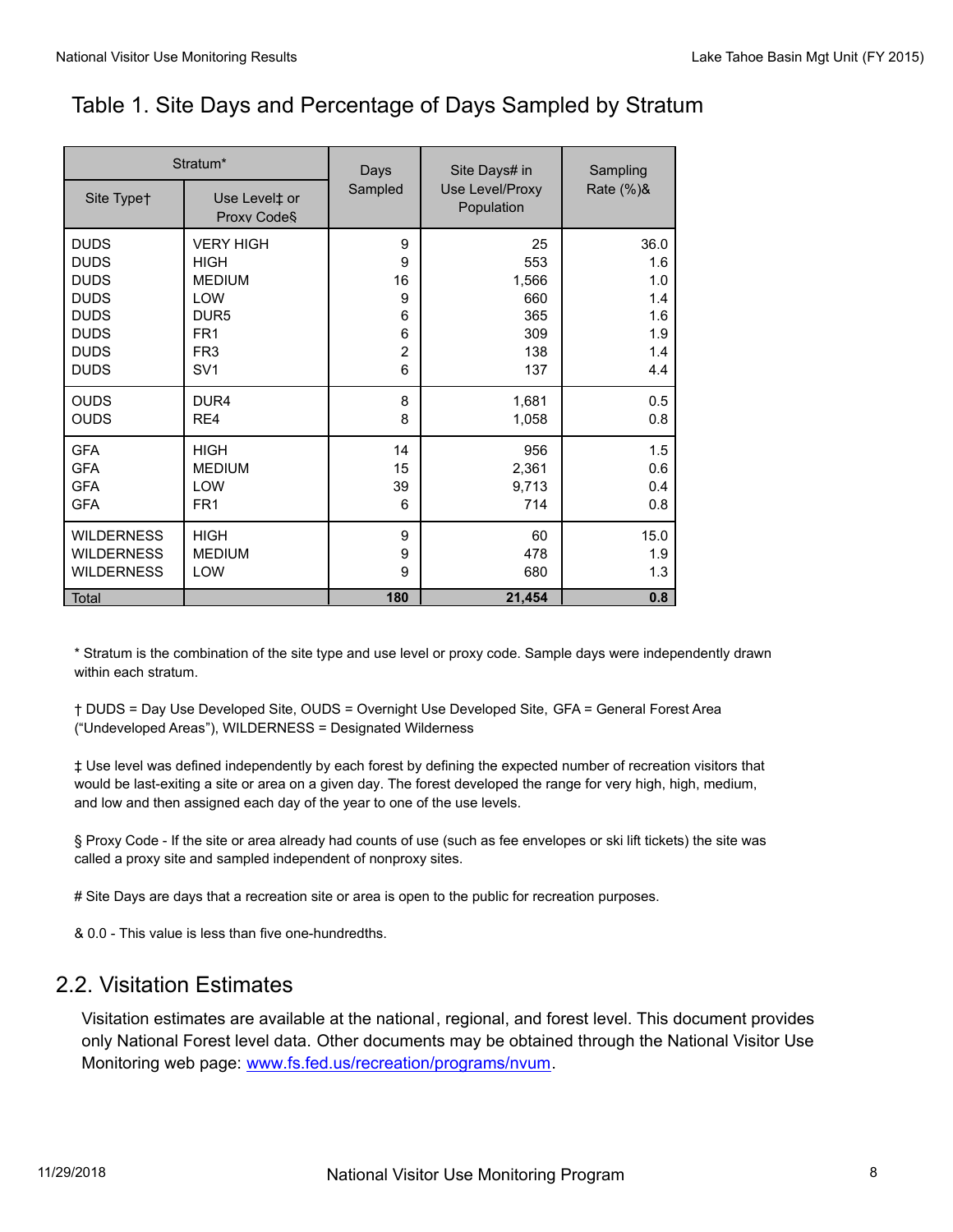## Table 1. Site Days and Percentage of Days Sampled by Stratum

| Stratum* | | Days Sampled | Site Days# in Use Level/Proxy Population | Sampling Rate (%)& |
|---|---|---|---|---|
| Site Type† | Use Level‡ or Proxy Code§ | | | |
| DUDS | VERY HIGH | 9 | 25 | 36.0 |
| DUDS | HIGH | 9 | 553 | 1.6 |
| DUDS | MEDIUM | 16 | 1,566 | 1.0 |
| DUDS | LOW | 9 | 660 | 1.4 |
| DUDS | DUR5 | 6 | 365 | 1.6 |
| DUDS | FR1 | 6 | 309 | 1.9 |
| DUDS | FR3 | 2 | 138 | 1.4 |
| DUDS | SV1 | 6 | 137 | 4.4 |
| OUDS | DUR4 | 8 | 1,681 | 0.5 |
| OUDS | RE4 | 8 | 1,058 | 0.8 |
| GFA | HIGH | 14 | 956 | 1.5 |
| GFA | MEDIUM | 15 | 2,361 | 0.6 |
| GFA | LOW | 39 | 9,713 | 0.4 |
| GFA | FR1 | 6 | 714 | 0.8 |
| WILDERNESS | HIGH | 9 | 60 | 15.0 |
| WILDERNESS | MEDIUM | 9 | 478 | 1.9 |
| WILDERNESS | LOW | 9 | 680 | 1.3 |
| Total | | **180** | **21,454** | **0.8** |

* Stratum is the combination of the site type and use level or proxy code. Sample days were independently drawn within each stratum.

† DUDS = Day Use Developed Site, OUDS = Overnight Use Developed Site, GFA = General Forest Area ("Undeveloped Areas"), WILDERNESS = Designated Wilderness

‡ Use level was defined independently by each forest by defining the expected number of recreation visitors that would be last-exiting a site or area on a given day. The forest developed the range for very high, high, medium, and low and then assigned each day of the year to one of the use levels.

§ Proxy Code - If the site or area already had counts of use (such as fee envelopes or ski lift tickets) the site was called a proxy site and sampled independent of nonproxy sites.

# Site Days are days that a recreation site or area is open to the public for recreation purposes.

& 0.0 - This value is less than five one-hundredths.

## 2.2. Visitation Estimates

Visitation estimates are available at the national, regional, and forest level. This document provides only National Forest level data. Other documents may be obtained through the National Visitor Use Monitoring web page: www.fs.fed.us/recreation/programs/nvum.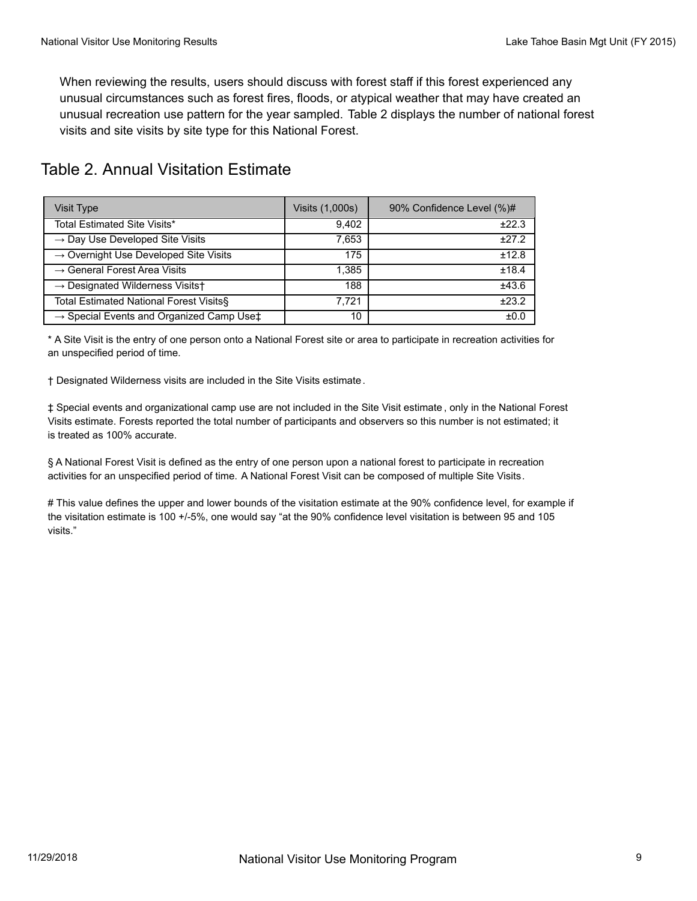When reviewing the results, users should discuss with forest staff if this forest experienced any unusual circumstances such as forest fires, floods, or atypical weather that may have created an unusual recreation use pattern for the year sampled. Table 2 displays the number of national forest visits and site visits by site type for this National Forest.

## Table 2. Annual Visitation Estimate

| Visit Type | Visits (1,000s) | 90% Confidence Level (%)# |
|---|---|---|
| Total Estimated Site Visits* | 9,402 | ±22.3 |
| → Day Use Developed Site Visits | 7,653 | ±27.2 |
| → Overnight Use Developed Site Visits | 175 | ±12.8 |
| → General Forest Area Visits | 1,385 | ±18.4 |
| → Designated Wilderness Visits† | 188 | ±43.6 |
| Total Estimated National Forest Visits§ | 7,721 | ±23.2 |
| → Special Events and Organized Camp Use‡ | 10 | ±0.0 |

* A Site Visit is the entry of one person onto a National Forest site or area to participate in recreation activities for an unspecified period of time.

† Designated Wilderness visits are included in the Site Visits estimate.

‡ Special events and organizational camp use are not included in the Site Visit estimate, only in the National Forest Visits estimate. Forests reported the total number of participants and observers so this number is not estimated; it is treated as 100% accurate.

§ A National Forest Visit is defined as the entry of one person upon a national forest to participate in recreation activities for an unspecified period of time. A National Forest Visit can be composed of multiple Site Visits.

# This value defines the upper and lower bounds of the visitation estimate at the 90% confidence level, for example if the visitation estimate is 100 +/-5%, one would say "at the 90% confidence level visitation is between 95 and 105 visits."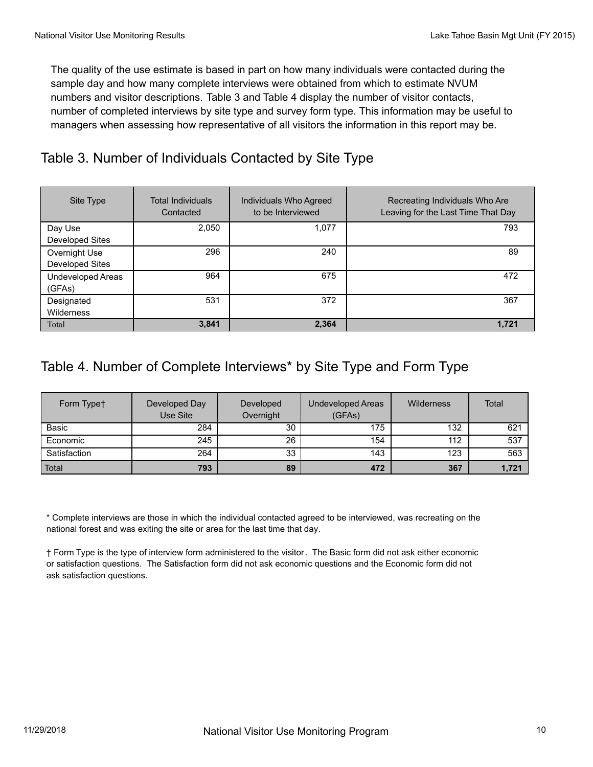The quality of the use estimate is based in part on how many individuals were contacted during the sample day and how many complete interviews were obtained from which to estimate NVUM numbers and visitor descriptions. Table 3 and Table 4 display the number of visitor contacts, number of completed interviews by site type and survey form type. This information may be useful to managers when assessing how representative of all visitors the information in this report may be.

## Table 3. Number of Individuals Contacted by Site Type

| Site Type | Total Individuals Contacted | Individuals Who Agreed to be Interviewed | Recreating Individuals Who Are Leaving for the Last Time That Day |
|---|---|---|---|
| Day Use Developed Sites | 2,050 | 1,077 | 793 |
| Overnight Use Developed Sites | 296 | 240 | 89 |
| Undeveloped Areas (GFAs) | 964 | 675 | 472 |
| Designated Wilderness | 531 | 372 | 367 |
| Total | **3,841** | **2,364** | **1,721** |

## Table 4. Number of Complete Interviews* by Site Type and Form Type

| Form Type† | Developed Day Use Site | Developed Overnight | Undeveloped Areas (GFAs) | Wilderness | Total |
|---|---|---|---|---|---|
| Basic | 284 | 30 | 175 | 132 | 621 |
| Economic | 245 | 26 | 154 | 112 | 537 |
| Satisfaction | 264 | 33 | 143 | 123 | 563 |
| Total | **793** | **89** | **472** | **367** | **1,721** |

* Complete interviews are those in which the individual contacted agreed to be interviewed, was recreating on the national forest and was exiting the site or area for the last time that day.

† Form Type is the type of interview form administered to the visitor. The Basic form did not ask either economic or satisfaction questions. The Satisfaction form did not ask economic questions and the Economic form did not ask satisfaction questions.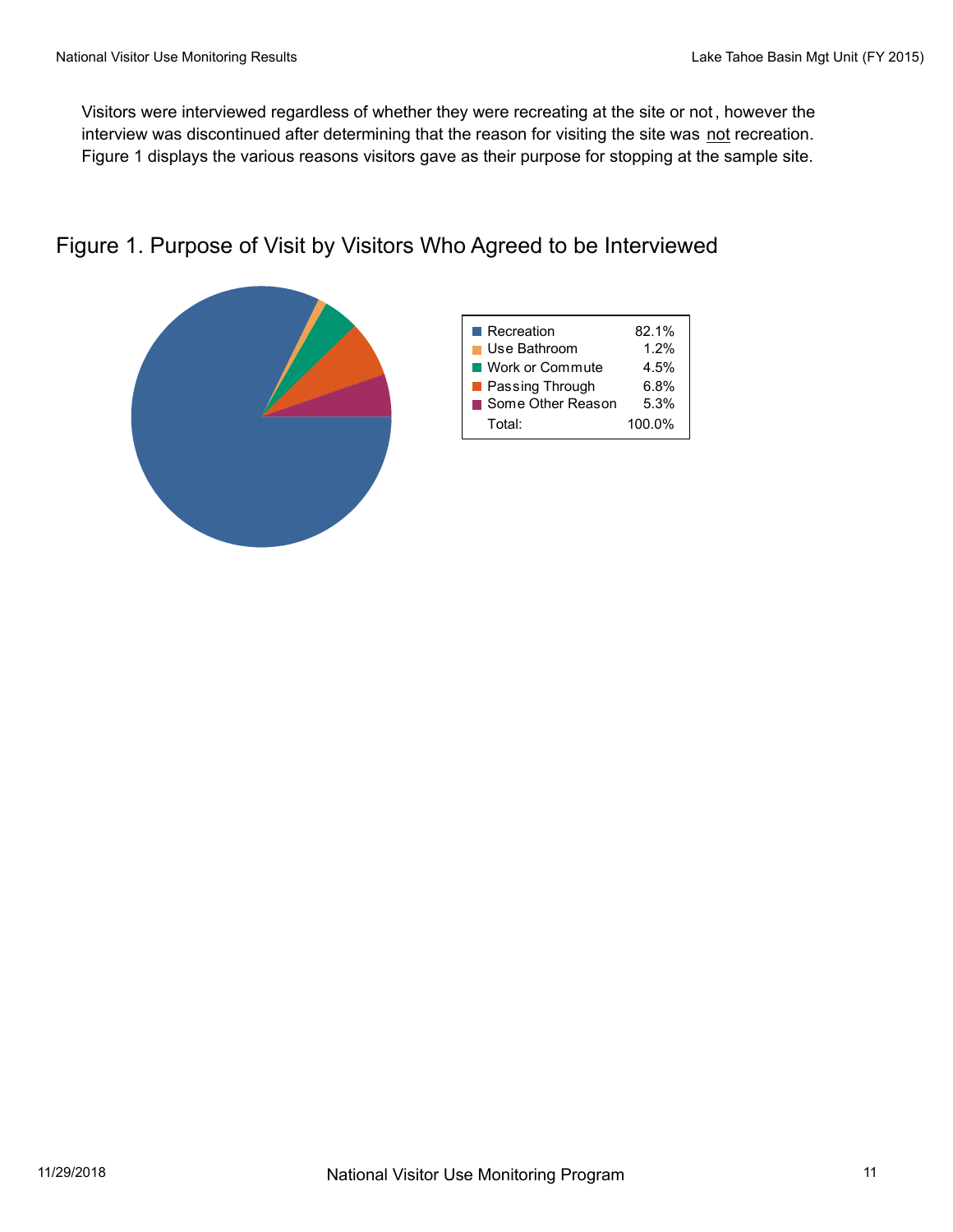Visitors were interviewed regardless of whether they were recreating at the site or not, however the interview was discontinued after determining that the reason for visiting the site was not recreation. Figure 1 displays the various reasons visitors gave as their purpose for stopping at the sample site.

## Figure 1. Purpose of Visit by Visitors Who Agreed to be Interviewed

| Purpose | Percent |
| --- | --- |
| Recreation | 82.1% |
| Use Bathroom | 1.2% |
| Work or Commute | 4.5% |
| Passing Through | 6.8% |
| Some Other Reason | 5.3% |
| Total: | 100.0% |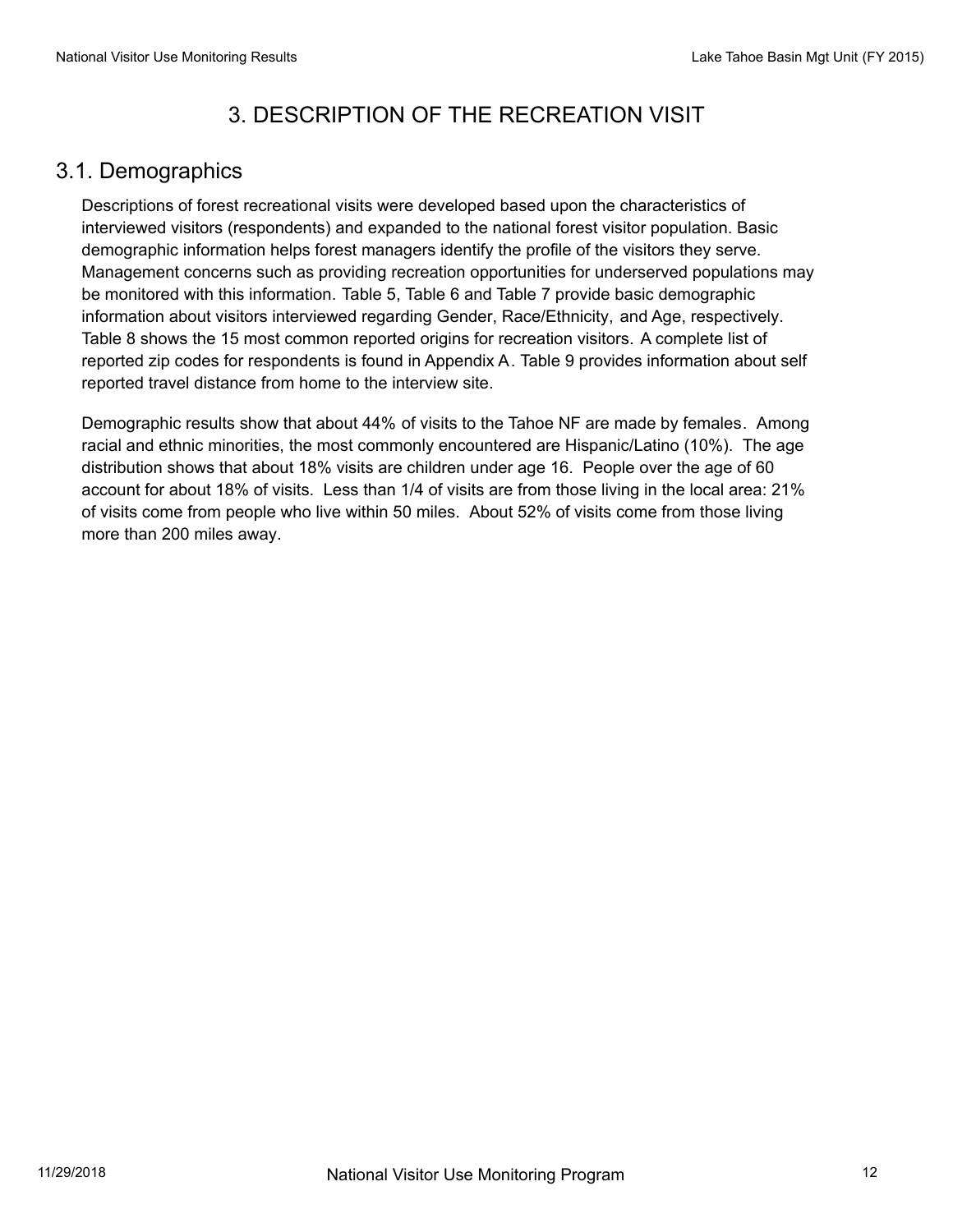# 3. DESCRIPTION OF THE RECREATION VISIT

## 3.1. Demographics

Descriptions of forest recreational visits were developed based upon the characteristics of interviewed visitors (respondents) and expanded to the national forest visitor population. Basic demographic information helps forest managers identify the profile of the visitors they serve. Management concerns such as providing recreation opportunities for underserved populations may be monitored with this information. Table 5, Table 6 and Table 7 provide basic demographic information about visitors interviewed regarding Gender, Race/Ethnicity, and Age, respectively. Table 8 shows the 15 most common reported origins for recreation visitors. A complete list of reported zip codes for respondents is found in Appendix A. Table 9 provides information about self reported travel distance from home to the interview site.

Demographic results show that about 44% of visits to the Tahoe NF are made by females. Among racial and ethnic minorities, the most commonly encountered are Hispanic/Latino (10%). The age distribution shows that about 18% visits are children under age 16. People over the age of 60 account for about 18% of visits. Less than 1/4 of visits are from those living in the local area: 21% of visits come from people who live within 50 miles. About 52% of visits come from those living more than 200 miles away.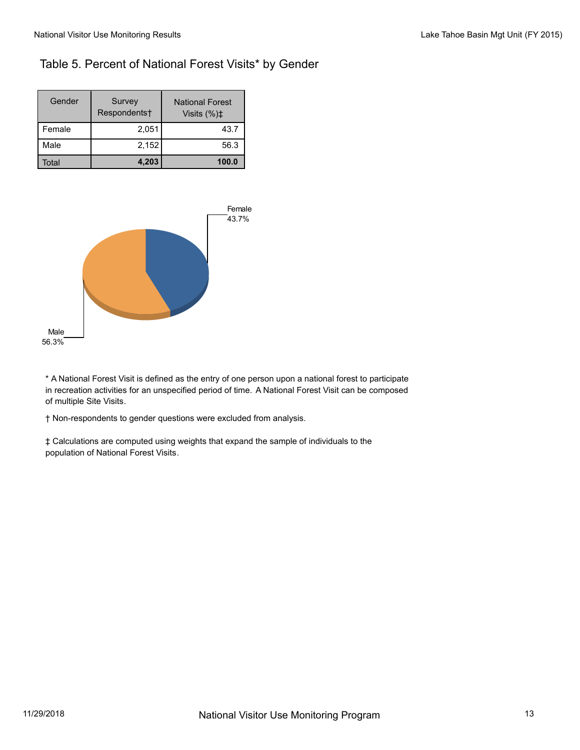## Table 5. Percent of National Forest Visits* by Gender

| Gender | Survey Respondents† | National Forest Visits (%)‡ |
|---|---|---|
| Female | 2,051 | 43.7 |
| Male | 2,152 | 56.3 |
| Total | **4,203** | **100.0** |

Female 43.7%

Male 56.3%

\* A National Forest Visit is defined as the entry of one person upon a national forest to participate in recreation activities for an unspecified period of time. A National Forest Visit can be composed of multiple Site Visits.

† Non-respondents to gender questions were excluded from analysis.

‡ Calculations are computed using weights that expand the sample of individuals to the population of National Forest Visits.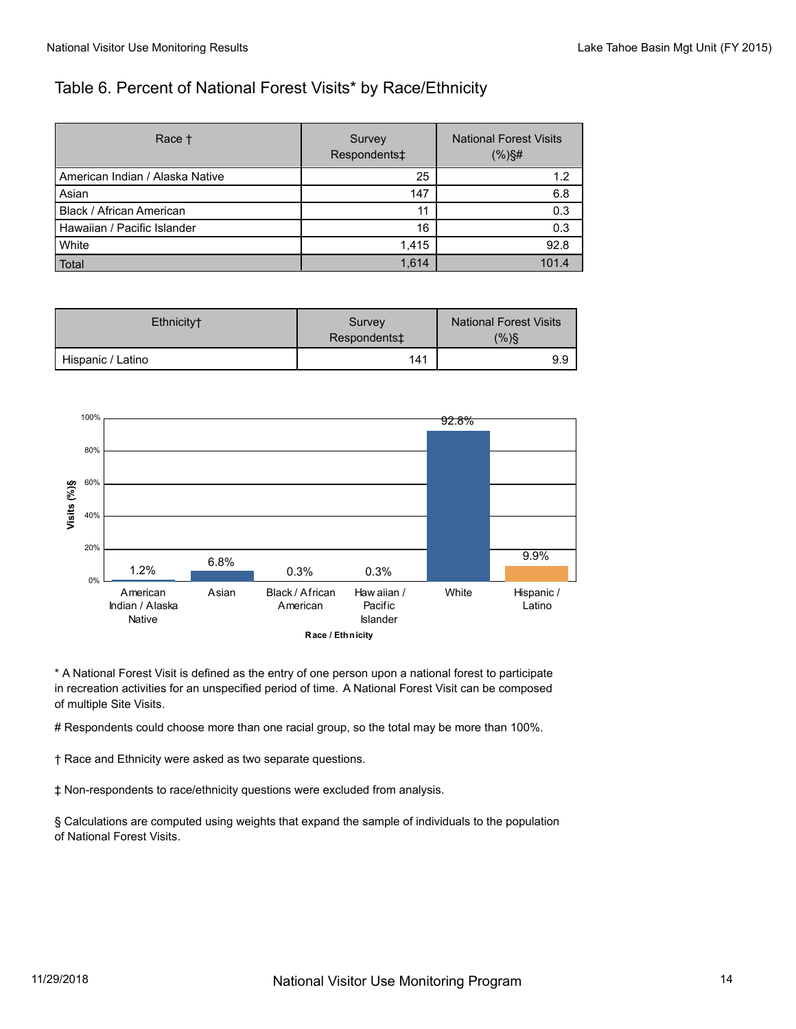## Table 6. Percent of National Forest Visits* by Race/Ethnicity

| Race † | Survey Respondents‡ | National Forest Visits (%)§# |
|---|---|---|
| American Indian / Alaska Native | 25 | 1.2 |
| Asian | 147 | 6.8 |
| Black / African American | 11 | 0.3 |
| Hawaiian / Pacific Islander | 16 | 0.3 |
| White | 1,415 | 92.8 |
| Total | 1,614 | 101.4 |

| Ethnicity† | Survey Respondents‡ | National Forest Visits (%)§ |
|---|---|---|
| Hispanic / Latino | 141 | 9.9 |

\* A National Forest Visit is defined as the entry of one person upon a national forest to participate in recreation activities for an unspecified period of time. A National Forest Visit can be composed of multiple Site Visits.

\# Respondents could choose more than one racial group, so the total may be more than 100%.

† Race and Ethnicity were asked as two separate questions.

‡ Non-respondents to race/ethnicity questions were excluded from analysis.

§ Calculations are computed using weights that expand the sample of individuals to the population of National Forest Visits.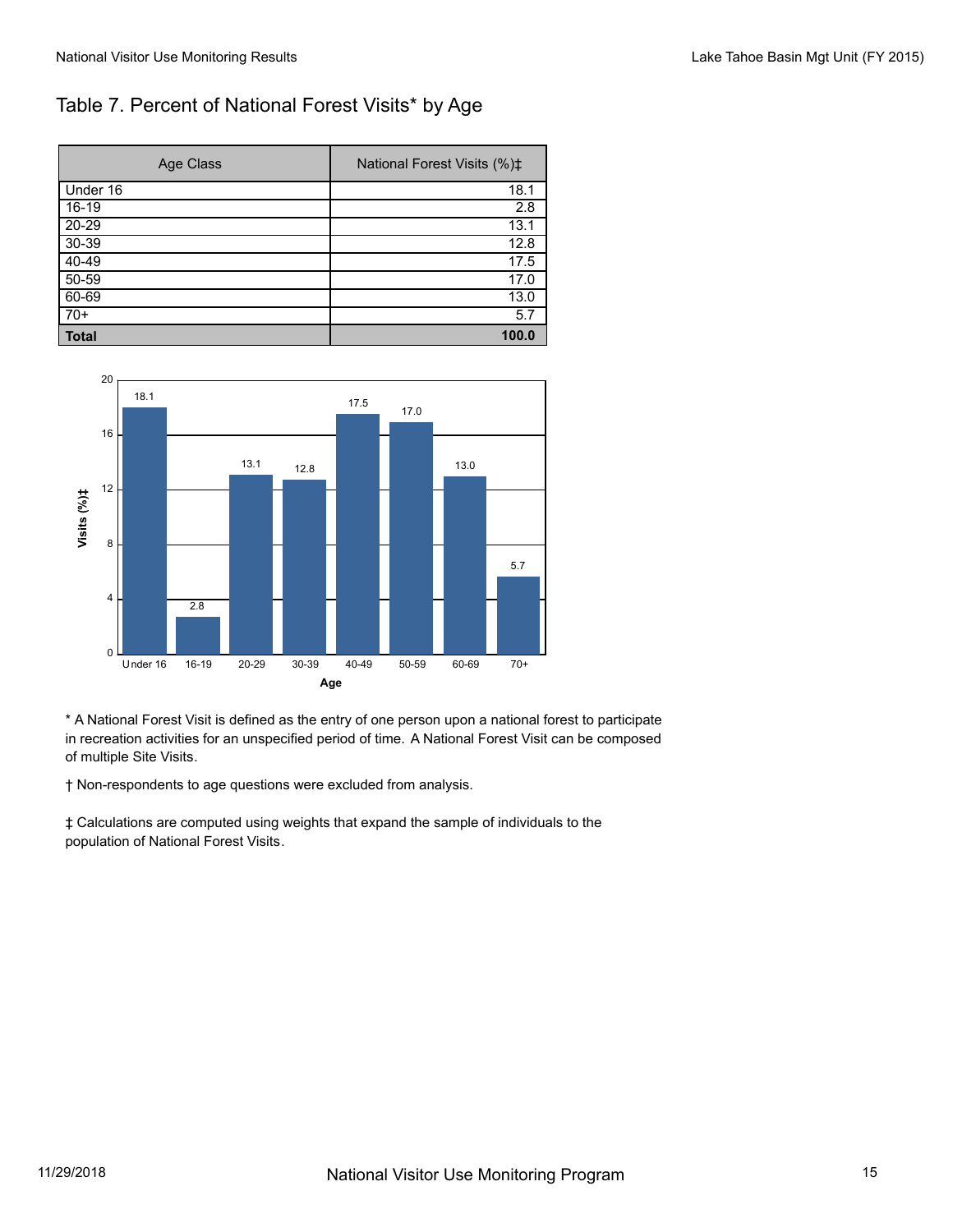## Table 7. Percent of National Forest Visits* by Age

| Age Class | National Forest Visits (%)‡ |
|---|---|
| Under 16 | 18.1 |
| 16-19 | 2.8 |
| 20-29 | 13.1 |
| 30-39 | 12.8 |
| 40-49 | 17.5 |
| 50-59 | 17.0 |
| 60-69 | 13.0 |
| 70+ | 5.7 |
| **Total** | **100.0** |

\* A National Forest Visit is defined as the entry of one person upon a national forest to participate in recreation activities for an unspecified period of time. A National Forest Visit can be composed of multiple Site Visits.

† Non-respondents to age questions were excluded from analysis.

‡ Calculations are computed using weights that expand the sample of individuals to the population of National Forest Visits.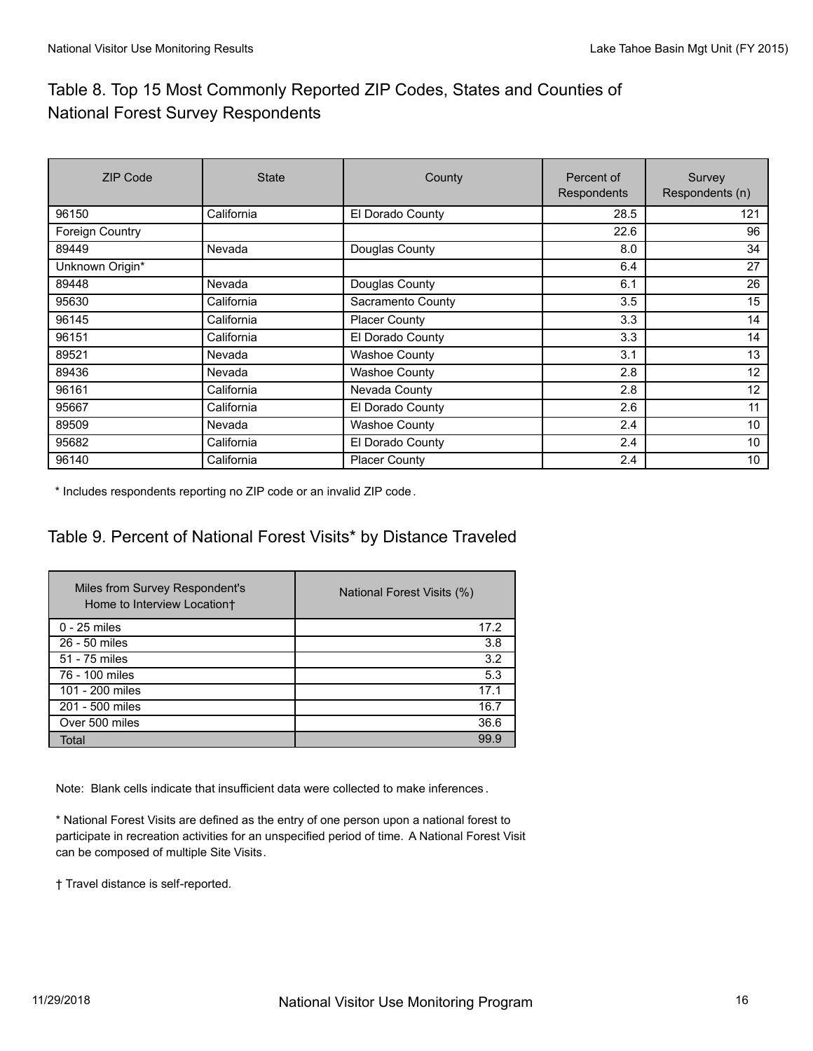## Table 8. Top 15 Most Commonly Reported ZIP Codes, States and Counties of National Forest Survey Respondents

| ZIP Code | State | County | Percent of Respondents | Survey Respondents (n) |
|---|---|---|---|---|
| 96150 | California | El Dorado County | 28.5 | 121 |
| Foreign Country | | | 22.6 | 96 |
| 89449 | Nevada | Douglas County | 8.0 | 34 |
| Unknown Origin* | | | 6.4 | 27 |
| 89448 | Nevada | Douglas County | 6.1 | 26 |
| 95630 | California | Sacramento County | 3.5 | 15 |
| 96145 | California | Placer County | 3.3 | 14 |
| 96151 | California | El Dorado County | 3.3 | 14 |
| 89521 | Nevada | Washoe County | 3.1 | 13 |
| 89436 | Nevada | Washoe County | 2.8 | 12 |
| 96161 | California | Nevada County | 2.8 | 12 |
| 95667 | California | El Dorado County | 2.6 | 11 |
| 89509 | Nevada | Washoe County | 2.4 | 10 |
| 95682 | California | El Dorado County | 2.4 | 10 |
| 96140 | California | Placer County | 2.4 | 10 |

* Includes respondents reporting no ZIP code or an invalid ZIP code.

## Table 9. Percent of National Forest Visits* by Distance Traveled

| Miles from Survey Respondent's Home to Interview Location† | National Forest Visits (%) |
|---|---|
| 0 - 25 miles | 17.2 |
| 26 - 50 miles | 3.8 |
| 51 - 75 miles | 3.2 |
| 76 - 100 miles | 5.3 |
| 101 - 200 miles | 17.1 |
| 201 - 500 miles | 16.7 |
| Over 500 miles | 36.6 |
| Total | 99.9 |

Note: Blank cells indicate that insufficient data were collected to make inferences.

* National Forest Visits are defined as the entry of one person upon a national forest to participate in recreation activities for an unspecified period of time. A National Forest Visit can be composed of multiple Site Visits.

† Travel distance is self-reported.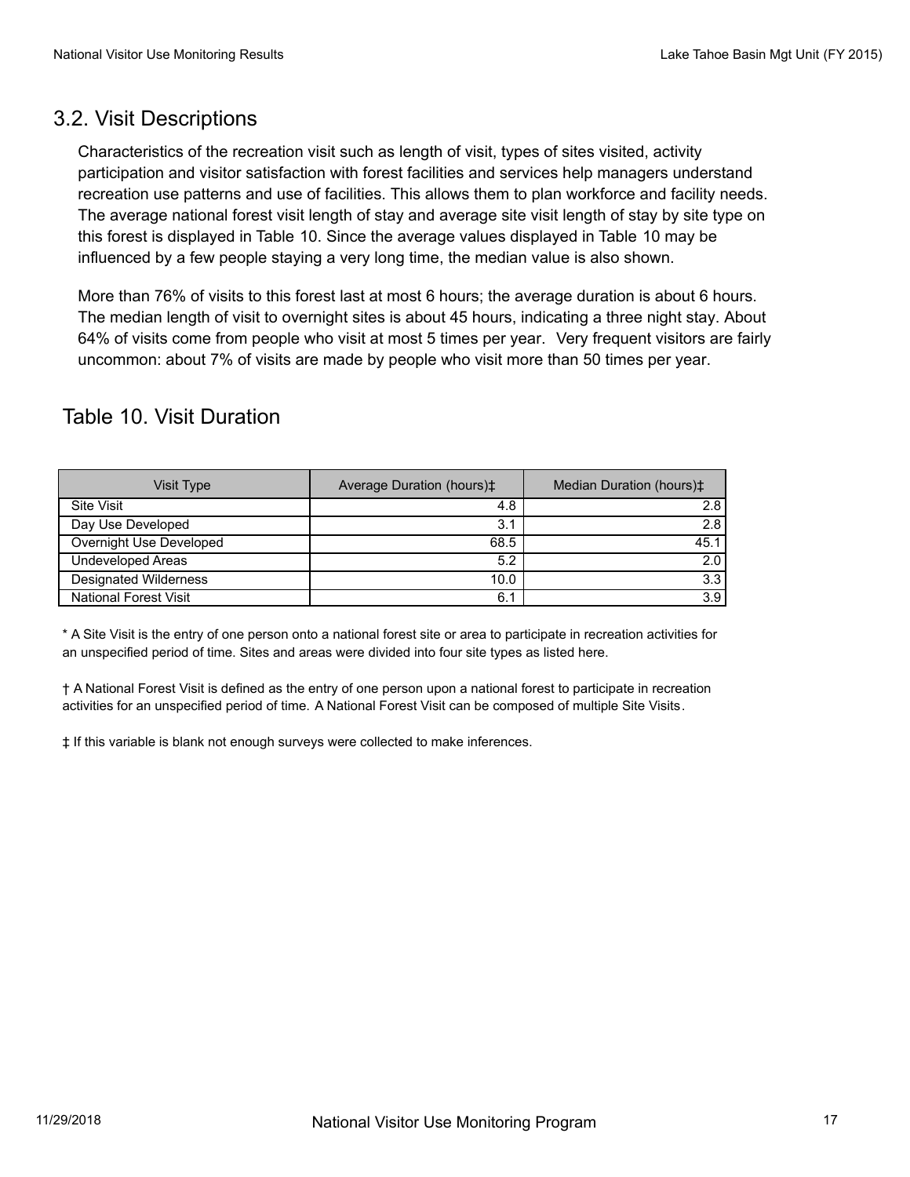## 3.2. Visit Descriptions

Characteristics of the recreation visit such as length of visit, types of sites visited, activity participation and visitor satisfaction with forest facilities and services help managers understand recreation use patterns and use of facilities. This allows them to plan workforce and facility needs. The average national forest visit length of stay and average site visit length of stay by site type on this forest is displayed in Table 10. Since the average values displayed in Table 10 may be influenced by a few people staying a very long time, the median value is also shown.

More than 76% of visits to this forest last at most 6 hours; the average duration is about 6 hours. The median length of visit to overnight sites is about 45 hours, indicating a three night stay. About 64% of visits come from people who visit at most 5 times per year. Very frequent visitors are fairly uncommon: about 7% of visits are made by people who visit more than 50 times per year.

### Table 10. Visit Duration

| Visit Type | Average Duration (hours)‡ | Median Duration (hours)‡ |
|---|---|---|
| Site Visit | 4.8 | 2.8 |
| Day Use Developed | 3.1 | 2.8 |
| Overnight Use Developed | 68.5 | 45.1 |
| Undeveloped Areas | 5.2 | 2.0 |
| Designated Wilderness | 10.0 | 3.3 |
| National Forest Visit | 6.1 | 3.9 |

* A Site Visit is the entry of one person onto a national forest site or area to participate in recreation activities for an unspecified period of time. Sites and areas were divided into four site types as listed here.

† A National Forest Visit is defined as the entry of one person upon a national forest to participate in recreation activities for an unspecified period of time. A National Forest Visit can be composed of multiple Site Visits.

‡ If this variable is blank not enough surveys were collected to make inferences.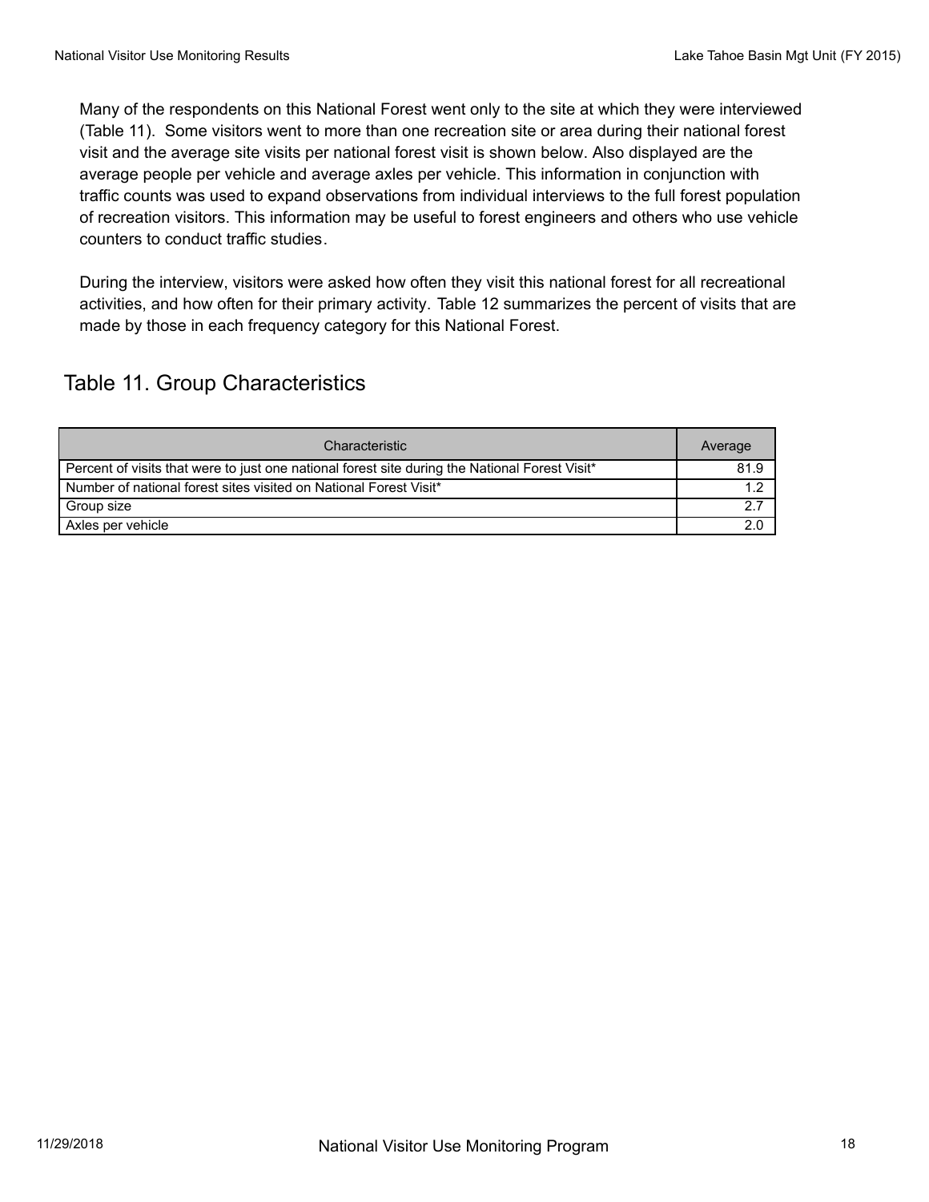Many of the respondents on this National Forest went only to the site at which they were interviewed (Table 11). Some visitors went to more than one recreation site or area during their national forest visit and the average site visits per national forest visit is shown below. Also displayed are the average people per vehicle and average axles per vehicle. This information in conjunction with traffic counts was used to expand observations from individual interviews to the full forest population of recreation visitors. This information may be useful to forest engineers and others who use vehicle counters to conduct traffic studies.

During the interview, visitors were asked how often they visit this national forest for all recreational activities, and how often for their primary activity. Table 12 summarizes the percent of visits that are made by those in each frequency category for this National Forest.

## Table 11. Group Characteristics

| Characteristic | Average |
|---|---|
| Percent of visits that were to just one national forest site during the National Forest Visit* | 81.9 |
| Number of national forest sites visited on National Forest Visit* | 1.2 |
| Group size | 2.7 |
| Axles per vehicle | 2.0 |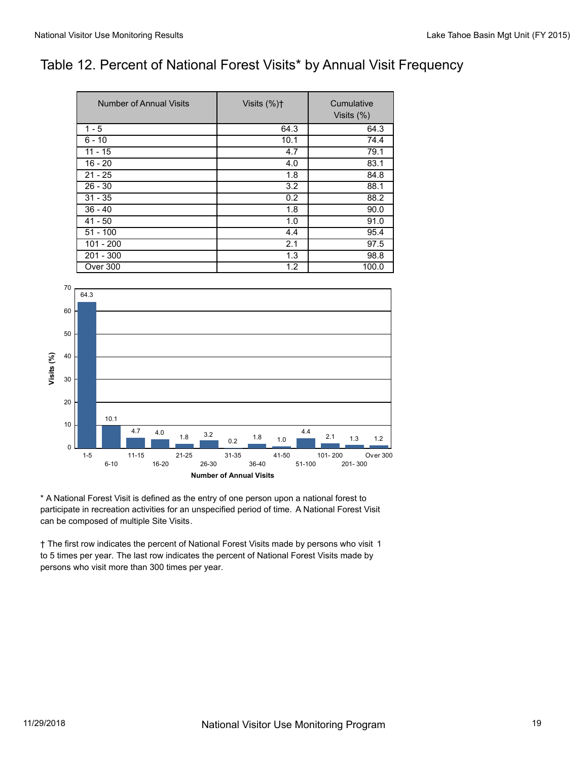# Table 12. Percent of National Forest Visits* by Annual Visit Frequency

| Number of Annual Visits | Visits (%)† | Cumulative Visits (%) |
| --- | --- | --- |
| 1 - 5 | 64.3 | 64.3 |
| 6 - 10 | 10.1 | 74.4 |
| 11 - 15 | 4.7 | 79.1 |
| 16 - 20 | 4.0 | 83.1 |
| 21 - 25 | 1.8 | 84.8 |
| 26 - 30 | 3.2 | 88.1 |
| 31 - 35 | 0.2 | 88.2 |
| 36 - 40 | 1.8 | 90.0 |
| 41 - 50 | 1.0 | 91.0 |
| 51 - 100 | 4.4 | 95.4 |
| 101 - 200 | 2.1 | 97.5 |
| 201 - 300 | 1.3 | 98.8 |
| Over 300 | 1.2 | 100.0 |

* A National Forest Visit is defined as the entry of one person upon a national forest to participate in recreation activities for an unspecified period of time. A National Forest Visit can be composed of multiple Site Visits.

† The first row indicates the percent of National Forest Visits made by persons who visit 1 to 5 times per year. The last row indicates the percent of National Forest Visits made by persons who visit more than 300 times per year.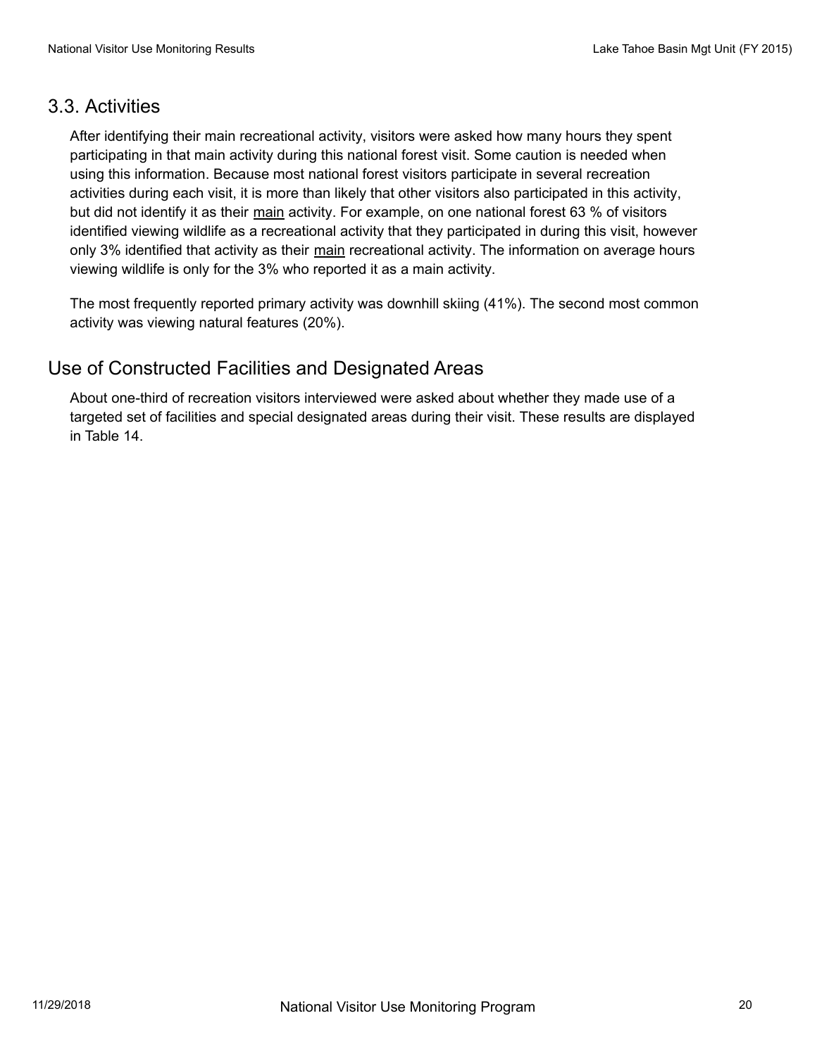## 3.3. Activities

After identifying their main recreational activity, visitors were asked how many hours they spent participating in that main activity during this national forest visit. Some caution is needed when using this information. Because most national forest visitors participate in several recreation activities during each visit, it is more than likely that other visitors also participated in this activity, but did not identify it as their <u>main</u> activity. For example, on one national forest 63 % of visitors identified viewing wildlife as a recreational activity that they participated in during this visit, however only 3% identified that activity as their <u>main</u> recreational activity. The information on average hours viewing wildlife is only for the 3% who reported it as a main activity.

The most frequently reported primary activity was downhill skiing (41%). The second most common activity was viewing natural features (20%).

## Use of Constructed Facilities and Designated Areas

About one-third of recreation visitors interviewed were asked about whether they made use of a targeted set of facilities and special designated areas during their visit. These results are displayed in Table 14.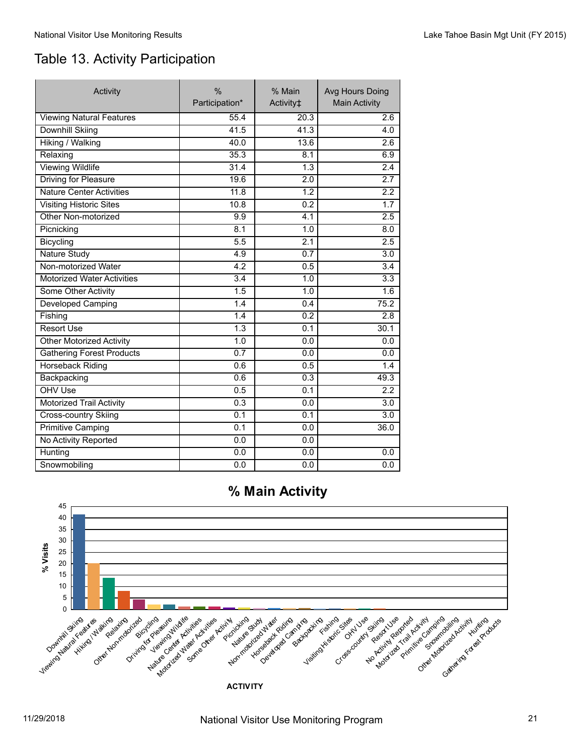# Table 13. Activity Participation

| Activity | % Participation* | % Main Activity‡ | Avg Hours Doing Main Activity |
|---|---|---|---|
| Viewing Natural Features | 55.4 | 20.3 | 2.6 |
| Downhill Skiing | 41.5 | 41.3 | 4.0 |
| Hiking / Walking | 40.0 | 13.6 | 2.6 |
| Relaxing | 35.3 | 8.1 | 6.9 |
| Viewing Wildlife | 31.4 | 1.3 | 2.4 |
| Driving for Pleasure | 19.6 | 2.0 | 2.7 |
| Nature Center Activities | 11.8 | 1.2 | 2.2 |
| Visiting Historic Sites | 10.8 | 0.2 | 1.7 |
| Other Non-motorized | 9.9 | 4.1 | 2.5 |
| Picnicking | 8.1 | 1.0 | 8.0 |
| Bicycling | 5.5 | 2.1 | 2.5 |
| Nature Study | 4.9 | 0.7 | 3.0 |
| Non-motorized Water | 4.2 | 0.5 | 3.4 |
| Motorized Water Activities | 3.4 | 1.0 | 3.3 |
| Some Other Activity | 1.5 | 1.0 | 1.6 |
| Developed Camping | 1.4 | 0.4 | 75.2 |
| Fishing | 1.4 | 0.2 | 2.8 |
| Resort Use | 1.3 | 0.1 | 30.1 |
| Other Motorized Activity | 1.0 | 0.0 | 0.0 |
| Gathering Forest Products | 0.7 | 0.0 | 0.0 |
| Horseback Riding | 0.6 | 0.5 | 1.4 |
| Backpacking | 0.6 | 0.3 | 49.3 |
| OHV Use | 0.5 | 0.1 | 2.2 |
| Motorized Trail Activity | 0.3 | 0.0 | 3.0 |
| Cross-country Skiing | 0.1 | 0.1 | 3.0 |
| Primitive Camping | 0.1 | 0.0 | 36.0 |
| No Activity Reported | 0.0 | 0.0 | |
| Hunting | 0.0 | 0.0 | 0.0 |
| Snowmobiling | 0.0 | 0.0 | 0.0 |

## % Main Activity

% Visits

ACTIVITY

Downhill Skiing, Viewing Natural Features, Hiking / Walking, Relaxing, Other Non-motorized, Bicycling, Driving for Pleasure, Viewing Wildlife, Nature Center Activities, Motorized Water Activities, Some Other Activity, Picnicking, Nature Study, Non-motorized Water, Horseback Riding, Developed Camping, Backpacking, Fishing, Visiting Historic Sites, OHV Use, Cross-country Skiing, Resort Use, No Activity Reported, Motorized Trail Activity, Primitive Camping, Snowmobiling, Other Motorized Activity, Hunting, Gathering Forest Products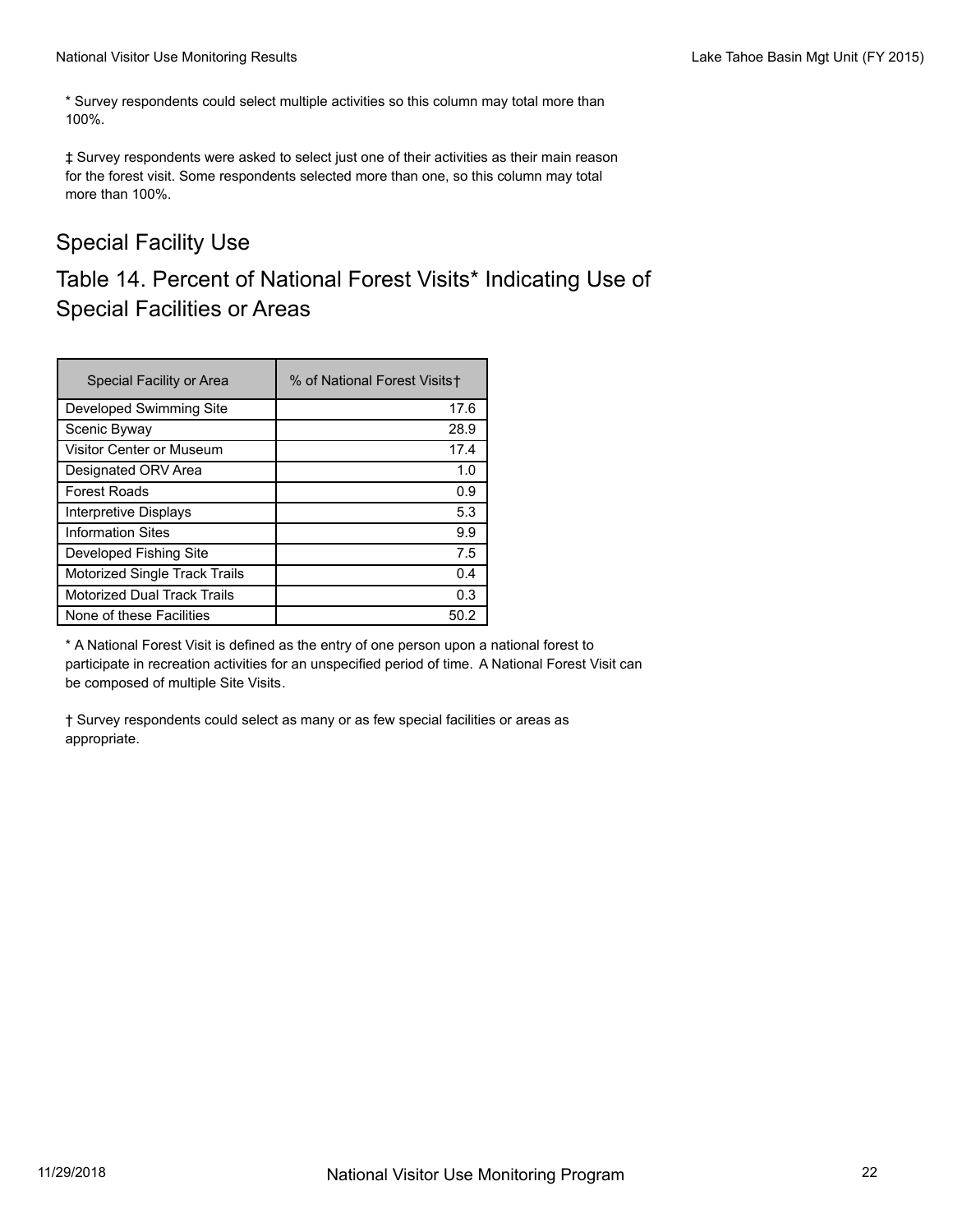* Survey respondents could select multiple activities so this column may total more than 100%.

‡ Survey respondents were asked to select just one of their activities as their main reason for the forest visit. Some respondents selected more than one, so this column may total more than 100%.

## Special Facility Use

## Table 14. Percent of National Forest Visits* Indicating Use of Special Facilities or Areas

| Special Facility or Area | % of National Forest Visits† |
|---|---|
| Developed Swimming Site | 17.6 |
| Scenic Byway | 28.9 |
| Visitor Center or Museum | 17.4 |
| Designated ORV Area | 1.0 |
| Forest Roads | 0.9 |
| Interpretive Displays | 5.3 |
| Information Sites | 9.9 |
| Developed Fishing Site | 7.5 |
| Motorized Single Track Trails | 0.4 |
| Motorized Dual Track Trails | 0.3 |
| None of these Facilities | 50.2 |

* A National Forest Visit is defined as the entry of one person upon a national forest to participate in recreation activities for an unspecified period of time. A National Forest Visit can be composed of multiple Site Visits.

† Survey respondents could select as many or as few special facilities or areas as appropriate.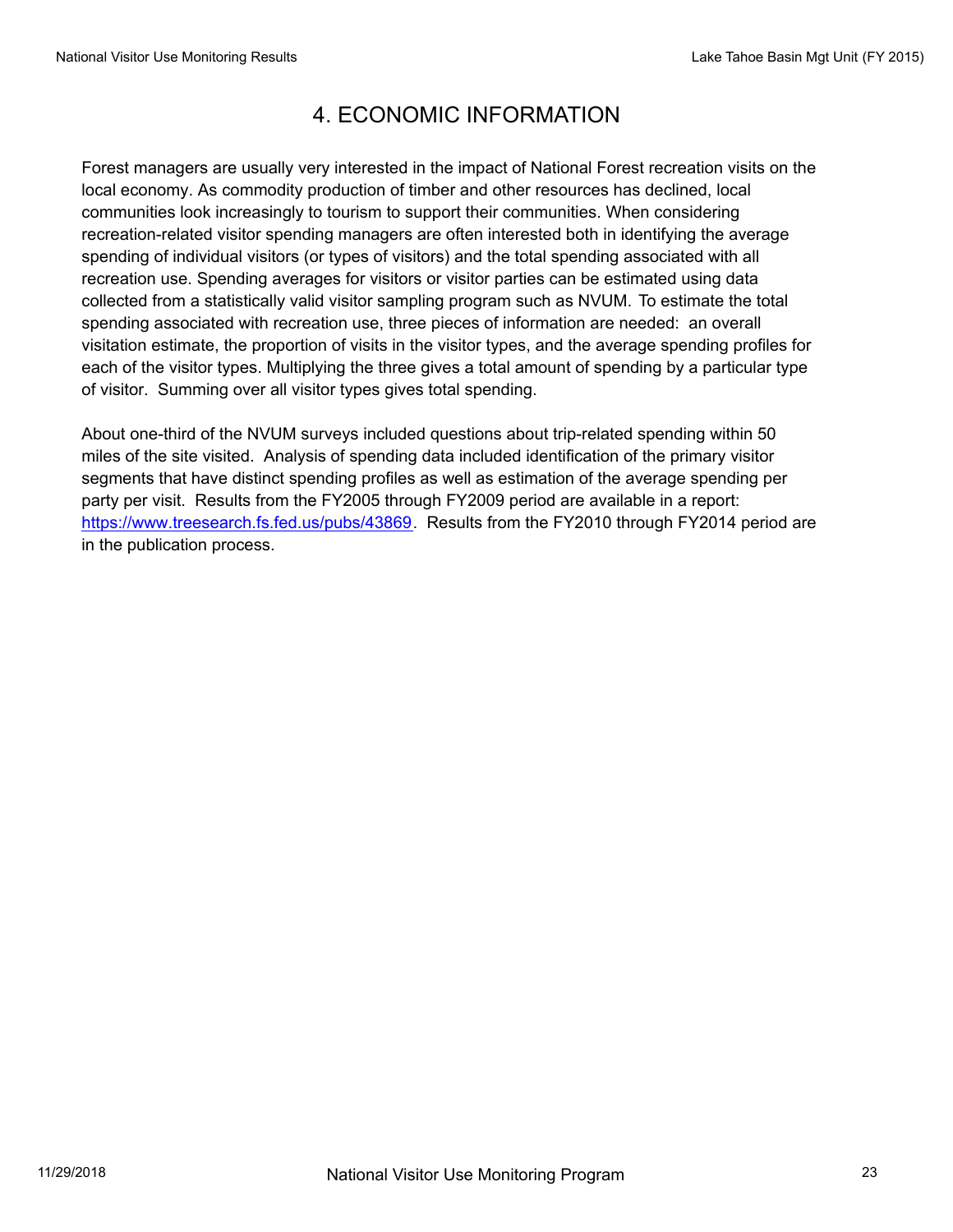# 4. ECONOMIC INFORMATION

Forest managers are usually very interested in the impact of National Forest recreation visits on the local economy. As commodity production of timber and other resources has declined, local communities look increasingly to tourism to support their communities. When considering recreation-related visitor spending managers are often interested both in identifying the average spending of individual visitors (or types of visitors) and the total spending associated with all recreation use. Spending averages for visitors or visitor parties can be estimated using data collected from a statistically valid visitor sampling program such as NVUM. To estimate the total spending associated with recreation use, three pieces of information are needed: an overall visitation estimate, the proportion of visits in the visitor types, and the average spending profiles for each of the visitor types. Multiplying the three gives a total amount of spending by a particular type of visitor. Summing over all visitor types gives total spending.

About one-third of the NVUM surveys included questions about trip-related spending within 50 miles of the site visited. Analysis of spending data included identification of the primary visitor segments that have distinct spending profiles as well as estimation of the average spending per party per visit. Results from the FY2005 through FY2009 period are available in a report: https://www.treesearch.fs.fed.us/pubs/43869. Results from the FY2010 through FY2014 period are in the publication process.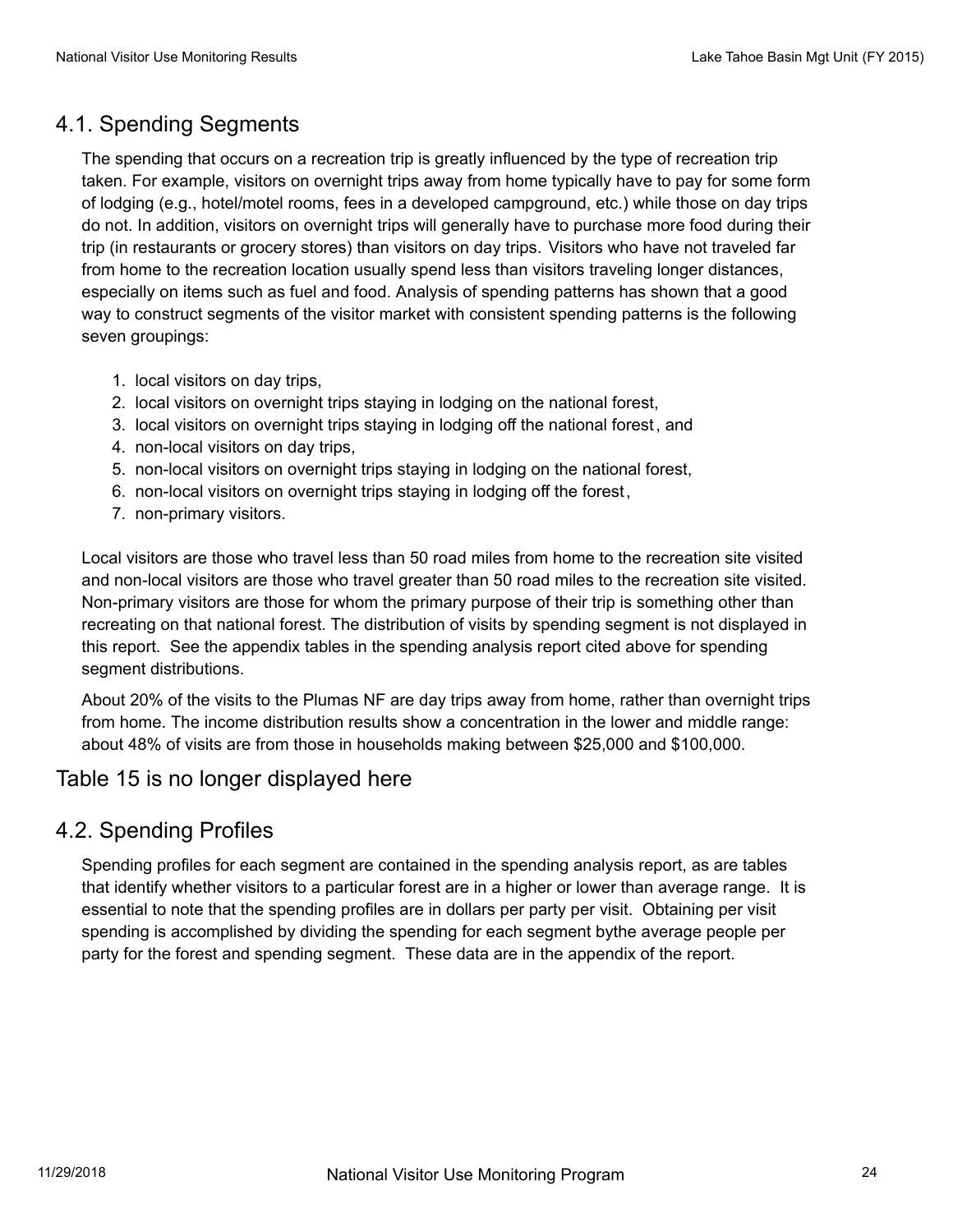## 4.1. Spending Segments

The spending that occurs on a recreation trip is greatly influenced by the type of recreation trip taken. For example, visitors on overnight trips away from home typically have to pay for some form of lodging (e.g., hotel/motel rooms, fees in a developed campground, etc.) while those on day trips do not. In addition, visitors on overnight trips will generally have to purchase more food during their trip (in restaurants or grocery stores) than visitors on day trips. Visitors who have not traveled far from home to the recreation location usually spend less than visitors traveling longer distances, especially on items such as fuel and food. Analysis of spending patterns has shown that a good way to construct segments of the visitor market with consistent spending patterns is the following seven groupings:

1. local visitors on day trips,
2. local visitors on overnight trips staying in lodging on the national forest,
3. local visitors on overnight trips staying in lodging off the national forest, and
4. non-local visitors on day trips,
5. non-local visitors on overnight trips staying in lodging on the national forest,
6. non-local visitors on overnight trips staying in lodging off the forest,
7. non-primary visitors.

Local visitors are those who travel less than 50 road miles from home to the recreation site visited and non-local visitors are those who travel greater than 50 road miles to the recreation site visited. Non-primary visitors are those for whom the primary purpose of their trip is something other than recreating on that national forest. The distribution of visits by spending segment is not displayed in this report. See the appendix tables in the spending analysis report cited above for spending segment distributions.

About 20% of the visits to the Plumas NF are day trips away from home, rather than overnight trips from home. The income distribution results show a concentration in the lower and middle range: about 48% of visits are from those in households making between $25,000 and $100,000.

## Table 15 is no longer displayed here

## 4.2. Spending Profiles

Spending profiles for each segment are contained in the spending analysis report, as are tables that identify whether visitors to a particular forest are in a higher or lower than average range. It is essential to note that the spending profiles are in dollars per party per visit. Obtaining per visit spending is accomplished by dividing the spending for each segment bythe average people per party for the forest and spending segment. These data are in the appendix of the report.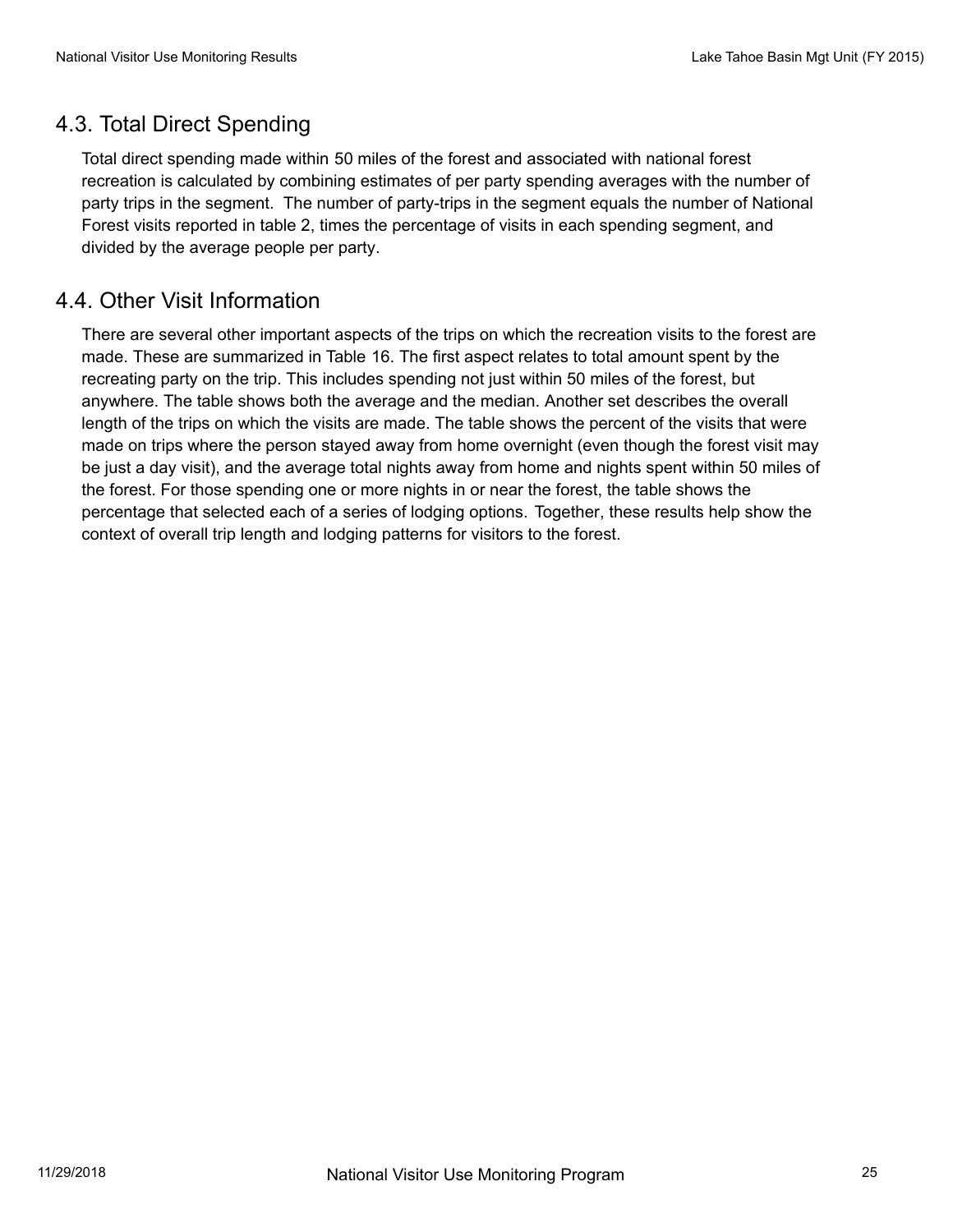## 4.3. Total Direct Spending

Total direct spending made within 50 miles of the forest and associated with national forest recreation is calculated by combining estimates of per party spending averages with the number of party trips in the segment. The number of party-trips in the segment equals the number of National Forest visits reported in table 2, times the percentage of visits in each spending segment, and divided by the average people per party.

## 4.4. Other Visit Information

There are several other important aspects of the trips on which the recreation visits to the forest are made. These are summarized in Table 16. The first aspect relates to total amount spent by the recreating party on the trip. This includes spending not just within 50 miles of the forest, but anywhere. The table shows both the average and the median. Another set describes the overall length of the trips on which the visits are made. The table shows the percent of the visits that were made on trips where the person stayed away from home overnight (even though the forest visit may be just a day visit), and the average total nights away from home and nights spent within 50 miles of the forest. For those spending one or more nights in or near the forest, the table shows the percentage that selected each of a series of lodging options. Together, these results help show the context of overall trip length and lodging patterns for visitors to the forest.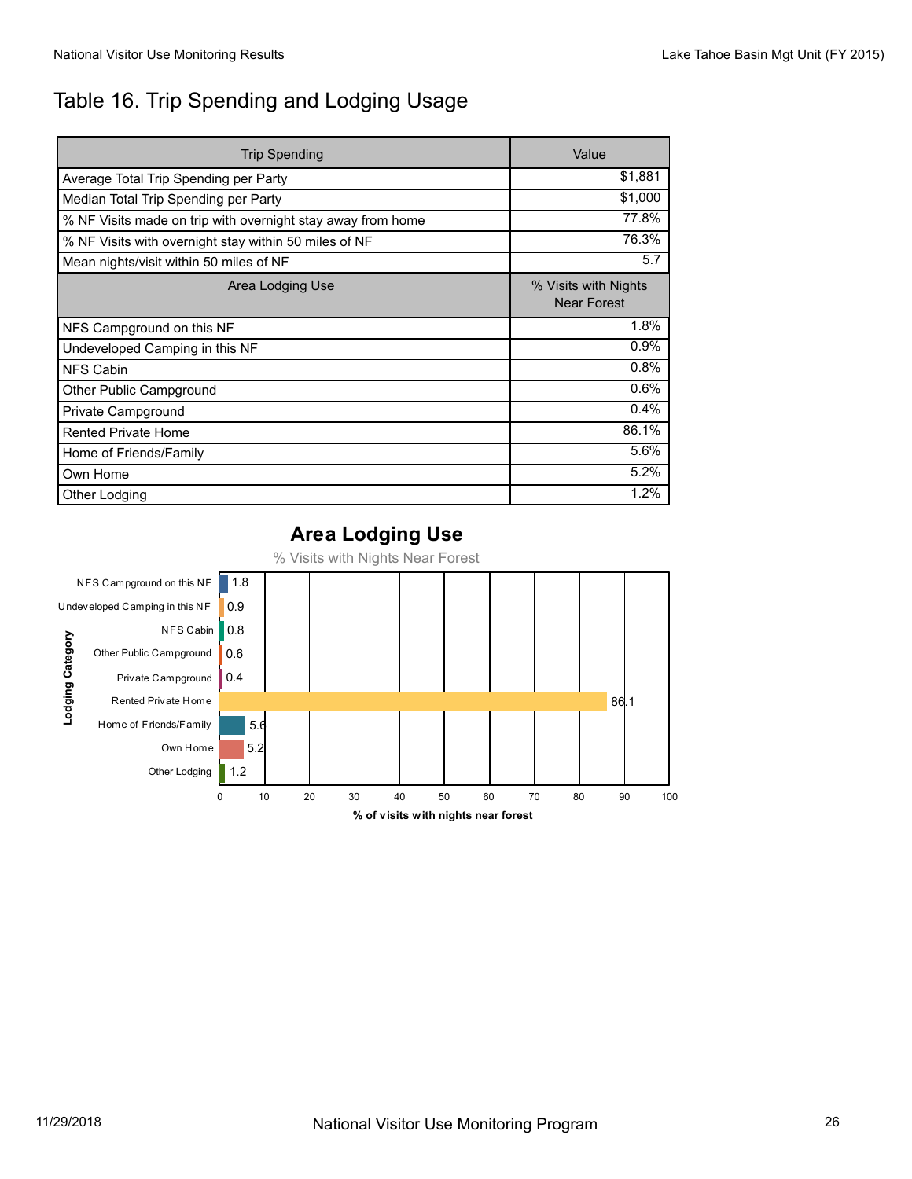# Table 16. Trip Spending and Lodging Usage

| Trip Spending | Value |
|---|---|
| Average Total Trip Spending per Party | $1,881 |
| Median Total Trip Spending per Party | $1,000 |
| % NF Visits made on trip with overnight stay away from home | 77.8% |
| % NF Visits with overnight stay within 50 miles of NF | 76.3% |
| Mean nights/visit within 50 miles of NF | 5.7 |
| **Area Lodging Use** | **% Visits with Nights Near Forest** |
| NFS Campground on this NF | 1.8% |
| Undeveloped Camping in this NF | 0.9% |
| NFS Cabin | 0.8% |
| Other Public Campground | 0.6% |
| Private Campground | 0.4% |
| Rented Private Home | 86.1% |
| Home of Friends/Family | 5.6% |
| Own Home | 5.2% |
| Other Lodging | 1.2% |

**Area Lodging Use**

% Visits with Nights Near Forest

| Lodging Category | % of visits with nights near forest |
|---|---|
| NFS Campground on this NF | 1.8 |
| Undeveloped Camping in this NF | 0.9 |
| NFS Cabin | 0.8 |
| Other Public Campground | 0.6 |
| Private Campground | 0.4 |
| Rented Private Home | 86.1 |
| Home of Friends/Family | 5.6 |
| Own Home | 5.2 |
| Other Lodging | 1.2 |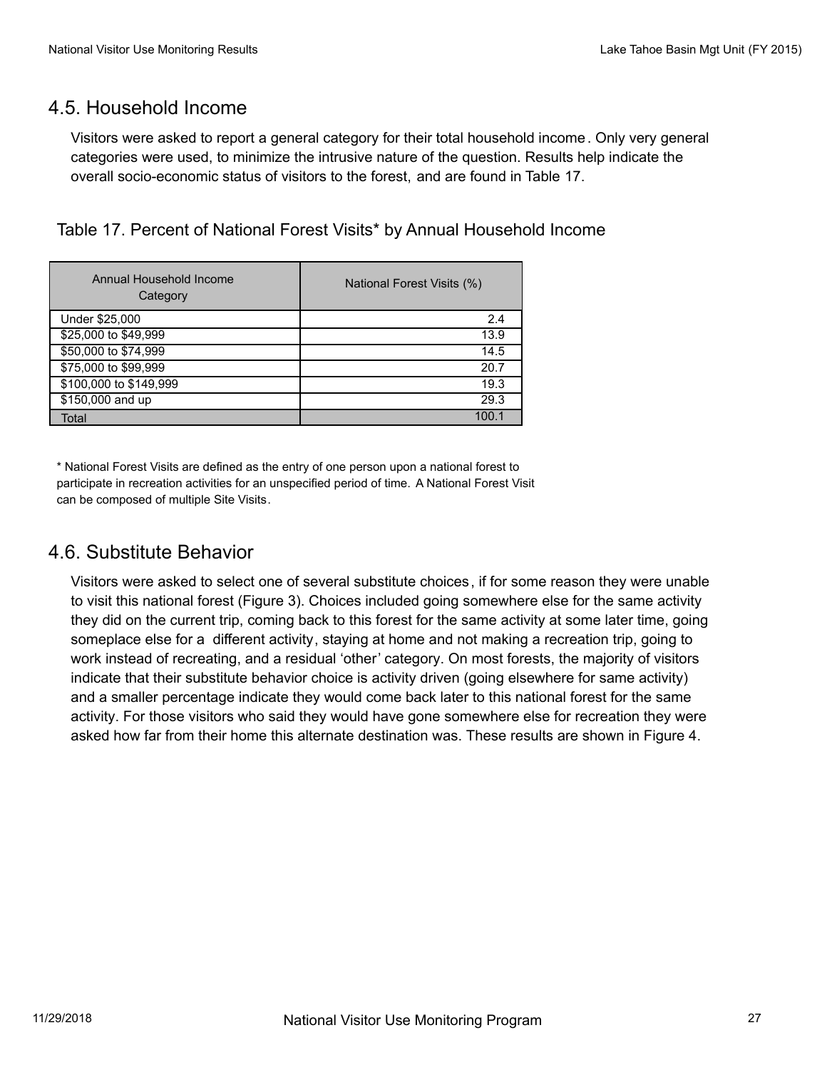## 4.5. Household Income

Visitors were asked to report a general category for their total household income. Only very general categories were used, to minimize the intrusive nature of the question. Results help indicate the overall socio-economic status of visitors to the forest, and are found in Table 17.

Table 17. Percent of National Forest Visits* by Annual Household Income

| Annual Household Income Category | National Forest Visits (%) |
|---|---|
| Under $25,000 | 2.4 |
| $25,000 to $49,999 | 13.9 |
| $50,000 to $74,999 | 14.5 |
| $75,000 to $99,999 | 20.7 |
| $100,000 to $149,999 | 19.3 |
| $150,000 and up | 29.3 |
| Total | 100.1 |

* National Forest Visits are defined as the entry of one person upon a national forest to participate in recreation activities for an unspecified period of time. A National Forest Visit can be composed of multiple Site Visits.

## 4.6. Substitute Behavior

Visitors were asked to select one of several substitute choices, if for some reason they were unable to visit this national forest (Figure 3). Choices included going somewhere else for the same activity they did on the current trip, coming back to this forest for the same activity at some later time, going someplace else for a different activity, staying at home and not making a recreation trip, going to work instead of recreating, and a residual 'other' category. On most forests, the majority of visitors indicate that their substitute behavior choice is activity driven (going elsewhere for same activity) and a smaller percentage indicate they would come back later to this national forest for the same activity. For those visitors who said they would have gone somewhere else for recreation they were asked how far from their home this alternate destination was. These results are shown in Figure 4.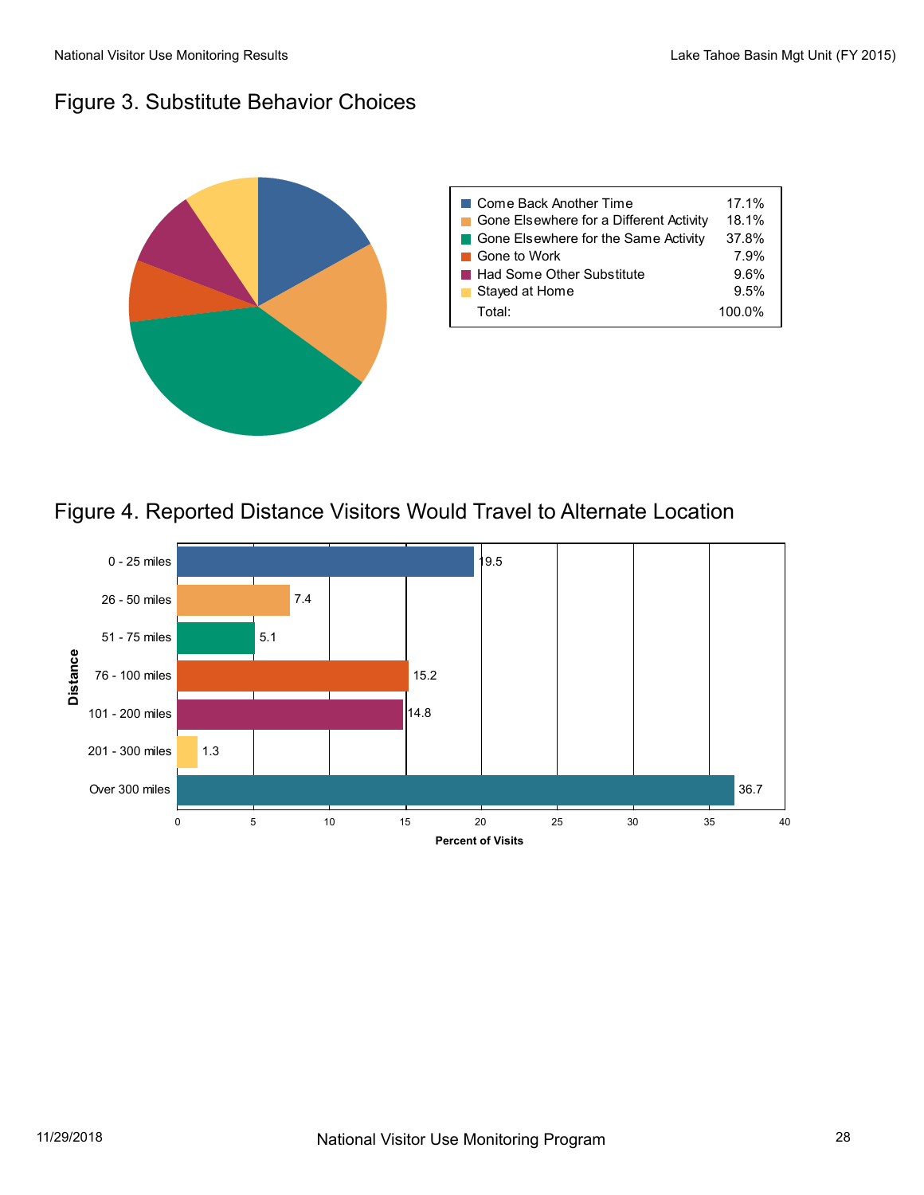## Figure 3. Substitute Behavior Choices

| Substitute Behavior | Percent |
|---|---|
| Come Back Another Time | 17.1% |
| Gone Elsewhere for a Different Activity | 18.1% |
| Gone Elsewhere for the Same Activity | 37.8% |
| Gone to Work | 7.9% |
| Had Some Other Substitute | 9.6% |
| Stayed at Home | 9.5% |
| Total: | 100.0% |

## Figure 4. Reported Distance Visitors Would Travel to Alternate Location

| Distance | Percent of Visits |
|---|---|
| 0 - 25 miles | 19.5 |
| 26 - 50 miles | 7.4 |
| 51 - 75 miles | 5.1 |
| 76 - 100 miles | 15.2 |
| 101 - 200 miles | 14.8 |
| 201 - 300 miles | 1.3 |
| Over 300 miles | 36.7 |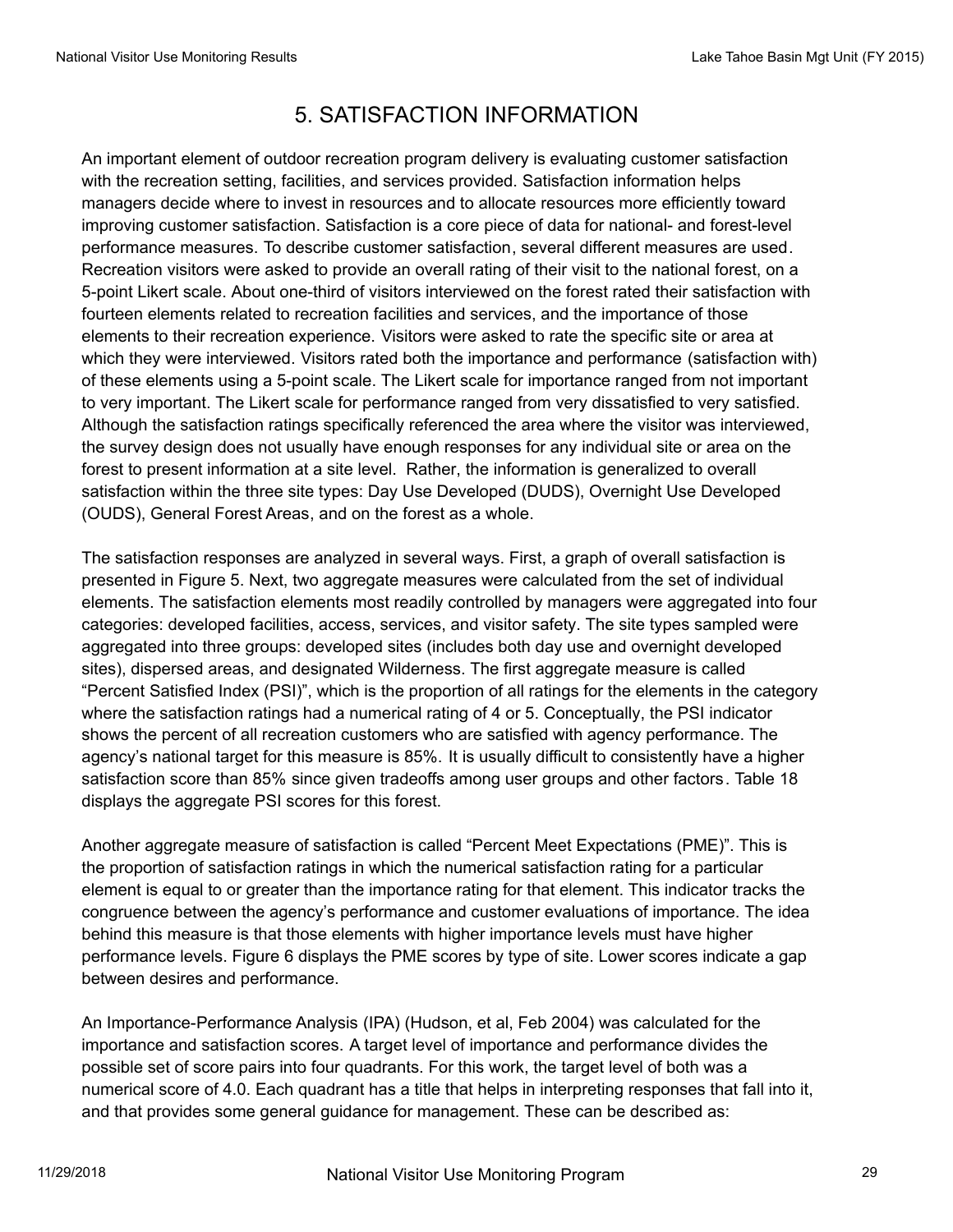# 5. SATISFACTION INFORMATION

An important element of outdoor recreation program delivery is evaluating customer satisfaction with the recreation setting, facilities, and services provided. Satisfaction information helps managers decide where to invest in resources and to allocate resources more efficiently toward improving customer satisfaction. Satisfaction is a core piece of data for national- and forest-level performance measures. To describe customer satisfaction, several different measures are used. Recreation visitors were asked to provide an overall rating of their visit to the national forest, on a 5-point Likert scale. About one-third of visitors interviewed on the forest rated their satisfaction with fourteen elements related to recreation facilities and services, and the importance of those elements to their recreation experience. Visitors were asked to rate the specific site or area at which they were interviewed. Visitors rated both the importance and performance (satisfaction with) of these elements using a 5-point scale. The Likert scale for importance ranged from not important to very important. The Likert scale for performance ranged from very dissatisfied to very satisfied. Although the satisfaction ratings specifically referenced the area where the visitor was interviewed, the survey design does not usually have enough responses for any individual site or area on the forest to present information at a site level. Rather, the information is generalized to overall satisfaction within the three site types: Day Use Developed (DUDS), Overnight Use Developed (OUDS), General Forest Areas, and on the forest as a whole.

The satisfaction responses are analyzed in several ways. First, a graph of overall satisfaction is presented in Figure 5. Next, two aggregate measures were calculated from the set of individual elements. The satisfaction elements most readily controlled by managers were aggregated into four categories: developed facilities, access, services, and visitor safety. The site types sampled were aggregated into three groups: developed sites (includes both day use and overnight developed sites), dispersed areas, and designated Wilderness. The first aggregate measure is called "Percent Satisfied Index (PSI)", which is the proportion of all ratings for the elements in the category where the satisfaction ratings had a numerical rating of 4 or 5. Conceptually, the PSI indicator shows the percent of all recreation customers who are satisfied with agency performance. The agency's national target for this measure is 85%. It is usually difficult to consistently have a higher satisfaction score than 85% since given tradeoffs among user groups and other factors. Table 18 displays the aggregate PSI scores for this forest.

Another aggregate measure of satisfaction is called "Percent Meet Expectations (PME)". This is the proportion of satisfaction ratings in which the numerical satisfaction rating for a particular element is equal to or greater than the importance rating for that element. This indicator tracks the congruence between the agency's performance and customer evaluations of importance. The idea behind this measure is that those elements with higher importance levels must have higher performance levels. Figure 6 displays the PME scores by type of site. Lower scores indicate a gap between desires and performance.

An Importance-Performance Analysis (IPA) (Hudson, et al, Feb 2004) was calculated for the importance and satisfaction scores. A target level of importance and performance divides the possible set of score pairs into four quadrants. For this work, the target level of both was a numerical score of 4.0. Each quadrant has a title that helps in interpreting responses that fall into it, and that provides some general guidance for management. These can be described as: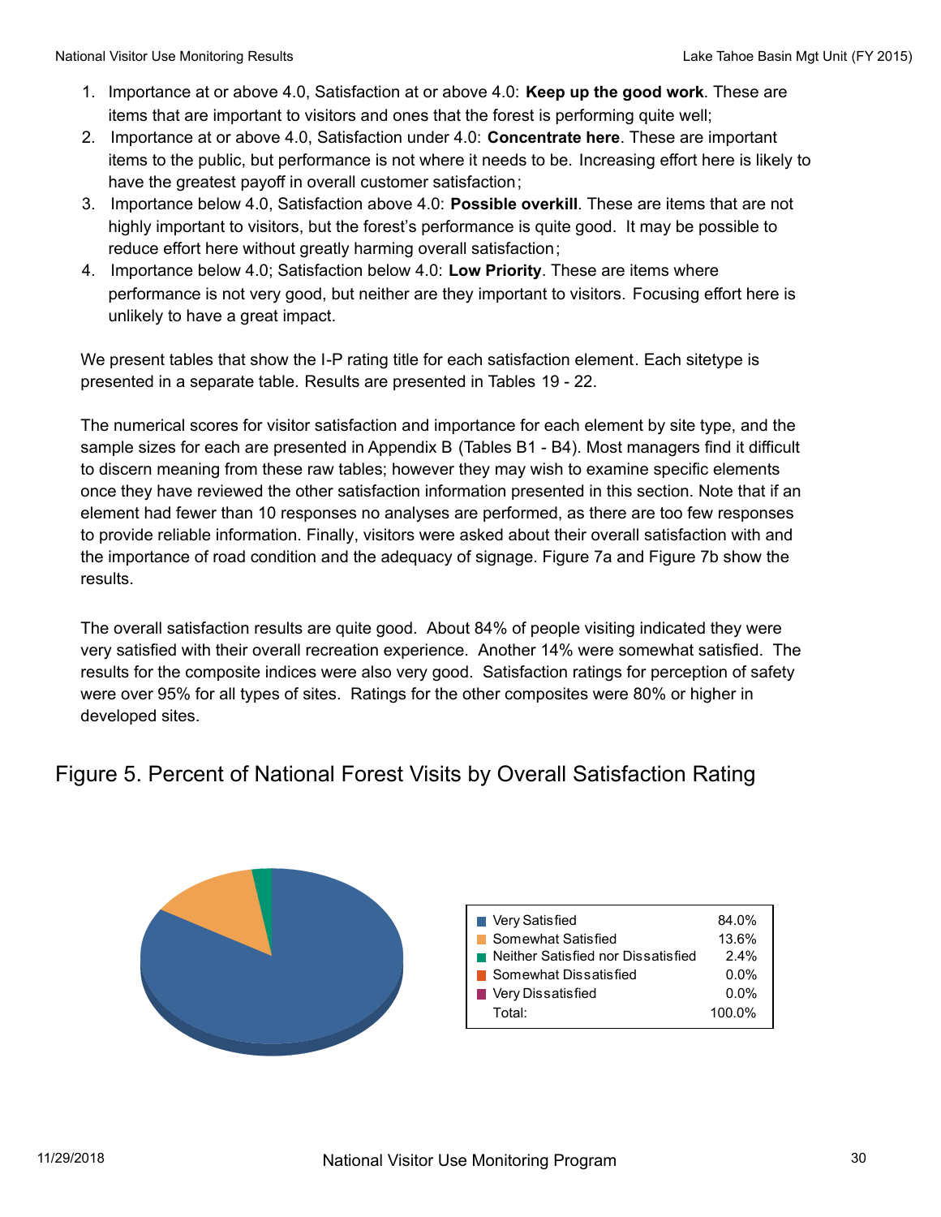1. Importance at or above 4.0, Satisfaction at or above 4.0: **Keep up the good work**. These are items that are important to visitors and ones that the forest is performing quite well;
2. Importance at or above 4.0, Satisfaction under 4.0: **Concentrate here**. These are important items to the public, but performance is not where it needs to be. Increasing effort here is likely to have the greatest payoff in overall customer satisfaction;
3. Importance below 4.0, Satisfaction above 4.0: **Possible overkill**. These are items that are not highly important to visitors, but the forest's performance is quite good. It may be possible to reduce effort here without greatly harming overall satisfaction;
4. Importance below 4.0; Satisfaction below 4.0: **Low Priority**. These are items where performance is not very good, but neither are they important to visitors. Focusing effort here is unlikely to have a great impact.

We present tables that show the I-P rating title for each satisfaction element. Each sitetype is presented in a separate table. Results are presented in Tables 19 - 22.

The numerical scores for visitor satisfaction and importance for each element by site type, and the sample sizes for each are presented in Appendix B (Tables B1 - B4). Most managers find it difficult to discern meaning from these raw tables; however they may wish to examine specific elements once they have reviewed the other satisfaction information presented in this section. Note that if an element had fewer than 10 responses no analyses are performed, as there are too few responses to provide reliable information. Finally, visitors were asked about their overall satisfaction with and the importance of road condition and the adequacy of signage. Figure 7a and Figure 7b show the results.

The overall satisfaction results are quite good. About 84% of people visiting indicated they were very satisfied with their overall recreation experience. Another 14% were somewhat satisfied. The results for the composite indices were also very good. Satisfaction ratings for perception of safety were over 95% for all types of sites. Ratings for the other composites were 80% or higher in developed sites.

## Figure 5. Percent of National Forest Visits by Overall Satisfaction Rating

| Rating | Percent |
|---|---|
| Very Satisfied | 84.0% |
| Somewhat Satisfied | 13.6% |
| Neither Satisfied nor Dissatisfied | 2.4% |
| Somewhat Dissatisfied | 0.0% |
| Very Dissatisfied | 0.0% |
| Total: | 100.0% |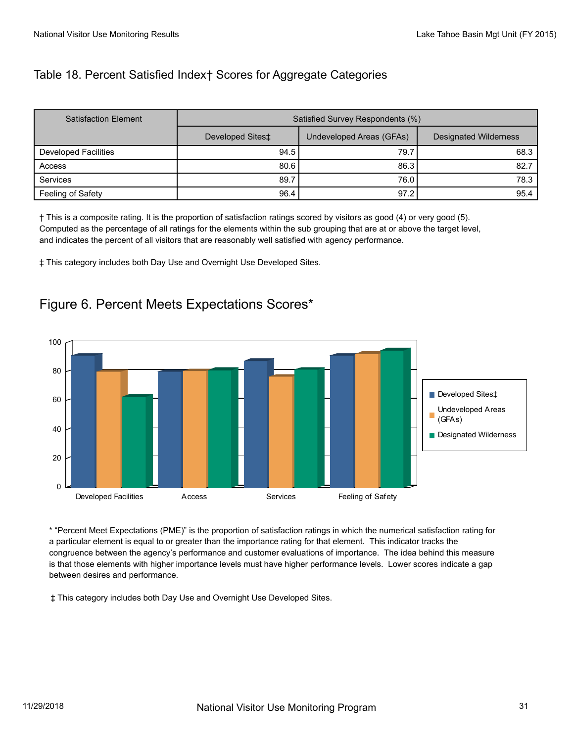## Table 18. Percent Satisfied Index† Scores for Aggregate Categories

| Satisfaction Element | Satisfied Survey Respondents (%) | | |
|---|---|---|---|
| | Developed Sites‡ | Undeveloped Areas (GFAs) | Designated Wilderness |
| Developed Facilities | 94.5 | 79.7 | 68.3 |
| Access | 80.6 | 86.3 | 82.7 |
| Services | 89.7 | 76.0 | 78.3 |
| Feeling of Safety | 96.4 | 97.2 | 95.4 |

† This is a composite rating. It is the proportion of satisfaction ratings scored by visitors as good (4) or very good (5). Computed as the percentage of all ratings for the elements within the sub grouping that are at or above the target level, and indicates the percent of all visitors that are reasonably well satisfied with agency performance.

‡ This category includes both Day Use and Overnight Use Developed Sites.

## Figure 6. Percent Meets Expectations Scores*

\* "Percent Meet Expectations (PME)" is the proportion of satisfaction ratings in which the numerical satisfaction rating for a particular element is equal to or greater than the importance rating for that element. This indicator tracks the congruence between the agency's performance and customer evaluations of importance. The idea behind this measure is that those elements with higher importance levels must have higher performance levels. Lower scores indicate a gap between desires and performance.

‡ This category includes both Day Use and Overnight Use Developed Sites.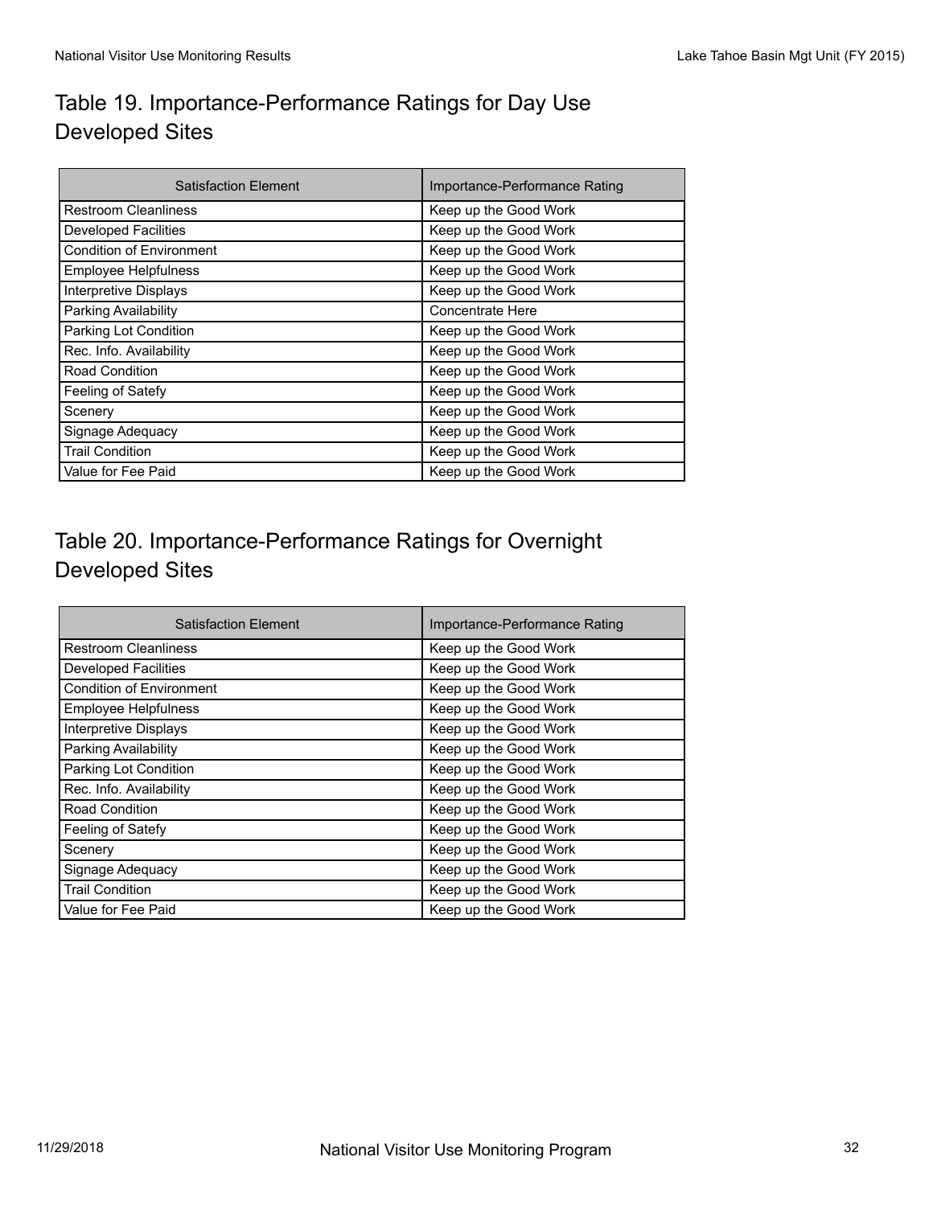## Table 19. Importance-Performance Ratings for Day Use Developed Sites

| Satisfaction Element | Importance-Performance Rating |
|---|---|
| Restroom Cleanliness | Keep up the Good Work |
| Developed Facilities | Keep up the Good Work |
| Condition of Environment | Keep up the Good Work |
| Employee Helpfulness | Keep up the Good Work |
| Interpretive Displays | Keep up the Good Work |
| Parking Availability | Concentrate Here |
| Parking Lot Condition | Keep up the Good Work |
| Rec. Info. Availability | Keep up the Good Work |
| Road Condition | Keep up the Good Work |
| Feeling of Satefy | Keep up the Good Work |
| Scenery | Keep up the Good Work |
| Signage Adequacy | Keep up the Good Work |
| Trail Condition | Keep up the Good Work |
| Value for Fee Paid | Keep up the Good Work |

## Table 20. Importance-Performance Ratings for Overnight Developed Sites

| Satisfaction Element | Importance-Performance Rating |
|---|---|
| Restroom Cleanliness | Keep up the Good Work |
| Developed Facilities | Keep up the Good Work |
| Condition of Environment | Keep up the Good Work |
| Employee Helpfulness | Keep up the Good Work |
| Interpretive Displays | Keep up the Good Work |
| Parking Availability | Keep up the Good Work |
| Parking Lot Condition | Keep up the Good Work |
| Rec. Info. Availability | Keep up the Good Work |
| Road Condition | Keep up the Good Work |
| Feeling of Satefy | Keep up the Good Work |
| Scenery | Keep up the Good Work |
| Signage Adequacy | Keep up the Good Work |
| Trail Condition | Keep up the Good Work |
| Value for Fee Paid | Keep up the Good Work |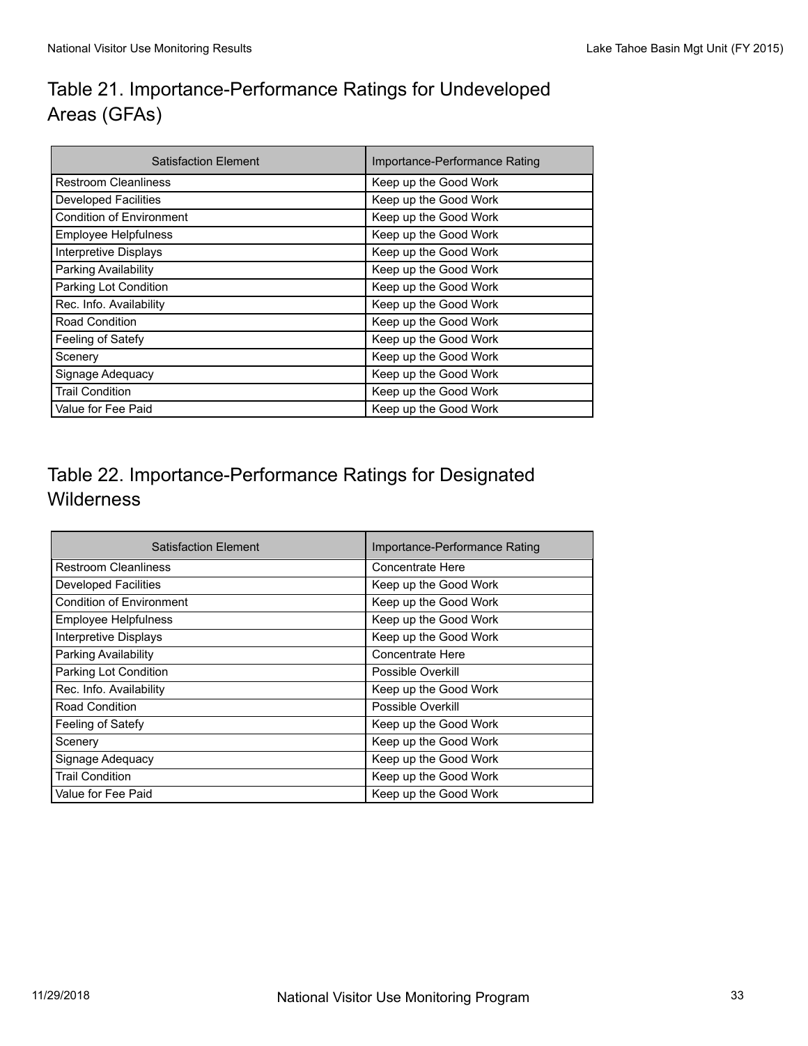## Table 21. Importance-Performance Ratings for Undeveloped Areas (GFAs)

| Satisfaction Element | Importance-Performance Rating |
|---|---|
| Restroom Cleanliness | Keep up the Good Work |
| Developed Facilities | Keep up the Good Work |
| Condition of Environment | Keep up the Good Work |
| Employee Helpfulness | Keep up the Good Work |
| Interpretive Displays | Keep up the Good Work |
| Parking Availability | Keep up the Good Work |
| Parking Lot Condition | Keep up the Good Work |
| Rec. Info. Availability | Keep up the Good Work |
| Road Condition | Keep up the Good Work |
| Feeling of Satefy | Keep up the Good Work |
| Scenery | Keep up the Good Work |
| Signage Adequacy | Keep up the Good Work |
| Trail Condition | Keep up the Good Work |
| Value for Fee Paid | Keep up the Good Work |

## Table 22. Importance-Performance Ratings for Designated Wilderness

| Satisfaction Element | Importance-Performance Rating |
|---|---|
| Restroom Cleanliness | Concentrate Here |
| Developed Facilities | Keep up the Good Work |
| Condition of Environment | Keep up the Good Work |
| Employee Helpfulness | Keep up the Good Work |
| Interpretive Displays | Keep up the Good Work |
| Parking Availability | Concentrate Here |
| Parking Lot Condition | Possible Overkill |
| Rec. Info. Availability | Keep up the Good Work |
| Road Condition | Possible Overkill |
| Feeling of Satefy | Keep up the Good Work |
| Scenery | Keep up the Good Work |
| Signage Adequacy | Keep up the Good Work |
| Trail Condition | Keep up the Good Work |
| Value for Fee Paid | Keep up the Good Work |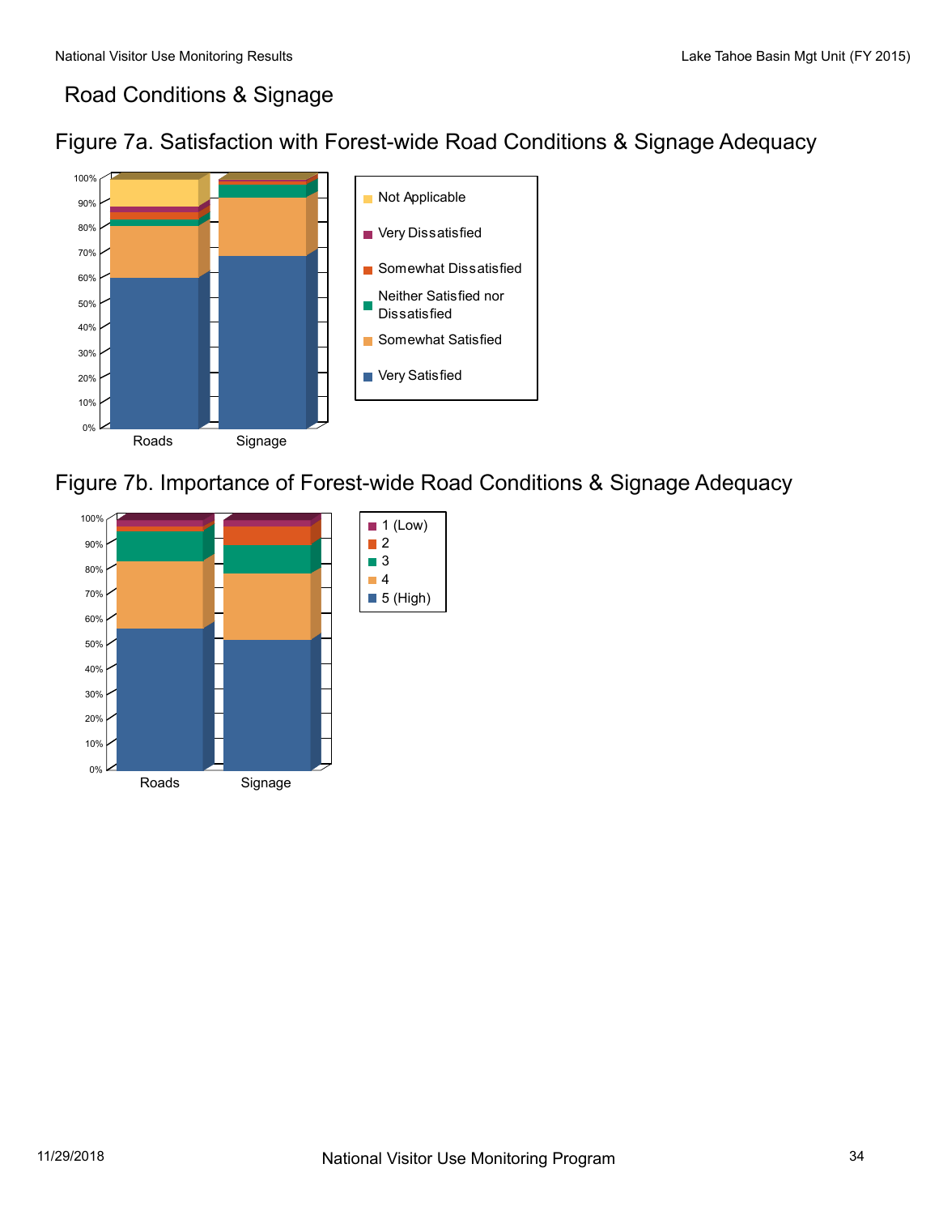# Road Conditions & Signage

## Figure 7a. Satisfaction with Forest-wide Road Conditions & Signage Adequacy

## Figure 7b. Importance of Forest-wide Road Conditions & Signage Adequacy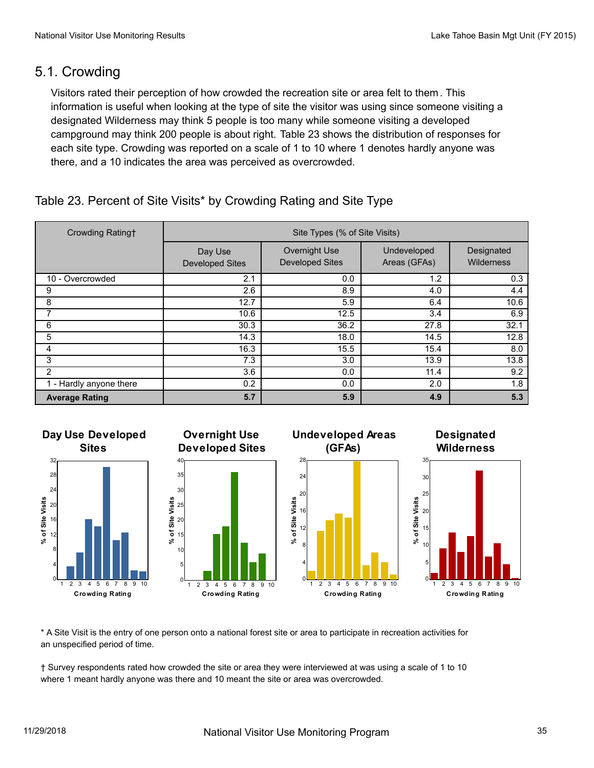## 5.1. Crowding

Visitors rated their perception of how crowded the recreation site or area felt to them. This information is useful when looking at the type of site the visitor was using since someone visiting a designated Wilderness may think 5 people is too many while someone visiting a developed campground may think 200 people is about right. Table 23 shows the distribution of responses for each site type. Crowding was reported on a scale of 1 to 10 where 1 denotes hardly anyone was there, and a 10 indicates the area was perceived as overcrowded.

### Table 23. Percent of Site Visits* by Crowding Rating and Site Type

| Crowding Rating† | Site Types (% of Site Visits) | | | |
|---|---|---|---|---|
| | Day Use Developed Sites | Overnight Use Developed Sites | Undeveloped Areas (GFAs) | Designated Wilderness |
| 10 - Overcrowded | 2.1 | 0.0 | 1.2 | 0.3 |
| 9 | 2.6 | 8.9 | 4.0 | 4.4 |
| 8 | 12.7 | 5.9 | 6.4 | 10.6 |
| 7 | 10.6 | 12.5 | 3.4 | 6.9 |
| 6 | 30.3 | 36.2 | 27.8 | 32.1 |
| 5 | 14.3 | 18.0 | 14.5 | 12.8 |
| 4 | 16.3 | 15.5 | 15.4 | 8.0 |
| 3 | 7.3 | 3.0 | 13.9 | 13.8 |
| 2 | 3.6 | 0.0 | 11.4 | 9.2 |
| 1 - Hardly anyone there | 0.2 | 0.0 | 2.0 | 1.8 |
| **Average Rating** | **5.7** | **5.9** | **4.9** | **5.3** |

\* A Site Visit is the entry of one person onto a national forest site or area to participate in recreation activities for an unspecified period of time.

† Survey respondents rated how crowded the site or area they were interviewed at was using a scale of 1 to 10 where 1 meant hardly anyone was there and 10 meant the site or area was overcrowded.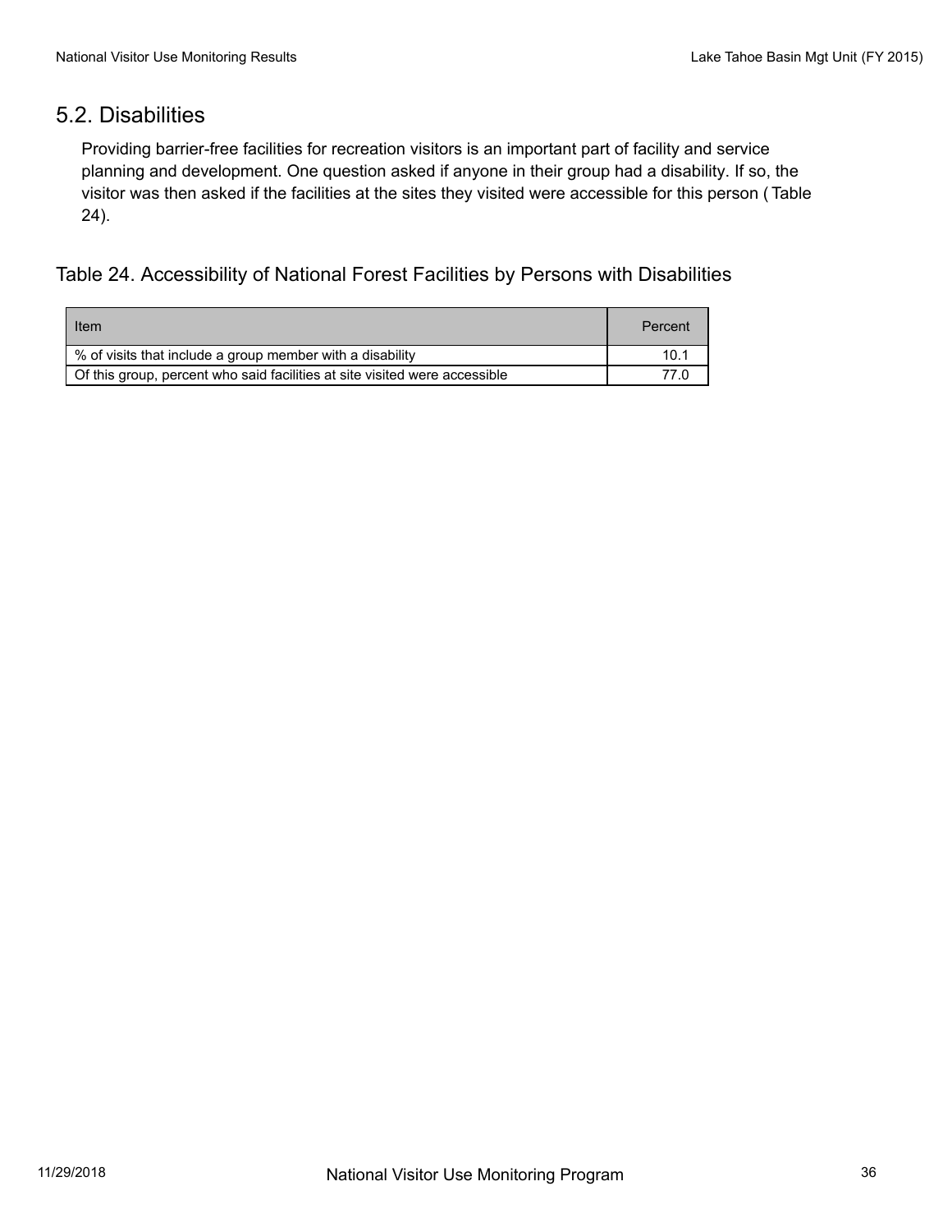## 5.2. Disabilities

Providing barrier-free facilities for recreation visitors is an important part of facility and service planning and development. One question asked if anyone in their group had a disability. If so, the visitor was then asked if the facilities at the sites they visited were accessible for this person ( Table 24).

### Table 24. Accessibility of National Forest Facilities by Persons with Disabilities

| Item | Percent |
|---|---|
| % of visits that include a group member with a disability | 10.1 |
| Of this group, percent who said facilities at site visited were accessible | 77.0 |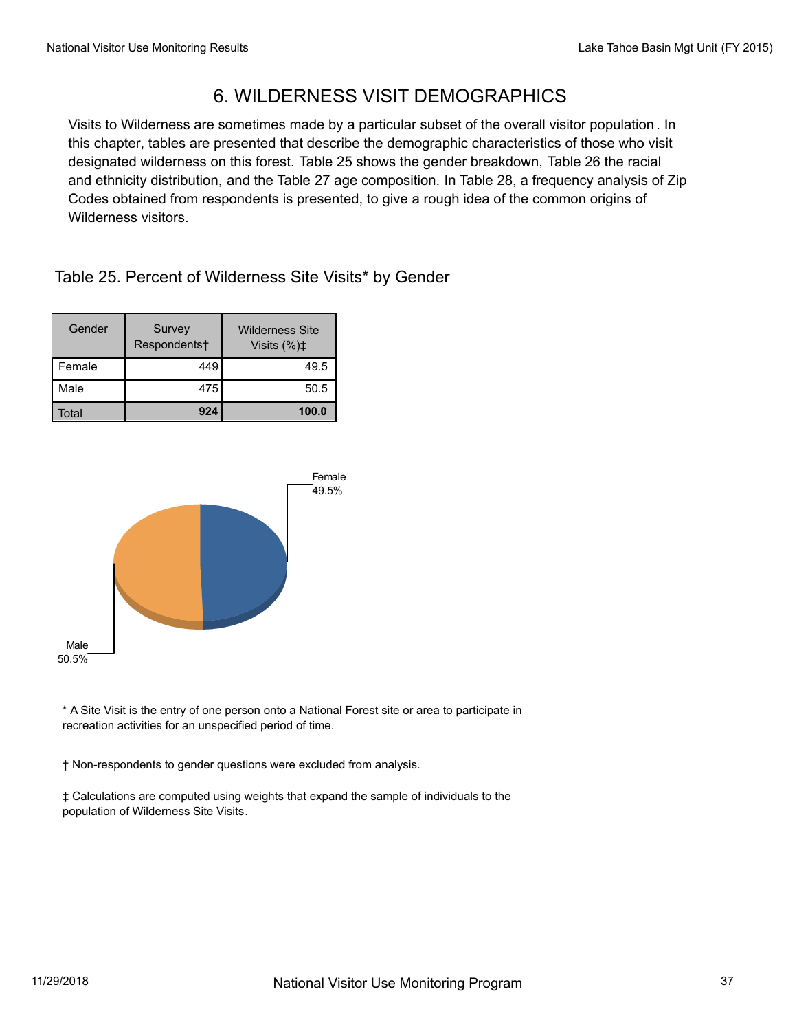# 6. WILDERNESS VISIT DEMOGRAPHICS

Visits to Wilderness are sometimes made by a particular subset of the overall visitor population. In this chapter, tables are presented that describe the demographic characteristics of those who visit designated wilderness on this forest. Table 25 shows the gender breakdown, Table 26 the racial and ethnicity distribution, and the Table 27 age composition. In Table 28, a frequency analysis of Zip Codes obtained from respondents is presented, to give a rough idea of the common origins of Wilderness visitors.

## Table 25. Percent of Wilderness Site Visits* by Gender

| Gender | Survey Respondents† | Wilderness Site Visits (%)‡ |
|---|---|---|
| Female | 449 | 49.5 |
| Male | 475 | 50.5 |
| **Total** | **924** | **100.0** |

Female 49.5%

Male 50.5%

\* A Site Visit is the entry of one person onto a National Forest site or area to participate in recreation activities for an unspecified period of time.

† Non-respondents to gender questions were excluded from analysis.

‡ Calculations are computed using weights that expand the sample of individuals to the population of Wilderness Site Visits.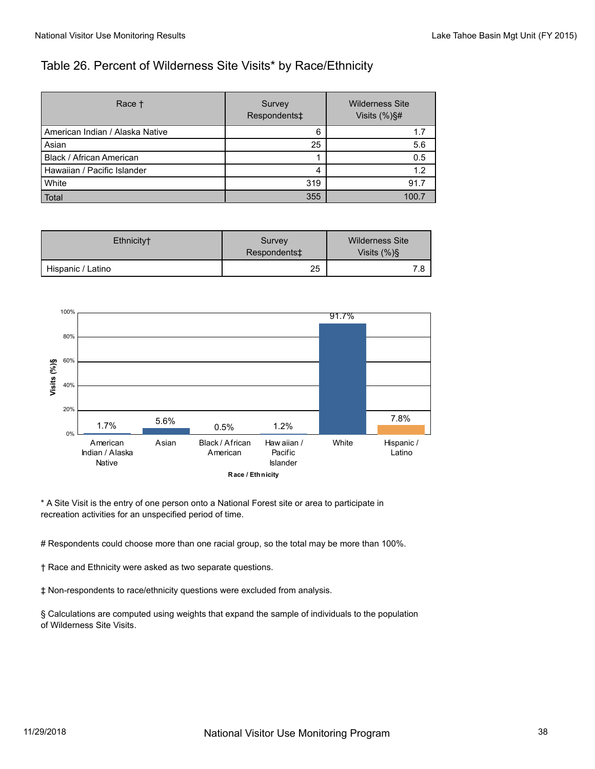## Table 26. Percent of Wilderness Site Visits* by Race/Ethnicity

| Race † | Survey Respondents‡ | Wilderness Site Visits (%)§# |
|---|---|---|
| American Indian / Alaska Native | 6 | 1.7 |
| Asian | 25 | 5.6 |
| Black / African American | 1 | 0.5 |
| Hawaiian / Pacific Islander | 4 | 1.2 |
| White | 319 | 91.7 |
| Total | 355 | 100.7 |

| Ethnicity† | Survey Respondents‡ | Wilderness Site Visits (%)§ |
|---|---|---|
| Hispanic / Latino | 25 | 7.8 |

\* A Site Visit is the entry of one person onto a National Forest site or area to participate in recreation activities for an unspecified period of time.

# Respondents could choose more than one racial group, so the total may be more than 100%.

† Race and Ethnicity were asked as two separate questions.

‡ Non-respondents to race/ethnicity questions were excluded from analysis.

§ Calculations are computed using weights that expand the sample of individuals to the population of Wilderness Site Visits.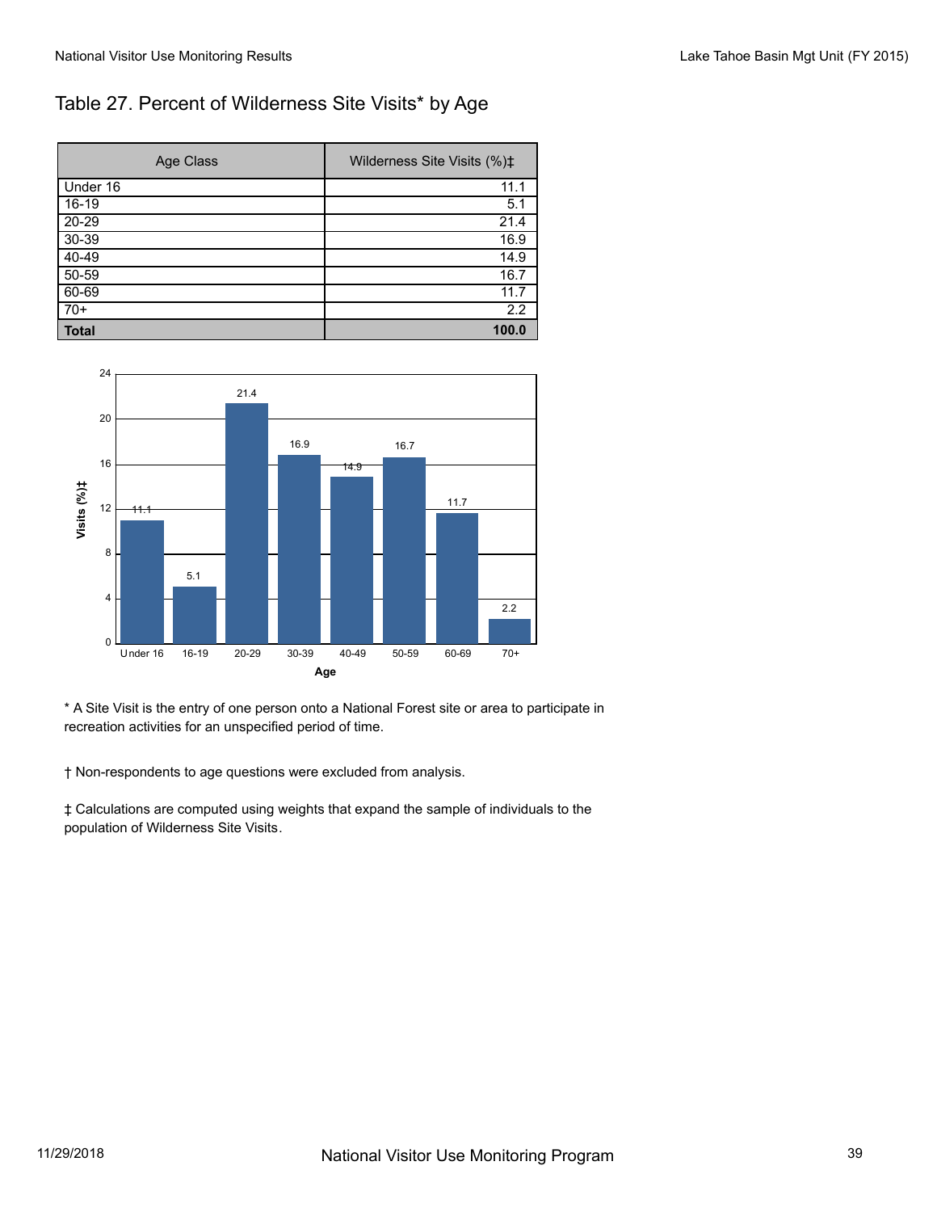## Table 27. Percent of Wilderness Site Visits* by Age

| Age Class | Wilderness Site Visits (%)‡ |
| --- | --- |
| Under 16 | 11.1 |
| 16-19 | 5.1 |
| 20-29 | 21.4 |
| 30-39 | 16.9 |
| 40-49 | 14.9 |
| 50-59 | 16.7 |
| 60-69 | 11.7 |
| 70+ | 2.2 |
| **Total** | **100.0** |

* A Site Visit is the entry of one person onto a National Forest site or area to participate in recreation activities for an unspecified period of time.

† Non-respondents to age questions were excluded from analysis.

‡ Calculations are computed using weights that expand the sample of individuals to the population of Wilderness Site Visits.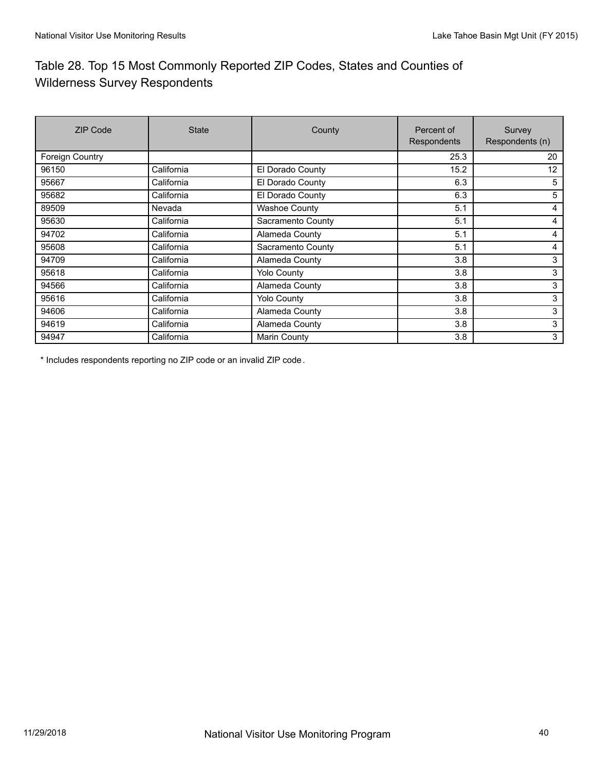## Table 28. Top 15 Most Commonly Reported ZIP Codes, States and Counties of Wilderness Survey Respondents

| ZIP Code | State | County | Percent of Respondents | Survey Respondents (n) |
|---|---|---|---|---|
| Foreign Country | | | 25.3 | 20 |
| 96150 | California | El Dorado County | 15.2 | 12 |
| 95667 | California | El Dorado County | 6.3 | 5 |
| 95682 | California | El Dorado County | 6.3 | 5 |
| 89509 | Nevada | Washoe County | 5.1 | 4 |
| 95630 | California | Sacramento County | 5.1 | 4 |
| 94702 | California | Alameda County | 5.1 | 4 |
| 95608 | California | Sacramento County | 5.1 | 4 |
| 94709 | California | Alameda County | 3.8 | 3 |
| 95618 | California | Yolo County | 3.8 | 3 |
| 94566 | California | Alameda County | 3.8 | 3 |
| 95616 | California | Yolo County | 3.8 | 3 |
| 94606 | California | Alameda County | 3.8 | 3 |
| 94619 | California | Alameda County | 3.8 | 3 |
| 94947 | California | Marin County | 3.8 | 3 |

* Includes respondents reporting no ZIP code or an invalid ZIP code.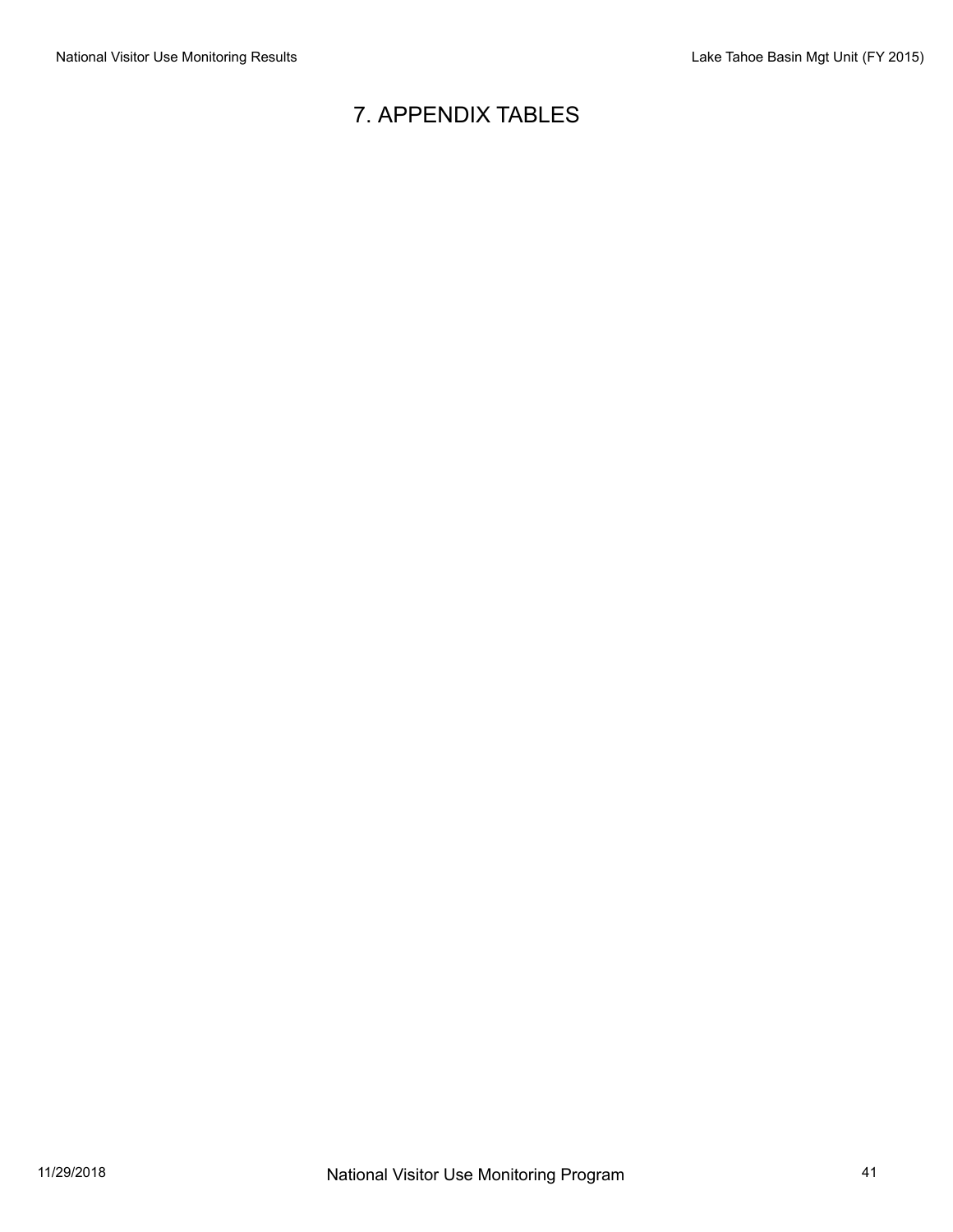# 7. APPENDIX TABLES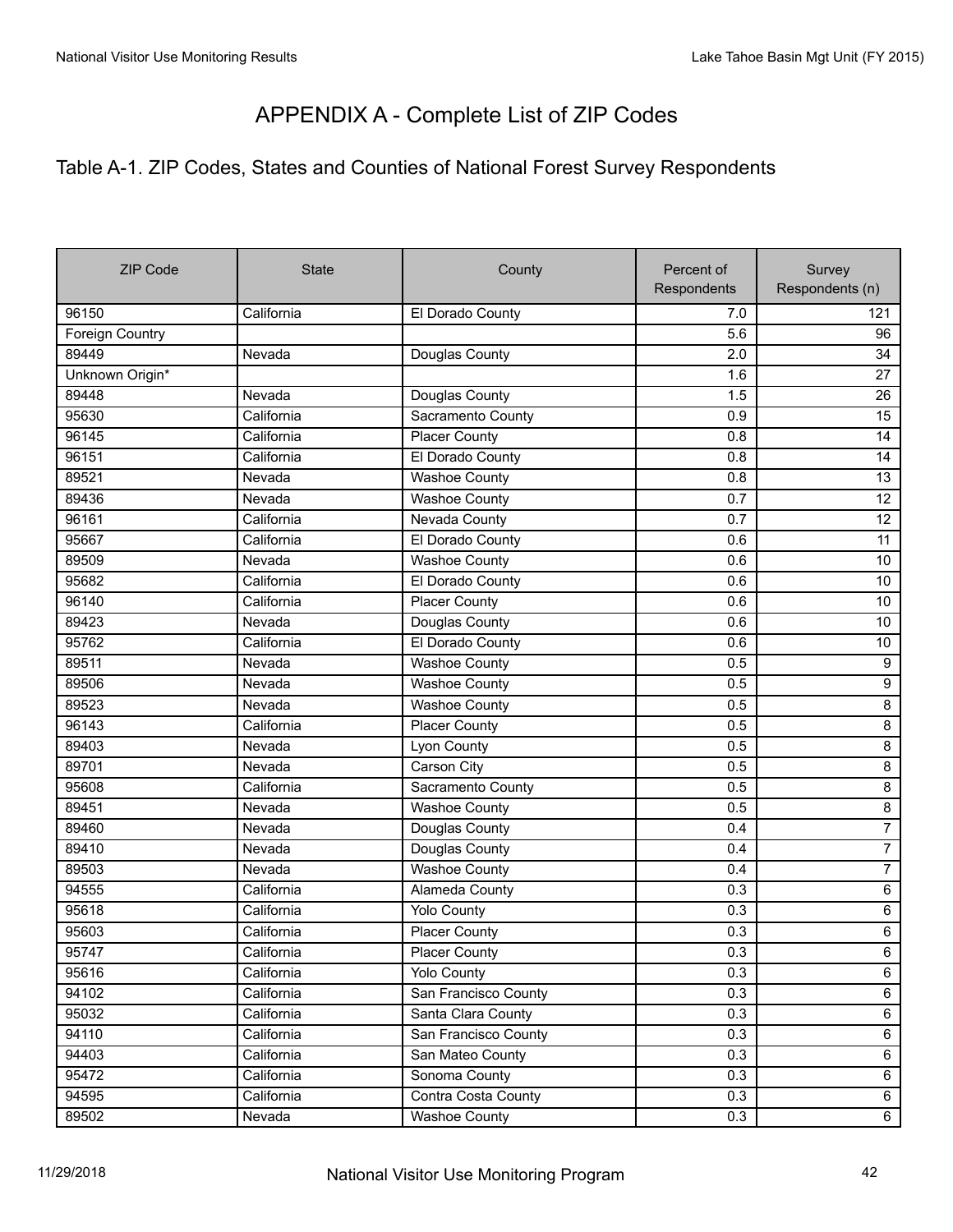# APPENDIX A - Complete List of ZIP Codes

## Table A-1. ZIP Codes, States and Counties of National Forest Survey Respondents

| ZIP Code | State | County | Percent of Respondents | Survey Respondents (n) |
|---|---|---|---|---|
| 96150 | California | El Dorado County | 7.0 | 121 |
| Foreign Country | | | 5.6 | 96 |
| 89449 | Nevada | Douglas County | 2.0 | 34 |
| Unknown Origin* | | | 1.6 | 27 |
| 89448 | Nevada | Douglas County | 1.5 | 26 |
| 95630 | California | Sacramento County | 0.9 | 15 |
| 96145 | California | Placer County | 0.8 | 14 |
| 96151 | California | El Dorado County | 0.8 | 14 |
| 89521 | Nevada | Washoe County | 0.8 | 13 |
| 89436 | Nevada | Washoe County | 0.7 | 12 |
| 96161 | California | Nevada County | 0.7 | 12 |
| 95667 | California | El Dorado County | 0.6 | 11 |
| 89509 | Nevada | Washoe County | 0.6 | 10 |
| 95682 | California | El Dorado County | 0.6 | 10 |
| 96140 | California | Placer County | 0.6 | 10 |
| 89423 | Nevada | Douglas County | 0.6 | 10 |
| 95762 | California | El Dorado County | 0.6 | 10 |
| 89511 | Nevada | Washoe County | 0.5 | 9 |
| 89506 | Nevada | Washoe County | 0.5 | 9 |
| 89523 | Nevada | Washoe County | 0.5 | 8 |
| 96143 | California | Placer County | 0.5 | 8 |
| 89403 | Nevada | Lyon County | 0.5 | 8 |
| 89701 | Nevada | Carson City | 0.5 | 8 |
| 95608 | California | Sacramento County | 0.5 | 8 |
| 89451 | Nevada | Washoe County | 0.5 | 8 |
| 89460 | Nevada | Douglas County | 0.4 | 7 |
| 89410 | Nevada | Douglas County | 0.4 | 7 |
| 89503 | Nevada | Washoe County | 0.4 | 7 |
| 94555 | California | Alameda County | 0.3 | 6 |
| 95618 | California | Yolo County | 0.3 | 6 |
| 95603 | California | Placer County | 0.3 | 6 |
| 95747 | California | Placer County | 0.3 | 6 |
| 95616 | California | Yolo County | 0.3 | 6 |
| 94102 | California | San Francisco County | 0.3 | 6 |
| 95032 | California | Santa Clara County | 0.3 | 6 |
| 94110 | California | San Francisco County | 0.3 | 6 |
| 94403 | California | San Mateo County | 0.3 | 6 |
| 95472 | California | Sonoma County | 0.3 | 6 |
| 94595 | California | Contra Costa County | 0.3 | 6 |
| 89502 | Nevada | Washoe County | 0.3 | 6 |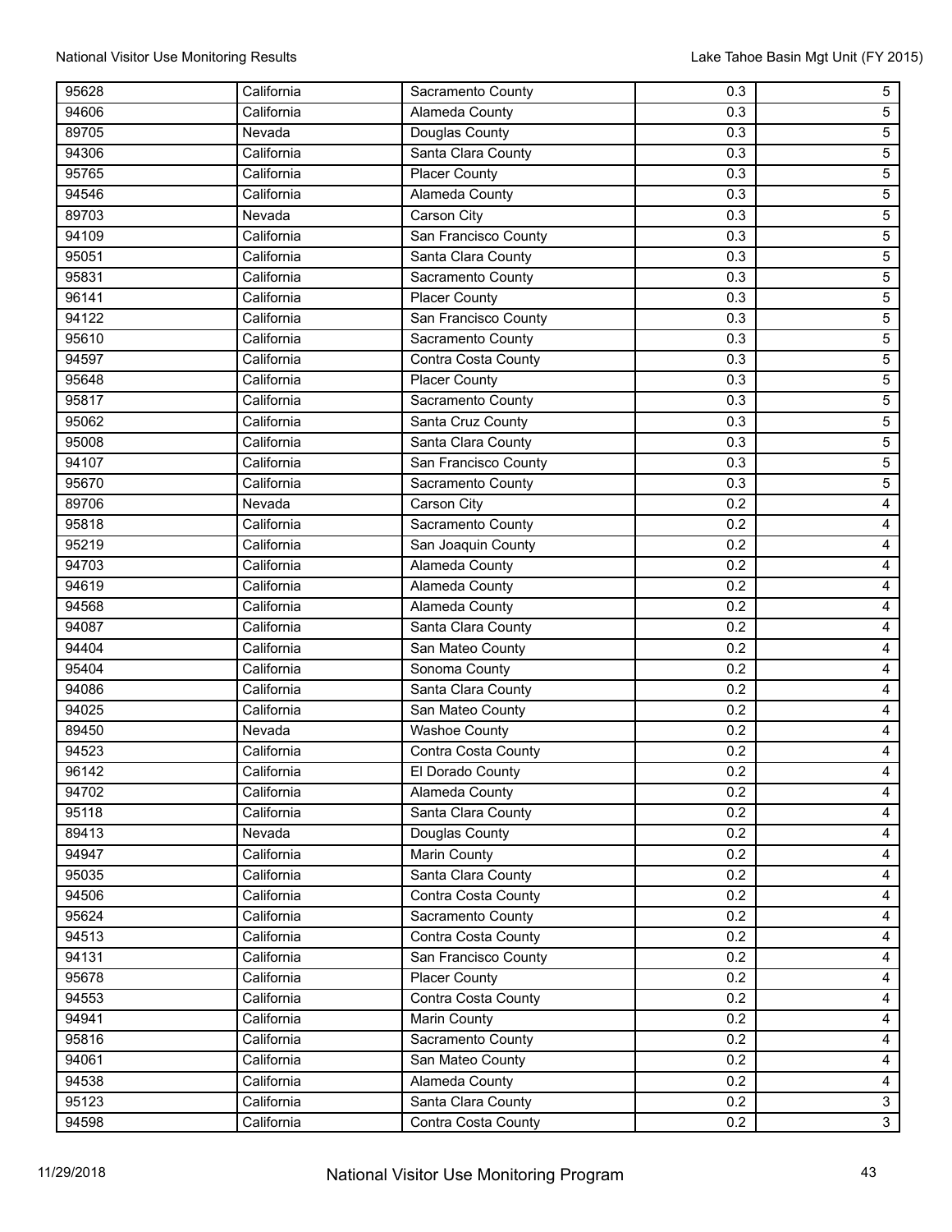| | | | | |
|---|---|---|---|---|
| 95628 | California | Sacramento County | 0.3 | 5 |
| 94606 | California | Alameda County | 0.3 | 5 |
| 89705 | Nevada | Douglas County | 0.3 | 5 |
| 94306 | California | Santa Clara County | 0.3 | 5 |
| 95765 | California | Placer County | 0.3 | 5 |
| 94546 | California | Alameda County | 0.3 | 5 |
| 89703 | Nevada | Carson City | 0.3 | 5 |
| 94109 | California | San Francisco County | 0.3 | 5 |
| 95051 | California | Santa Clara County | 0.3 | 5 |
| 95831 | California | Sacramento County | 0.3 | 5 |
| 96141 | California | Placer County | 0.3 | 5 |
| 94122 | California | San Francisco County | 0.3 | 5 |
| 95610 | California | Sacramento County | 0.3 | 5 |
| 94597 | California | Contra Costa County | 0.3 | 5 |
| 95648 | California | Placer County | 0.3 | 5 |
| 95817 | California | Sacramento County | 0.3 | 5 |
| 95062 | California | Santa Cruz County | 0.3 | 5 |
| 95008 | California | Santa Clara County | 0.3 | 5 |
| 94107 | California | San Francisco County | 0.3 | 5 |
| 95670 | California | Sacramento County | 0.3 | 5 |
| 89706 | Nevada | Carson City | 0.2 | 4 |
| 95818 | California | Sacramento County | 0.2 | 4 |
| 95219 | California | San Joaquin County | 0.2 | 4 |
| 94703 | California | Alameda County | 0.2 | 4 |
| 94619 | California | Alameda County | 0.2 | 4 |
| 94568 | California | Alameda County | 0.2 | 4 |
| 94087 | California | Santa Clara County | 0.2 | 4 |
| 94404 | California | San Mateo County | 0.2 | 4 |
| 95404 | California | Sonoma County | 0.2 | 4 |
| 94086 | California | Santa Clara County | 0.2 | 4 |
| 94025 | California | San Mateo County | 0.2 | 4 |
| 89450 | Nevada | Washoe County | 0.2 | 4 |
| 94523 | California | Contra Costa County | 0.2 | 4 |
| 96142 | California | El Dorado County | 0.2 | 4 |
| 94702 | California | Alameda County | 0.2 | 4 |
| 95118 | California | Santa Clara County | 0.2 | 4 |
| 89413 | Nevada | Douglas County | 0.2 | 4 |
| 94947 | California | Marin County | 0.2 | 4 |
| 95035 | California | Santa Clara County | 0.2 | 4 |
| 94506 | California | Contra Costa County | 0.2 | 4 |
| 95624 | California | Sacramento County | 0.2 | 4 |
| 94513 | California | Contra Costa County | 0.2 | 4 |
| 94131 | California | San Francisco County | 0.2 | 4 |
| 95678 | California | Placer County | 0.2 | 4 |
| 94553 | California | Contra Costa County | 0.2 | 4 |
| 94941 | California | Marin County | 0.2 | 4 |
| 95816 | California | Sacramento County | 0.2 | 4 |
| 94061 | California | San Mateo County | 0.2 | 4 |
| 94538 | California | Alameda County | 0.2 | 4 |
| 95123 | California | Santa Clara County | 0.2 | 3 |
| 94598 | California | Contra Costa County | 0.2 | 3 |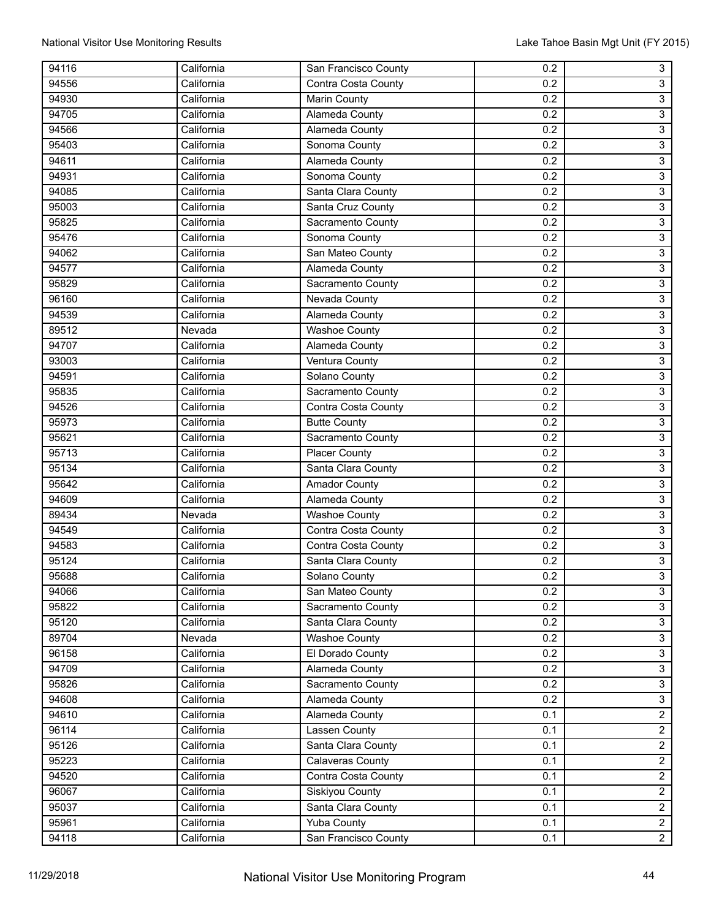| 94116 | California | San Francisco County | 0.2 | 3 |
|---|---|---|---|---|
| 94556 | California | Contra Costa County | 0.2 | 3 |
| 94930 | California | Marin County | 0.2 | 3 |
| 94705 | California | Alameda County | 0.2 | 3 |
| 94566 | California | Alameda County | 0.2 | 3 |
| 95403 | California | Sonoma County | 0.2 | 3 |
| 94611 | California | Alameda County | 0.2 | 3 |
| 94931 | California | Sonoma County | 0.2 | 3 |
| 94085 | California | Santa Clara County | 0.2 | 3 |
| 95003 | California | Santa Cruz County | 0.2 | 3 |
| 95825 | California | Sacramento County | 0.2 | 3 |
| 95476 | California | Sonoma County | 0.2 | 3 |
| 94062 | California | San Mateo County | 0.2 | 3 |
| 94577 | California | Alameda County | 0.2 | 3 |
| 95829 | California | Sacramento County | 0.2 | 3 |
| 96160 | California | Nevada County | 0.2 | 3 |
| 94539 | California | Alameda County | 0.2 | 3 |
| 89512 | Nevada | Washoe County | 0.2 | 3 |
| 94707 | California | Alameda County | 0.2 | 3 |
| 93003 | California | Ventura County | 0.2 | 3 |
| 94591 | California | Solano County | 0.2 | 3 |
| 95835 | California | Sacramento County | 0.2 | 3 |
| 94526 | California | Contra Costa County | 0.2 | 3 |
| 95973 | California | Butte County | 0.2 | 3 |
| 95621 | California | Sacramento County | 0.2 | 3 |
| 95713 | California | Placer County | 0.2 | 3 |
| 95134 | California | Santa Clara County | 0.2 | 3 |
| 95642 | California | Amador County | 0.2 | 3 |
| 94609 | California | Alameda County | 0.2 | 3 |
| 89434 | Nevada | Washoe County | 0.2 | 3 |
| 94549 | California | Contra Costa County | 0.2 | 3 |
| 94583 | California | Contra Costa County | 0.2 | 3 |
| 95124 | California | Santa Clara County | 0.2 | 3 |
| 95688 | California | Solano County | 0.2 | 3 |
| 94066 | California | San Mateo County | 0.2 | 3 |
| 95822 | California | Sacramento County | 0.2 | 3 |
| 95120 | California | Santa Clara County | 0.2 | 3 |
| 89704 | Nevada | Washoe County | 0.2 | 3 |
| 96158 | California | El Dorado County | 0.2 | 3 |
| 94709 | California | Alameda County | 0.2 | 3 |
| 95826 | California | Sacramento County | 0.2 | 3 |
| 94608 | California | Alameda County | 0.2 | 3 |
| 94610 | California | Alameda County | 0.1 | 2 |
| 96114 | California | Lassen County | 0.1 | 2 |
| 95126 | California | Santa Clara County | 0.1 | 2 |
| 95223 | California | Calaveras County | 0.1 | 2 |
| 94520 | California | Contra Costa County | 0.1 | 2 |
| 96067 | California | Siskiyou County | 0.1 | 2 |
| 95037 | California | Santa Clara County | 0.1 | 2 |
| 95961 | California | Yuba County | 0.1 | 2 |
| 94118 | California | San Francisco County | 0.1 | 2 |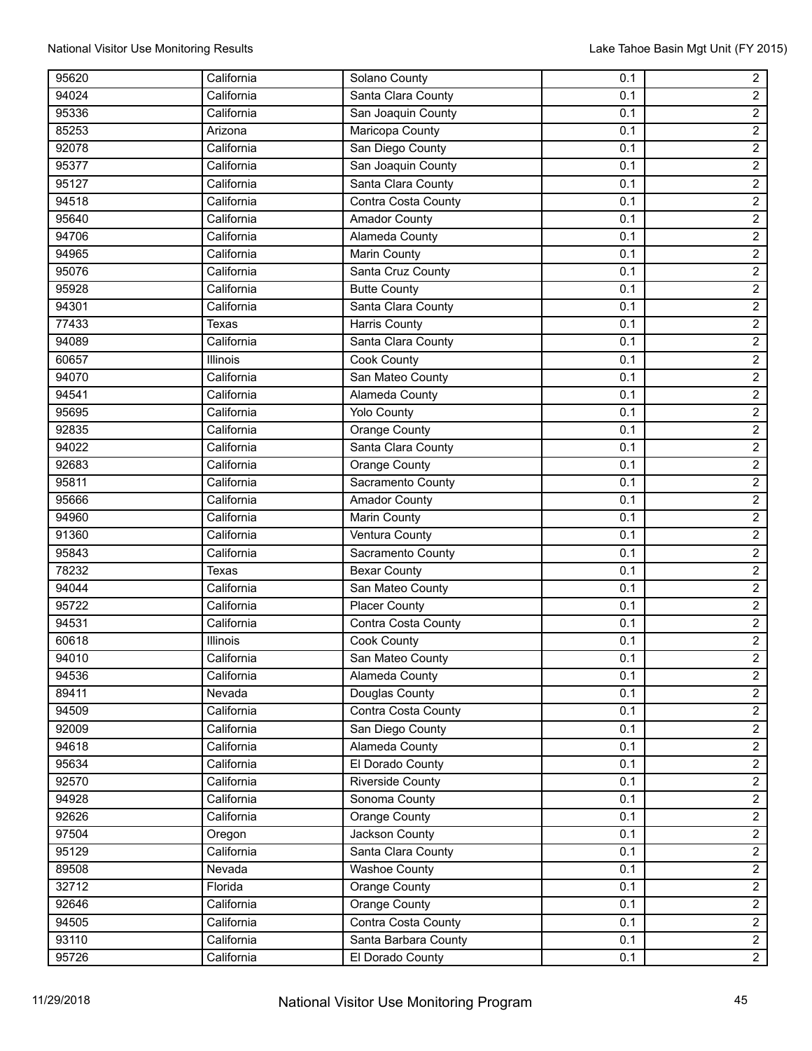| | | | | |
|---|---|---|---|---|
| 95620 | California | Solano County | 0.1 | 2 |
| 94024 | California | Santa Clara County | 0.1 | 2 |
| 95336 | California | San Joaquin County | 0.1 | 2 |
| 85253 | Arizona | Maricopa County | 0.1 | 2 |
| 92078 | California | San Diego County | 0.1 | 2 |
| 95377 | California | San Joaquin County | 0.1 | 2 |
| 95127 | California | Santa Clara County | 0.1 | 2 |
| 94518 | California | Contra Costa County | 0.1 | 2 |
| 95640 | California | Amador County | 0.1 | 2 |
| 94706 | California | Alameda County | 0.1 | 2 |
| 94965 | California | Marin County | 0.1 | 2 |
| 95076 | California | Santa Cruz County | 0.1 | 2 |
| 95928 | California | Butte County | 0.1 | 2 |
| 94301 | California | Santa Clara County | 0.1 | 2 |
| 77433 | Texas | Harris County | 0.1 | 2 |
| 94089 | California | Santa Clara County | 0.1 | 2 |
| 60657 | Illinois | Cook County | 0.1 | 2 |
| 94070 | California | San Mateo County | 0.1 | 2 |
| 94541 | California | Alameda County | 0.1 | 2 |
| 95695 | California | Yolo County | 0.1 | 2 |
| 92835 | California | Orange County | 0.1 | 2 |
| 94022 | California | Santa Clara County | 0.1 | 2 |
| 92683 | California | Orange County | 0.1 | 2 |
| 95811 | California | Sacramento County | 0.1 | 2 |
| 95666 | California | Amador County | 0.1 | 2 |
| 94960 | California | Marin County | 0.1 | 2 |
| 91360 | California | Ventura County | 0.1 | 2 |
| 95843 | California | Sacramento County | 0.1 | 2 |
| 78232 | Texas | Bexar County | 0.1 | 2 |
| 94044 | California | San Mateo County | 0.1 | 2 |
| 95722 | California | Placer County | 0.1 | 2 |
| 94531 | California | Contra Costa County | 0.1 | 2 |
| 60618 | Illinois | Cook County | 0.1 | 2 |
| 94010 | California | San Mateo County | 0.1 | 2 |
| 94536 | California | Alameda County | 0.1 | 2 |
| 89411 | Nevada | Douglas County | 0.1 | 2 |
| 94509 | California | Contra Costa County | 0.1 | 2 |
| 92009 | California | San Diego County | 0.1 | 2 |
| 94618 | California | Alameda County | 0.1 | 2 |
| 95634 | California | El Dorado County | 0.1 | 2 |
| 92570 | California | Riverside County | 0.1 | 2 |
| 94928 | California | Sonoma County | 0.1 | 2 |
| 92626 | California | Orange County | 0.1 | 2 |
| 97504 | Oregon | Jackson County | 0.1 | 2 |
| 95129 | California | Santa Clara County | 0.1 | 2 |
| 89508 | Nevada | Washoe County | 0.1 | 2 |
| 32712 | Florida | Orange County | 0.1 | 2 |
| 92646 | California | Orange County | 0.1 | 2 |
| 94505 | California | Contra Costa County | 0.1 | 2 |
| 93110 | California | Santa Barbara County | 0.1 | 2 |
| 95726 | California | El Dorado County | 0.1 | 2 |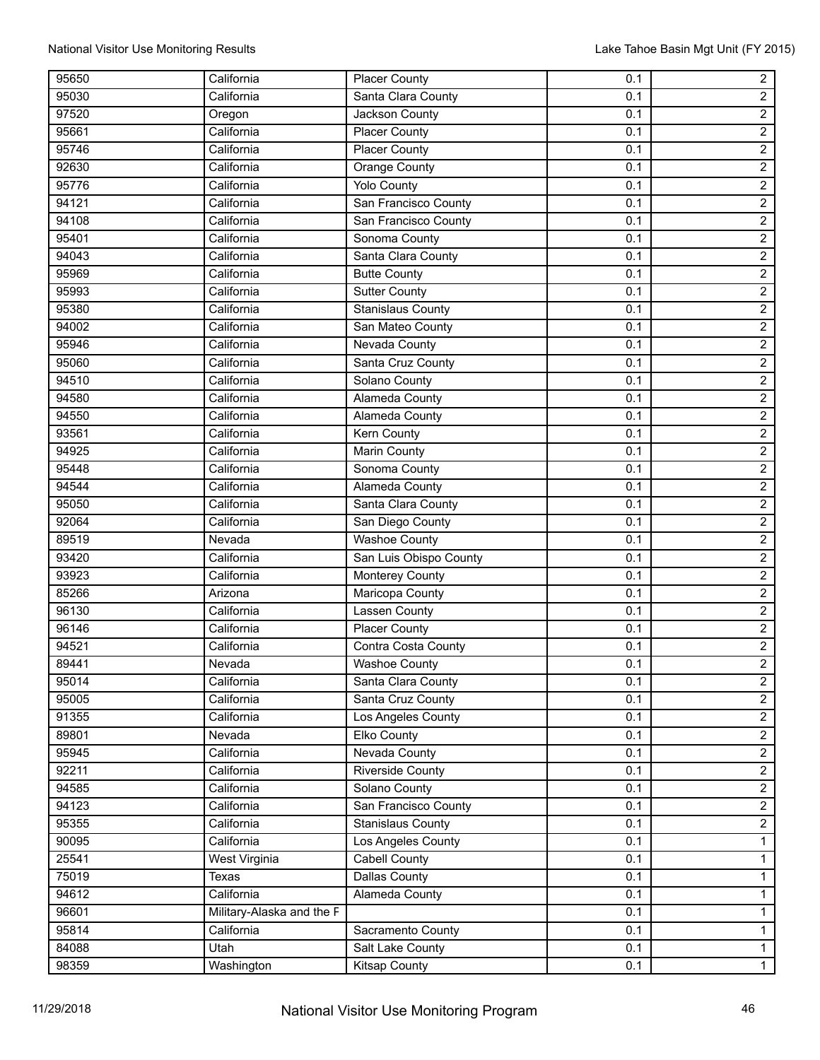| | | | | |
|---|---|---|---|---|
| 95650 | California | Placer County | 0.1 | 2 |
| 95030 | California | Santa Clara County | 0.1 | 2 |
| 97520 | Oregon | Jackson County | 0.1 | 2 |
| 95661 | California | Placer County | 0.1 | 2 |
| 95746 | California | Placer County | 0.1 | 2 |
| 92630 | California | Orange County | 0.1 | 2 |
| 95776 | California | Yolo County | 0.1 | 2 |
| 94121 | California | San Francisco County | 0.1 | 2 |
| 94108 | California | San Francisco County | 0.1 | 2 |
| 95401 | California | Sonoma County | 0.1 | 2 |
| 94043 | California | Santa Clara County | 0.1 | 2 |
| 95969 | California | Butte County | 0.1 | 2 |
| 95993 | California | Sutter County | 0.1 | 2 |
| 95380 | California | Stanislaus County | 0.1 | 2 |
| 94002 | California | San Mateo County | 0.1 | 2 |
| 95946 | California | Nevada County | 0.1 | 2 |
| 95060 | California | Santa Cruz County | 0.1 | 2 |
| 94510 | California | Solano County | 0.1 | 2 |
| 94580 | California | Alameda County | 0.1 | 2 |
| 94550 | California | Alameda County | 0.1 | 2 |
| 93561 | California | Kern County | 0.1 | 2 |
| 94925 | California | Marin County | 0.1 | 2 |
| 95448 | California | Sonoma County | 0.1 | 2 |
| 94544 | California | Alameda County | 0.1 | 2 |
| 95050 | California | Santa Clara County | 0.1 | 2 |
| 92064 | California | San Diego County | 0.1 | 2 |
| 89519 | Nevada | Washoe County | 0.1 | 2 |
| 93420 | California | San Luis Obispo County | 0.1 | 2 |
| 93923 | California | Monterey County | 0.1 | 2 |
| 85266 | Arizona | Maricopa County | 0.1 | 2 |
| 96130 | California | Lassen County | 0.1 | 2 |
| 96146 | California | Placer County | 0.1 | 2 |
| 94521 | California | Contra Costa County | 0.1 | 2 |
| 89441 | Nevada | Washoe County | 0.1 | 2 |
| 95014 | California | Santa Clara County | 0.1 | 2 |
| 95005 | California | Santa Cruz County | 0.1 | 2 |
| 91355 | California | Los Angeles County | 0.1 | 2 |
| 89801 | Nevada | Elko County | 0.1 | 2 |
| 95945 | California | Nevada County | 0.1 | 2 |
| 92211 | California | Riverside County | 0.1 | 2 |
| 94585 | California | Solano County | 0.1 | 2 |
| 94123 | California | San Francisco County | 0.1 | 2 |
| 95355 | California | Stanislaus County | 0.1 | 2 |
| 90095 | California | Los Angeles County | 0.1 | 1 |
| 25541 | West Virginia | Cabell County | 0.1 | 1 |
| 75019 | Texas | Dallas County | 0.1 | 1 |
| 94612 | California | Alameda County | 0.1 | 1 |
| 96601 | Military-Alaska and the F | | 0.1 | 1 |
| 95814 | California | Sacramento County | 0.1 | 1 |
| 84088 | Utah | Salt Lake County | 0.1 | 1 |
| 98359 | Washington | Kitsap County | 0.1 | 1 |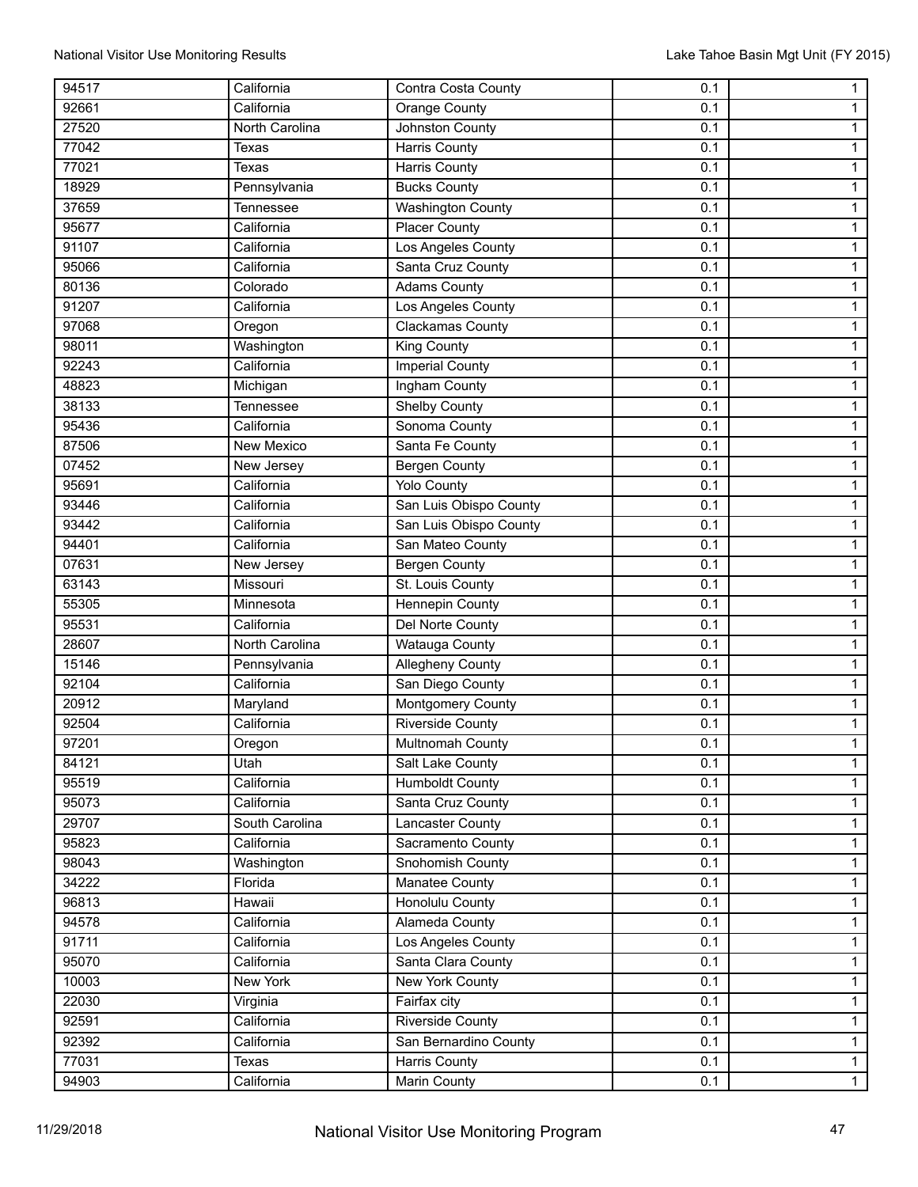| | | | | |
|---|---|---|---|---|
| 94517 | California | Contra Costa County | 0.1 | 1 |
| 92661 | California | Orange County | 0.1 | 1 |
| 27520 | North Carolina | Johnston County | 0.1 | 1 |
| 77042 | Texas | Harris County | 0.1 | 1 |
| 77021 | Texas | Harris County | 0.1 | 1 |
| 18929 | Pennsylvania | Bucks County | 0.1 | 1 |
| 37659 | Tennessee | Washington County | 0.1 | 1 |
| 95677 | California | Placer County | 0.1 | 1 |
| 91107 | California | Los Angeles County | 0.1 | 1 |
| 95066 | California | Santa Cruz County | 0.1 | 1 |
| 80136 | Colorado | Adams County | 0.1 | 1 |
| 91207 | California | Los Angeles County | 0.1 | 1 |
| 97068 | Oregon | Clackamas County | 0.1 | 1 |
| 98011 | Washington | King County | 0.1 | 1 |
| 92243 | California | Imperial County | 0.1 | 1 |
| 48823 | Michigan | Ingham County | 0.1 | 1 |
| 38133 | Tennessee | Shelby County | 0.1 | 1 |
| 95436 | California | Sonoma County | 0.1 | 1 |
| 87506 | New Mexico | Santa Fe County | 0.1 | 1 |
| 07452 | New Jersey | Bergen County | 0.1 | 1 |
| 95691 | California | Yolo County | 0.1 | 1 |
| 93446 | California | San Luis Obispo County | 0.1 | 1 |
| 93442 | California | San Luis Obispo County | 0.1 | 1 |
| 94401 | California | San Mateo County | 0.1 | 1 |
| 07631 | New Jersey | Bergen County | 0.1 | 1 |
| 63143 | Missouri | St. Louis County | 0.1 | 1 |
| 55305 | Minnesota | Hennepin County | 0.1 | 1 |
| 95531 | California | Del Norte County | 0.1 | 1 |
| 28607 | North Carolina | Watauga County | 0.1 | 1 |
| 15146 | Pennsylvania | Allegheny County | 0.1 | 1 |
| 92104 | California | San Diego County | 0.1 | 1 |
| 20912 | Maryland | Montgomery County | 0.1 | 1 |
| 92504 | California | Riverside County | 0.1 | 1 |
| 97201 | Oregon | Multnomah County | 0.1 | 1 |
| 84121 | Utah | Salt Lake County | 0.1 | 1 |
| 95519 | California | Humboldt County | 0.1 | 1 |
| 95073 | California | Santa Cruz County | 0.1 | 1 |
| 29707 | South Carolina | Lancaster County | 0.1 | 1 |
| 95823 | California | Sacramento County | 0.1 | 1 |
| 98043 | Washington | Snohomish County | 0.1 | 1 |
| 34222 | Florida | Manatee County | 0.1 | 1 |
| 96813 | Hawaii | Honolulu County | 0.1 | 1 |
| 94578 | California | Alameda County | 0.1 | 1 |
| 91711 | California | Los Angeles County | 0.1 | 1 |
| 95070 | California | Santa Clara County | 0.1 | 1 |
| 10003 | New York | New York County | 0.1 | 1 |
| 22030 | Virginia | Fairfax city | 0.1 | 1 |
| 92591 | California | Riverside County | 0.1 | 1 |
| 92392 | California | San Bernardino County | 0.1 | 1 |
| 77031 | Texas | Harris County | 0.1 | 1 |
| 94903 | California | Marin County | 0.1 | 1 |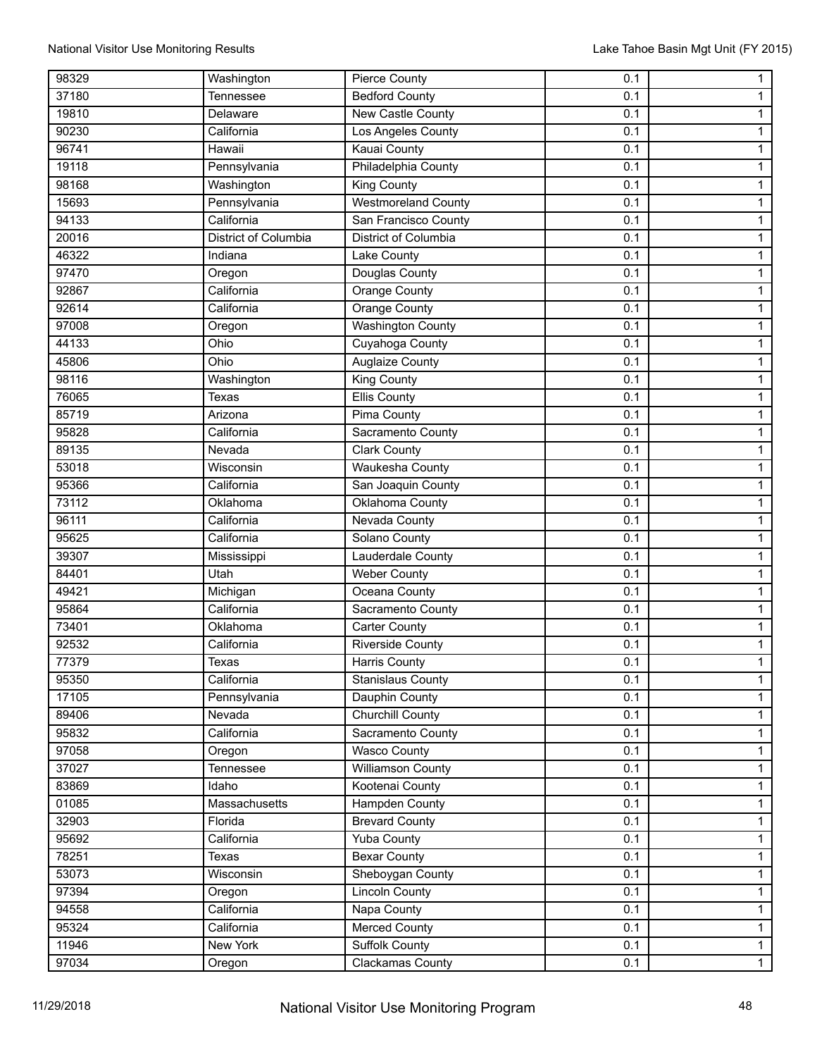| | | | | |
|---|---|---|---|---|
| 98329 | Washington | Pierce County | 0.1 | 1 |
| 37180 | Tennessee | Bedford County | 0.1 | 1 |
| 19810 | Delaware | New Castle County | 0.1 | 1 |
| 90230 | California | Los Angeles County | 0.1 | 1 |
| 96741 | Hawaii | Kauai County | 0.1 | 1 |
| 19118 | Pennsylvania | Philadelphia County | 0.1 | 1 |
| 98168 | Washington | King County | 0.1 | 1 |
| 15693 | Pennsylvania | Westmoreland County | 0.1 | 1 |
| 94133 | California | San Francisco County | 0.1 | 1 |
| 20016 | District of Columbia | District of Columbia | 0.1 | 1 |
| 46322 | Indiana | Lake County | 0.1 | 1 |
| 97470 | Oregon | Douglas County | 0.1 | 1 |
| 92867 | California | Orange County | 0.1 | 1 |
| 92614 | California | Orange County | 0.1 | 1 |
| 97008 | Oregon | Washington County | 0.1 | 1 |
| 44133 | Ohio | Cuyahoga County | 0.1 | 1 |
| 45806 | Ohio | Auglaize County | 0.1 | 1 |
| 98116 | Washington | King County | 0.1 | 1 |
| 76065 | Texas | Ellis County | 0.1 | 1 |
| 85719 | Arizona | Pima County | 0.1 | 1 |
| 95828 | California | Sacramento County | 0.1 | 1 |
| 89135 | Nevada | Clark County | 0.1 | 1 |
| 53018 | Wisconsin | Waukesha County | 0.1 | 1 |
| 95366 | California | San Joaquin County | 0.1 | 1 |
| 73112 | Oklahoma | Oklahoma County | 0.1 | 1 |
| 96111 | California | Nevada County | 0.1 | 1 |
| 95625 | California | Solano County | 0.1 | 1 |
| 39307 | Mississippi | Lauderdale County | 0.1 | 1 |
| 84401 | Utah | Weber County | 0.1 | 1 |
| 49421 | Michigan | Oceana County | 0.1 | 1 |
| 95864 | California | Sacramento County | 0.1 | 1 |
| 73401 | Oklahoma | Carter County | 0.1 | 1 |
| 92532 | California | Riverside County | 0.1 | 1 |
| 77379 | Texas | Harris County | 0.1 | 1 |
| 95350 | California | Stanislaus County | 0.1 | 1 |
| 17105 | Pennsylvania | Dauphin County | 0.1 | 1 |
| 89406 | Nevada | Churchill County | 0.1 | 1 |
| 95832 | California | Sacramento County | 0.1 | 1 |
| 97058 | Oregon | Wasco County | 0.1 | 1 |
| 37027 | Tennessee | Williamson County | 0.1 | 1 |
| 83869 | Idaho | Kootenai County | 0.1 | 1 |
| 01085 | Massachusetts | Hampden County | 0.1 | 1 |
| 32903 | Florida | Brevard County | 0.1 | 1 |
| 95692 | California | Yuba County | 0.1 | 1 |
| 78251 | Texas | Bexar County | 0.1 | 1 |
| 53073 | Wisconsin | Sheboygan County | 0.1 | 1 |
| 97394 | Oregon | Lincoln County | 0.1 | 1 |
| 94558 | California | Napa County | 0.1 | 1 |
| 95324 | California | Merced County | 0.1 | 1 |
| 11946 | New York | Suffolk County | 0.1 | 1 |
| 97034 | Oregon | Clackamas County | 0.1 | 1 |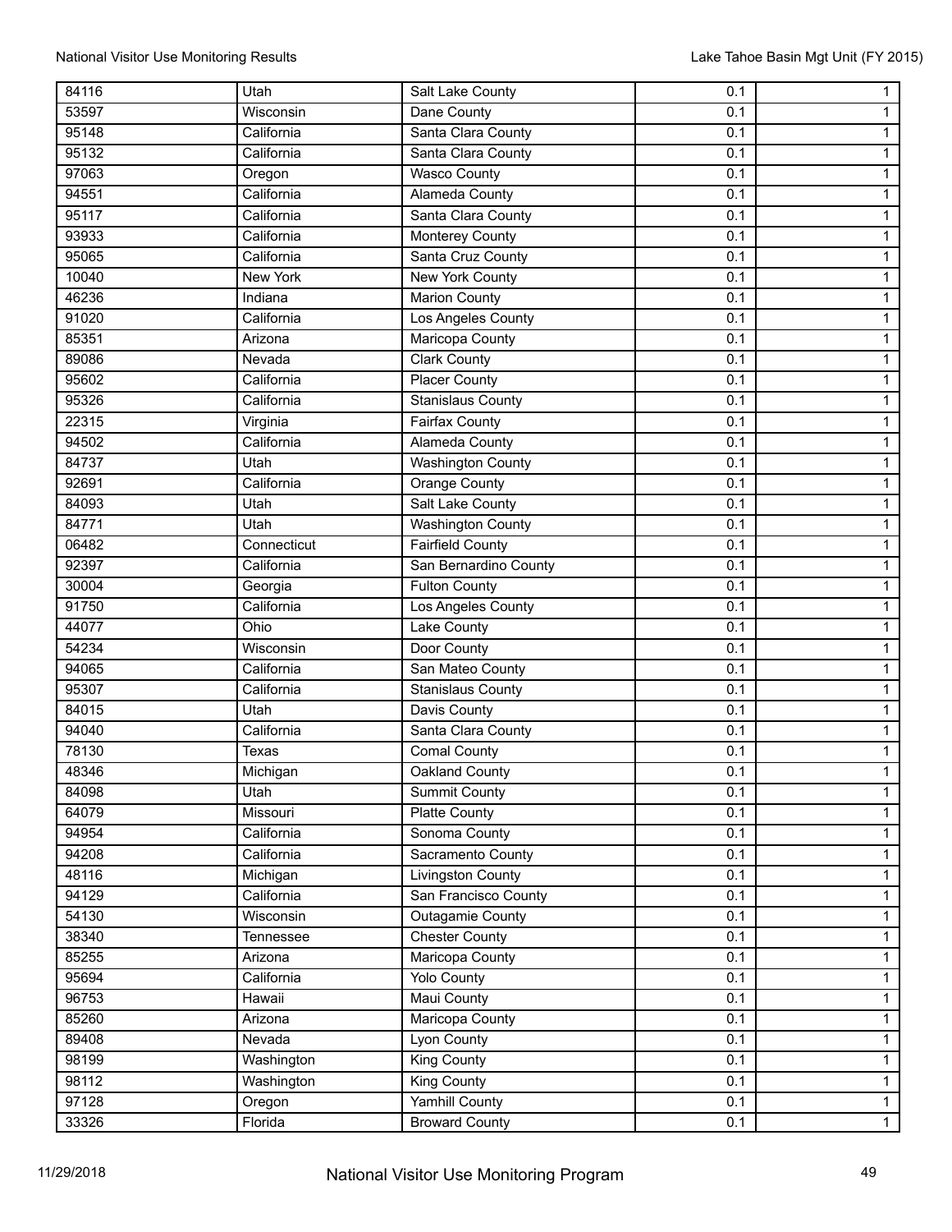| | | | | |
|---|---|---|---|---|
| 84116 | Utah | Salt Lake County | 0.1 | 1 |
| 53597 | Wisconsin | Dane County | 0.1 | 1 |
| 95148 | California | Santa Clara County | 0.1 | 1 |
| 95132 | California | Santa Clara County | 0.1 | 1 |
| 97063 | Oregon | Wasco County | 0.1 | 1 |
| 94551 | California | Alameda County | 0.1 | 1 |
| 95117 | California | Santa Clara County | 0.1 | 1 |
| 93933 | California | Monterey County | 0.1 | 1 |
| 95065 | California | Santa Cruz County | 0.1 | 1 |
| 10040 | New York | New York County | 0.1 | 1 |
| 46236 | Indiana | Marion County | 0.1 | 1 |
| 91020 | California | Los Angeles County | 0.1 | 1 |
| 85351 | Arizona | Maricopa County | 0.1 | 1 |
| 89086 | Nevada | Clark County | 0.1 | 1 |
| 95602 | California | Placer County | 0.1 | 1 |
| 95326 | California | Stanislaus County | 0.1 | 1 |
| 22315 | Virginia | Fairfax County | 0.1 | 1 |
| 94502 | California | Alameda County | 0.1 | 1 |
| 84737 | Utah | Washington County | 0.1 | 1 |
| 92691 | California | Orange County | 0.1 | 1 |
| 84093 | Utah | Salt Lake County | 0.1 | 1 |
| 84771 | Utah | Washington County | 0.1 | 1 |
| 06482 | Connecticut | Fairfield County | 0.1 | 1 |
| 92397 | California | San Bernardino County | 0.1 | 1 |
| 30004 | Georgia | Fulton County | 0.1 | 1 |
| 91750 | California | Los Angeles County | 0.1 | 1 |
| 44077 | Ohio | Lake County | 0.1 | 1 |
| 54234 | Wisconsin | Door County | 0.1 | 1 |
| 94065 | California | San Mateo County | 0.1 | 1 |
| 95307 | California | Stanislaus County | 0.1 | 1 |
| 84015 | Utah | Davis County | 0.1 | 1 |
| 94040 | California | Santa Clara County | 0.1 | 1 |
| 78130 | Texas | Comal County | 0.1 | 1 |
| 48346 | Michigan | Oakland County | 0.1 | 1 |
| 84098 | Utah | Summit County | 0.1 | 1 |
| 64079 | Missouri | Platte County | 0.1 | 1 |
| 94954 | California | Sonoma County | 0.1 | 1 |
| 94208 | California | Sacramento County | 0.1 | 1 |
| 48116 | Michigan | Livingston County | 0.1 | 1 |
| 94129 | California | San Francisco County | 0.1 | 1 |
| 54130 | Wisconsin | Outagamie County | 0.1 | 1 |
| 38340 | Tennessee | Chester County | 0.1 | 1 |
| 85255 | Arizona | Maricopa County | 0.1 | 1 |
| 95694 | California | Yolo County | 0.1 | 1 |
| 96753 | Hawaii | Maui County | 0.1 | 1 |
| 85260 | Arizona | Maricopa County | 0.1 | 1 |
| 89408 | Nevada | Lyon County | 0.1 | 1 |
| 98199 | Washington | King County | 0.1 | 1 |
| 98112 | Washington | King County | 0.1 | 1 |
| 97128 | Oregon | Yamhill County | 0.1 | 1 |
| 33326 | Florida | Broward County | 0.1 | 1 |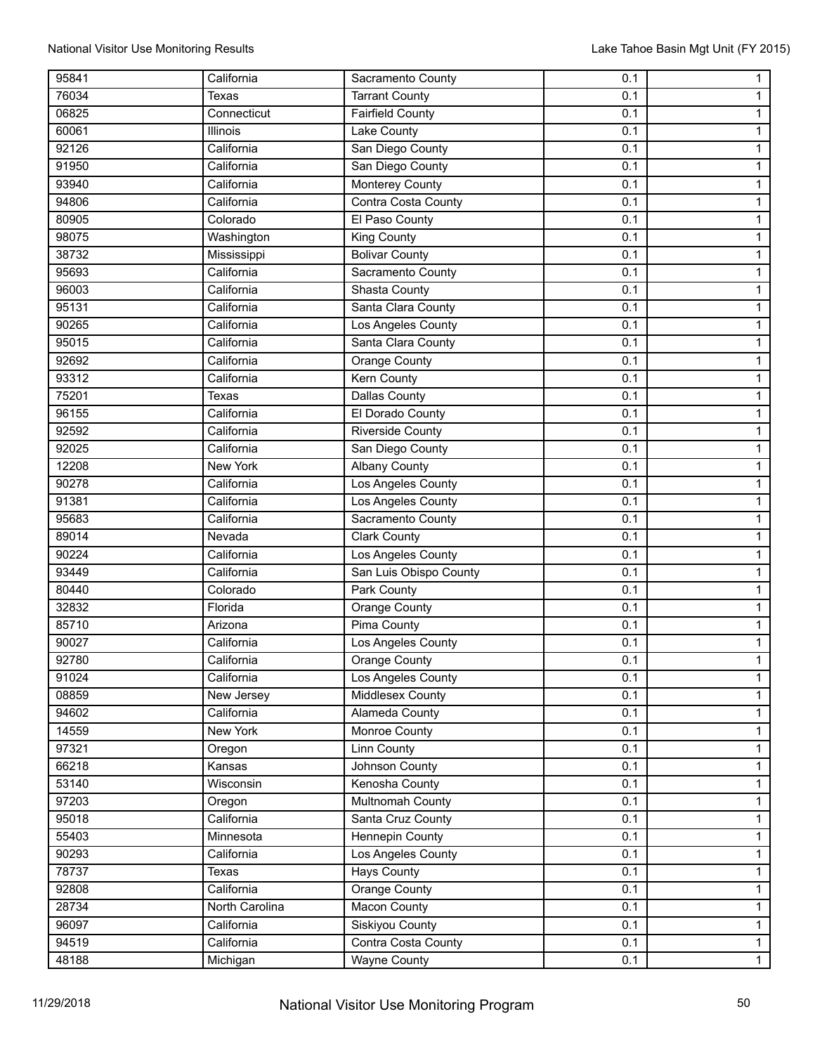| | | | | |
|---|---|---|---|---|
| 95841 | California | Sacramento County | 0.1 | 1 |
| 76034 | Texas | Tarrant County | 0.1 | 1 |
| 06825 | Connecticut | Fairfield County | 0.1 | 1 |
| 60061 | Illinois | Lake County | 0.1 | 1 |
| 92126 | California | San Diego County | 0.1 | 1 |
| 91950 | California | San Diego County | 0.1 | 1 |
| 93940 | California | Monterey County | 0.1 | 1 |
| 94806 | California | Contra Costa County | 0.1 | 1 |
| 80905 | Colorado | El Paso County | 0.1 | 1 |
| 98075 | Washington | King County | 0.1 | 1 |
| 38732 | Mississippi | Bolivar County | 0.1 | 1 |
| 95693 | California | Sacramento County | 0.1 | 1 |
| 96003 | California | Shasta County | 0.1 | 1 |
| 95131 | California | Santa Clara County | 0.1 | 1 |
| 90265 | California | Los Angeles County | 0.1 | 1 |
| 95015 | California | Santa Clara County | 0.1 | 1 |
| 92692 | California | Orange County | 0.1 | 1 |
| 93312 | California | Kern County | 0.1 | 1 |
| 75201 | Texas | Dallas County | 0.1 | 1 |
| 96155 | California | El Dorado County | 0.1 | 1 |
| 92592 | California | Riverside County | 0.1 | 1 |
| 92025 | California | San Diego County | 0.1 | 1 |
| 12208 | New York | Albany County | 0.1 | 1 |
| 90278 | California | Los Angeles County | 0.1 | 1 |
| 91381 | California | Los Angeles County | 0.1 | 1 |
| 95683 | California | Sacramento County | 0.1 | 1 |
| 89014 | Nevada | Clark County | 0.1 | 1 |
| 90224 | California | Los Angeles County | 0.1 | 1 |
| 93449 | California | San Luis Obispo County | 0.1 | 1 |
| 80440 | Colorado | Park County | 0.1 | 1 |
| 32832 | Florida | Orange County | 0.1 | 1 |
| 85710 | Arizona | Pima County | 0.1 | 1 |
| 90027 | California | Los Angeles County | 0.1 | 1 |
| 92780 | California | Orange County | 0.1 | 1 |
| 91024 | California | Los Angeles County | 0.1 | 1 |
| 08859 | New Jersey | Middlesex County | 0.1 | 1 |
| 94602 | California | Alameda County | 0.1 | 1 |
| 14559 | New York | Monroe County | 0.1 | 1 |
| 97321 | Oregon | Linn County | 0.1 | 1 |
| 66218 | Kansas | Johnson County | 0.1 | 1 |
| 53140 | Wisconsin | Kenosha County | 0.1 | 1 |
| 97203 | Oregon | Multnomah County | 0.1 | 1 |
| 95018 | California | Santa Cruz County | 0.1 | 1 |
| 55403 | Minnesota | Hennepin County | 0.1 | 1 |
| 90293 | California | Los Angeles County | 0.1 | 1 |
| 78737 | Texas | Hays County | 0.1 | 1 |
| 92808 | California | Orange County | 0.1 | 1 |
| 28734 | North Carolina | Macon County | 0.1 | 1 |
| 96097 | California | Siskiyou County | 0.1 | 1 |
| 94519 | California | Contra Costa County | 0.1 | 1 |
| 48188 | Michigan | Wayne County | 0.1 | 1 |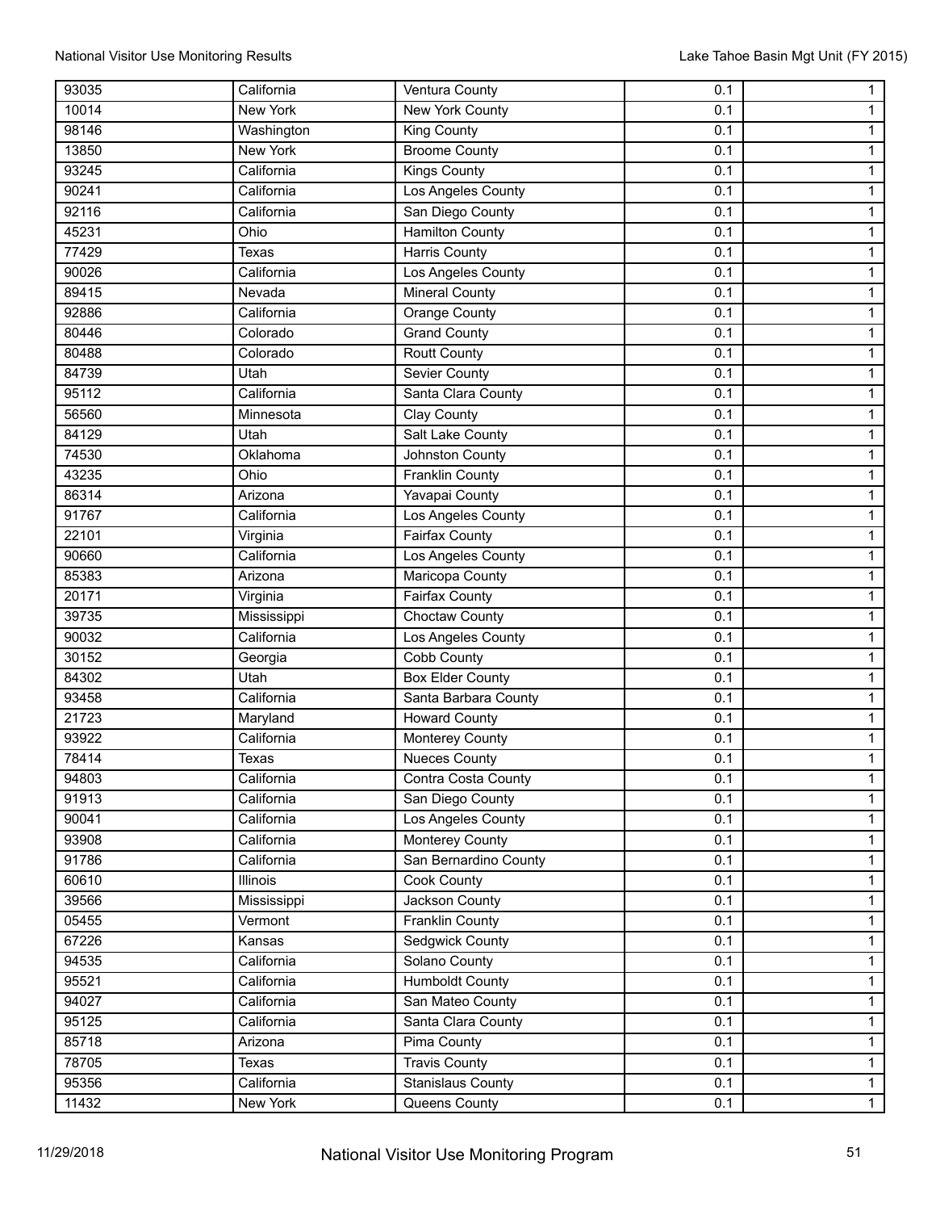| | | | | |
|---|---|---|---|---|
| 93035 | California | Ventura County | 0.1 | 1 |
| 10014 | New York | New York County | 0.1 | 1 |
| 98146 | Washington | King County | 0.1 | 1 |
| 13850 | New York | Broome County | 0.1 | 1 |
| 93245 | California | Kings County | 0.1 | 1 |
| 90241 | California | Los Angeles County | 0.1 | 1 |
| 92116 | California | San Diego County | 0.1 | 1 |
| 45231 | Ohio | Hamilton County | 0.1 | 1 |
| 77429 | Texas | Harris County | 0.1 | 1 |
| 90026 | California | Los Angeles County | 0.1 | 1 |
| 89415 | Nevada | Mineral County | 0.1 | 1 |
| 92886 | California | Orange County | 0.1 | 1 |
| 80446 | Colorado | Grand County | 0.1 | 1 |
| 80488 | Colorado | Routt County | 0.1 | 1 |
| 84739 | Utah | Sevier County | 0.1 | 1 |
| 95112 | California | Santa Clara County | 0.1 | 1 |
| 56560 | Minnesota | Clay County | 0.1 | 1 |
| 84129 | Utah | Salt Lake County | 0.1 | 1 |
| 74530 | Oklahoma | Johnston County | 0.1 | 1 |
| 43235 | Ohio | Franklin County | 0.1 | 1 |
| 86314 | Arizona | Yavapai County | 0.1 | 1 |
| 91767 | California | Los Angeles County | 0.1 | 1 |
| 22101 | Virginia | Fairfax County | 0.1 | 1 |
| 90660 | California | Los Angeles County | 0.1 | 1 |
| 85383 | Arizona | Maricopa County | 0.1 | 1 |
| 20171 | Virginia | Fairfax County | 0.1 | 1 |
| 39735 | Mississippi | Choctaw County | 0.1 | 1 |
| 90032 | California | Los Angeles County | 0.1 | 1 |
| 30152 | Georgia | Cobb County | 0.1 | 1 |
| 84302 | Utah | Box Elder County | 0.1 | 1 |
| 93458 | California | Santa Barbara County | 0.1 | 1 |
| 21723 | Maryland | Howard County | 0.1 | 1 |
| 93922 | California | Monterey County | 0.1 | 1 |
| 78414 | Texas | Nueces County | 0.1 | 1 |
| 94803 | California | Contra Costa County | 0.1 | 1 |
| 91913 | California | San Diego County | 0.1 | 1 |
| 90041 | California | Los Angeles County | 0.1 | 1 |
| 93908 | California | Monterey County | 0.1 | 1 |
| 91786 | California | San Bernardino County | 0.1 | 1 |
| 60610 | Illinois | Cook County | 0.1 | 1 |
| 39566 | Mississippi | Jackson County | 0.1 | 1 |
| 05455 | Vermont | Franklin County | 0.1 | 1 |
| 67226 | Kansas | Sedgwick County | 0.1 | 1 |
| 94535 | California | Solano County | 0.1 | 1 |
| 95521 | California | Humboldt County | 0.1 | 1 |
| 94027 | California | San Mateo County | 0.1 | 1 |
| 95125 | California | Santa Clara County | 0.1 | 1 |
| 85718 | Arizona | Pima County | 0.1 | 1 |
| 78705 | Texas | Travis County | 0.1 | 1 |
| 95356 | California | Stanislaus County | 0.1 | 1 |
| 11432 | New York | Queens County | 0.1 | 1 |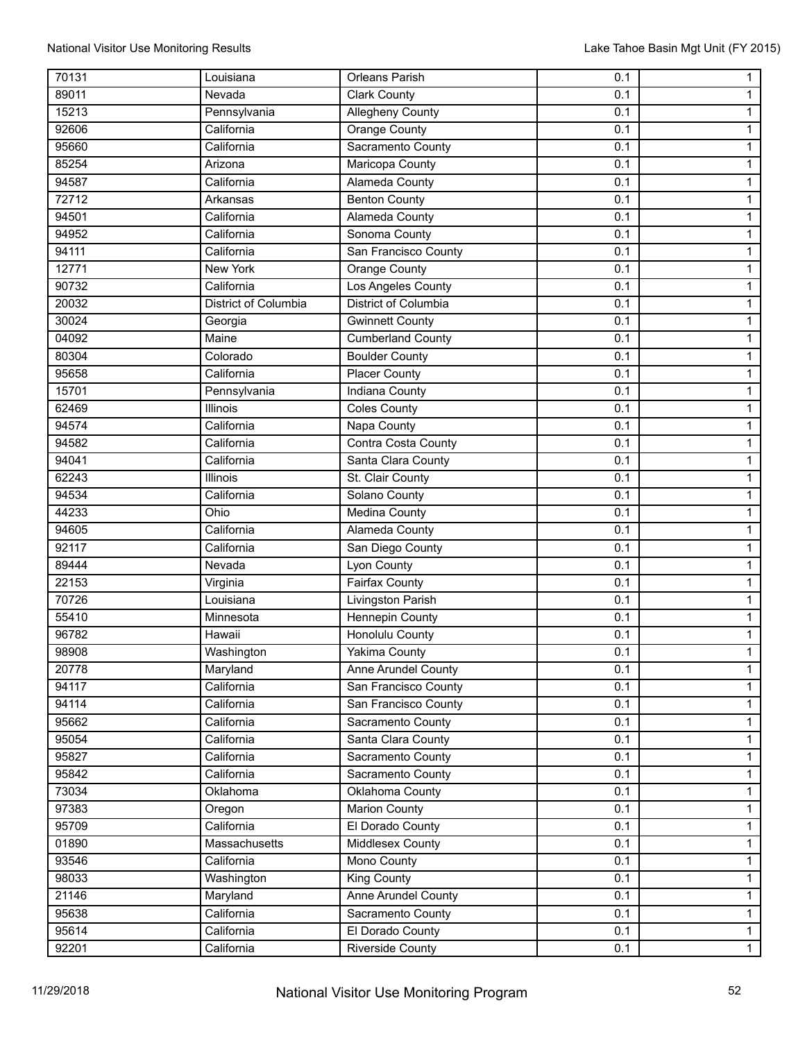| | | | | |
|---|---|---|---|---|
| 70131 | Louisiana | Orleans Parish | 0.1 | 1 |
| 89011 | Nevada | Clark County | 0.1 | 1 |
| 15213 | Pennsylvania | Allegheny County | 0.1 | 1 |
| 92606 | California | Orange County | 0.1 | 1 |
| 95660 | California | Sacramento County | 0.1 | 1 |
| 85254 | Arizona | Maricopa County | 0.1 | 1 |
| 94587 | California | Alameda County | 0.1 | 1 |
| 72712 | Arkansas | Benton County | 0.1 | 1 |
| 94501 | California | Alameda County | 0.1 | 1 |
| 94952 | California | Sonoma County | 0.1 | 1 |
| 94111 | California | San Francisco County | 0.1 | 1 |
| 12771 | New York | Orange County | 0.1 | 1 |
| 90732 | California | Los Angeles County | 0.1 | 1 |
| 20032 | District of Columbia | District of Columbia | 0.1 | 1 |
| 30024 | Georgia | Gwinnett County | 0.1 | 1 |
| 04092 | Maine | Cumberland County | 0.1 | 1 |
| 80304 | Colorado | Boulder County | 0.1 | 1 |
| 95658 | California | Placer County | 0.1 | 1 |
| 15701 | Pennsylvania | Indiana County | 0.1 | 1 |
| 62469 | Illinois | Coles County | 0.1 | 1 |
| 94574 | California | Napa County | 0.1 | 1 |
| 94582 | California | Contra Costa County | 0.1 | 1 |
| 94041 | California | Santa Clara County | 0.1 | 1 |
| 62243 | Illinois | St. Clair County | 0.1 | 1 |
| 94534 | California | Solano County | 0.1 | 1 |
| 44233 | Ohio | Medina County | 0.1 | 1 |
| 94605 | California | Alameda County | 0.1 | 1 |
| 92117 | California | San Diego County | 0.1 | 1 |
| 89444 | Nevada | Lyon County | 0.1 | 1 |
| 22153 | Virginia | Fairfax County | 0.1 | 1 |
| 70726 | Louisiana | Livingston Parish | 0.1 | 1 |
| 55410 | Minnesota | Hennepin County | 0.1 | 1 |
| 96782 | Hawaii | Honolulu County | 0.1 | 1 |
| 98908 | Washington | Yakima County | 0.1 | 1 |
| 20778 | Maryland | Anne Arundel County | 0.1 | 1 |
| 94117 | California | San Francisco County | 0.1 | 1 |
| 94114 | California | San Francisco County | 0.1 | 1 |
| 95662 | California | Sacramento County | 0.1 | 1 |
| 95054 | California | Santa Clara County | 0.1 | 1 |
| 95827 | California | Sacramento County | 0.1 | 1 |
| 95842 | California | Sacramento County | 0.1 | 1 |
| 73034 | Oklahoma | Oklahoma County | 0.1 | 1 |
| 97383 | Oregon | Marion County | 0.1 | 1 |
| 95709 | California | El Dorado County | 0.1 | 1 |
| 01890 | Massachusetts | Middlesex County | 0.1 | 1 |
| 93546 | California | Mono County | 0.1 | 1 |
| 98033 | Washington | King County | 0.1 | 1 |
| 21146 | Maryland | Anne Arundel County | 0.1 | 1 |
| 95638 | California | Sacramento County | 0.1 | 1 |
| 95614 | California | El Dorado County | 0.1 | 1 |
| 92201 | California | Riverside County | 0.1 | 1 |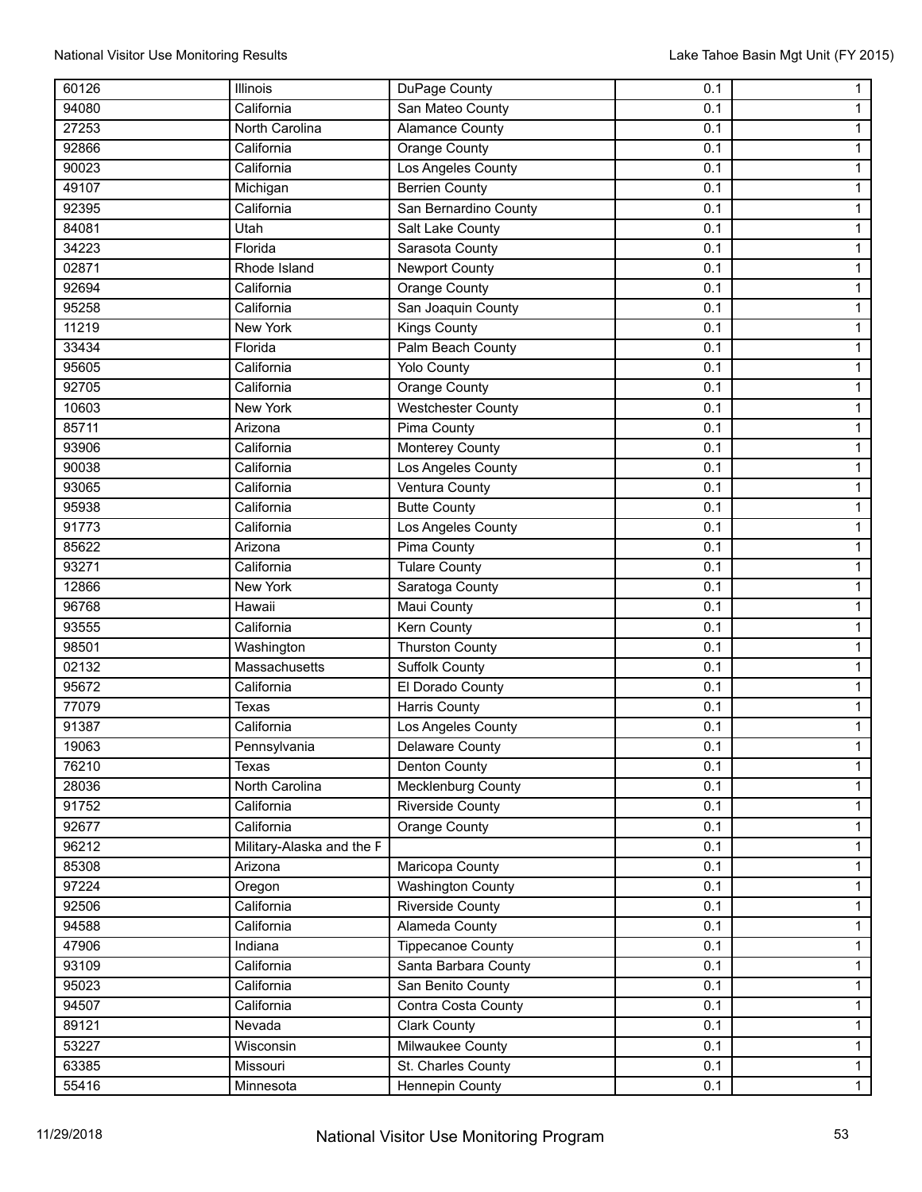| | | | | |
|---|---|---|---|---|
| 60126 | Illinois | DuPage County | 0.1 | 1 |
| 94080 | California | San Mateo County | 0.1 | 1 |
| 27253 | North Carolina | Alamance County | 0.1 | 1 |
| 92866 | California | Orange County | 0.1 | 1 |
| 90023 | California | Los Angeles County | 0.1 | 1 |
| 49107 | Michigan | Berrien County | 0.1 | 1 |
| 92395 | California | San Bernardino County | 0.1 | 1 |
| 84081 | Utah | Salt Lake County | 0.1 | 1 |
| 34223 | Florida | Sarasota County | 0.1 | 1 |
| 02871 | Rhode Island | Newport County | 0.1 | 1 |
| 92694 | California | Orange County | 0.1 | 1 |
| 95258 | California | San Joaquin County | 0.1 | 1 |
| 11219 | New York | Kings County | 0.1 | 1 |
| 33434 | Florida | Palm Beach County | 0.1 | 1 |
| 95605 | California | Yolo County | 0.1 | 1 |
| 92705 | California | Orange County | 0.1 | 1 |
| 10603 | New York | Westchester County | 0.1 | 1 |
| 85711 | Arizona | Pima County | 0.1 | 1 |
| 93906 | California | Monterey County | 0.1 | 1 |
| 90038 | California | Los Angeles County | 0.1 | 1 |
| 93065 | California | Ventura County | 0.1 | 1 |
| 95938 | California | Butte County | 0.1 | 1 |
| 91773 | California | Los Angeles County | 0.1 | 1 |
| 85622 | Arizona | Pima County | 0.1 | 1 |
| 93271 | California | Tulare County | 0.1 | 1 |
| 12866 | New York | Saratoga County | 0.1 | 1 |
| 96768 | Hawaii | Maui County | 0.1 | 1 |
| 93555 | California | Kern County | 0.1 | 1 |
| 98501 | Washington | Thurston County | 0.1 | 1 |
| 02132 | Massachusetts | Suffolk County | 0.1 | 1 |
| 95672 | California | El Dorado County | 0.1 | 1 |
| 77079 | Texas | Harris County | 0.1 | 1 |
| 91387 | California | Los Angeles County | 0.1 | 1 |
| 19063 | Pennsylvania | Delaware County | 0.1 | 1 |
| 76210 | Texas | Denton County | 0.1 | 1 |
| 28036 | North Carolina | Mecklenburg County | 0.1 | 1 |
| 91752 | California | Riverside County | 0.1 | 1 |
| 92677 | California | Orange County | 0.1 | 1 |
| 96212 | Military-Alaska and the F | | 0.1 | 1 |
| 85308 | Arizona | Maricopa County | 0.1 | 1 |
| 97224 | Oregon | Washington County | 0.1 | 1 |
| 92506 | California | Riverside County | 0.1 | 1 |
| 94588 | California | Alameda County | 0.1 | 1 |
| 47906 | Indiana | Tippecanoe County | 0.1 | 1 |
| 93109 | California | Santa Barbara County | 0.1 | 1 |
| 95023 | California | San Benito County | 0.1 | 1 |
| 94507 | California | Contra Costa County | 0.1 | 1 |
| 89121 | Nevada | Clark County | 0.1 | 1 |
| 53227 | Wisconsin | Milwaukee County | 0.1 | 1 |
| 63385 | Missouri | St. Charles County | 0.1 | 1 |
| 55416 | Minnesota | Hennepin County | 0.1 | 1 |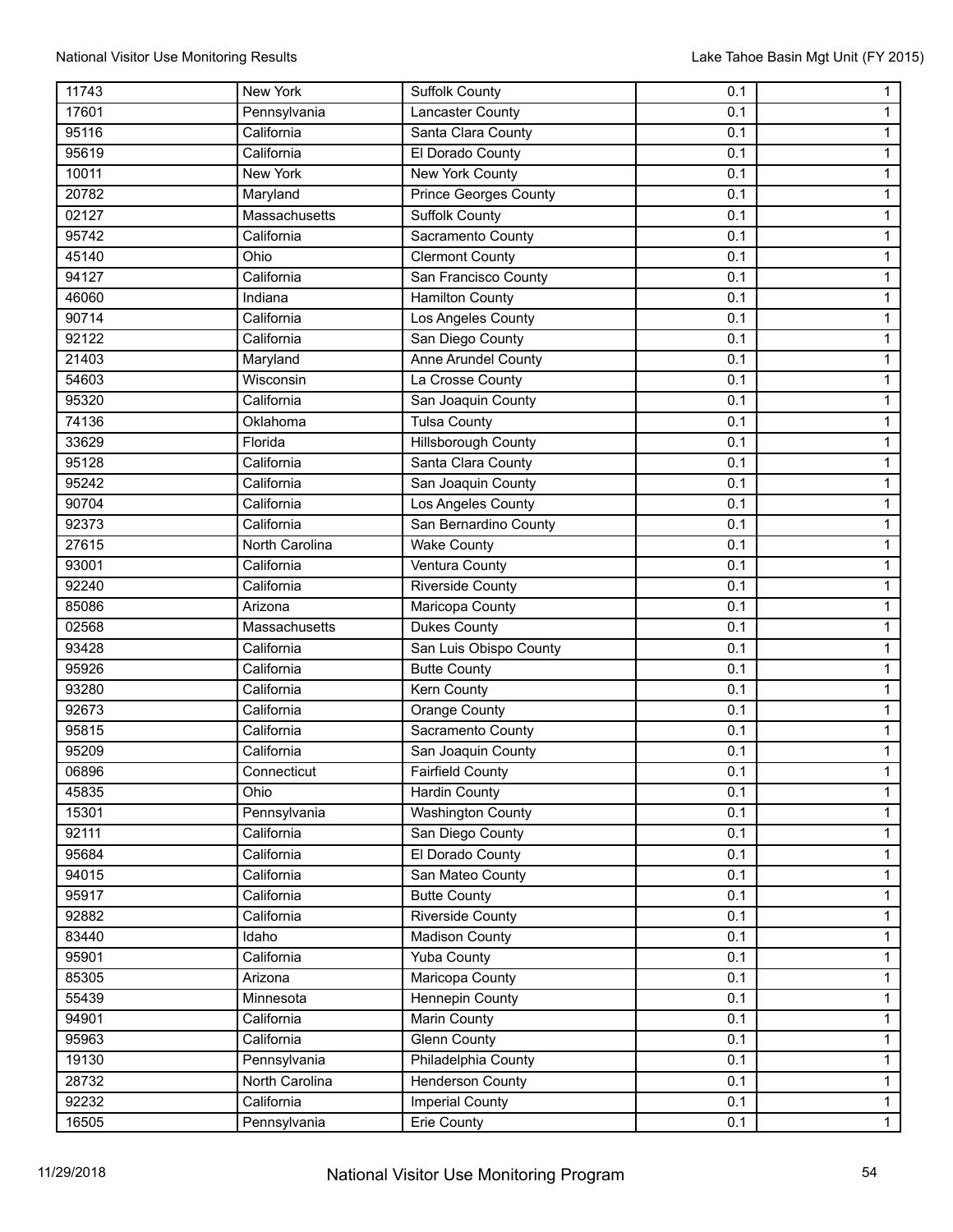| | | | | |
|---|---|---|---|---|
| 11743 | New York | Suffolk County | 0.1 | 1 |
| 17601 | Pennsylvania | Lancaster County | 0.1 | 1 |
| 95116 | California | Santa Clara County | 0.1 | 1 |
| 95619 | California | El Dorado County | 0.1 | 1 |
| 10011 | New York | New York County | 0.1 | 1 |
| 20782 | Maryland | Prince Georges County | 0.1 | 1 |
| 02127 | Massachusetts | Suffolk County | 0.1 | 1 |
| 95742 | California | Sacramento County | 0.1 | 1 |
| 45140 | Ohio | Clermont County | 0.1 | 1 |
| 94127 | California | San Francisco County | 0.1 | 1 |
| 46060 | Indiana | Hamilton County | 0.1 | 1 |
| 90714 | California | Los Angeles County | 0.1 | 1 |
| 92122 | California | San Diego County | 0.1 | 1 |
| 21403 | Maryland | Anne Arundel County | 0.1 | 1 |
| 54603 | Wisconsin | La Crosse County | 0.1 | 1 |
| 95320 | California | San Joaquin County | 0.1 | 1 |
| 74136 | Oklahoma | Tulsa County | 0.1 | 1 |
| 33629 | Florida | Hillsborough County | 0.1 | 1 |
| 95128 | California | Santa Clara County | 0.1 | 1 |
| 95242 | California | San Joaquin County | 0.1 | 1 |
| 90704 | California | Los Angeles County | 0.1 | 1 |
| 92373 | California | San Bernardino County | 0.1 | 1 |
| 27615 | North Carolina | Wake County | 0.1 | 1 |
| 93001 | California | Ventura County | 0.1 | 1 |
| 92240 | California | Riverside County | 0.1 | 1 |
| 85086 | Arizona | Maricopa County | 0.1 | 1 |
| 02568 | Massachusetts | Dukes County | 0.1 | 1 |
| 93428 | California | San Luis Obispo County | 0.1 | 1 |
| 95926 | California | Butte County | 0.1 | 1 |
| 93280 | California | Kern County | 0.1 | 1 |
| 92673 | California | Orange County | 0.1 | 1 |
| 95815 | California | Sacramento County | 0.1 | 1 |
| 95209 | California | San Joaquin County | 0.1 | 1 |
| 06896 | Connecticut | Fairfield County | 0.1 | 1 |
| 45835 | Ohio | Hardin County | 0.1 | 1 |
| 15301 | Pennsylvania | Washington County | 0.1 | 1 |
| 92111 | California | San Diego County | 0.1 | 1 |
| 95684 | California | El Dorado County | 0.1 | 1 |
| 94015 | California | San Mateo County | 0.1 | 1 |
| 95917 | California | Butte County | 0.1 | 1 |
| 92882 | California | Riverside County | 0.1 | 1 |
| 83440 | Idaho | Madison County | 0.1 | 1 |
| 95901 | California | Yuba County | 0.1 | 1 |
| 85305 | Arizona | Maricopa County | 0.1 | 1 |
| 55439 | Minnesota | Hennepin County | 0.1 | 1 |
| 94901 | California | Marin County | 0.1 | 1 |
| 95963 | California | Glenn County | 0.1 | 1 |
| 19130 | Pennsylvania | Philadelphia County | 0.1 | 1 |
| 28732 | North Carolina | Henderson County | 0.1 | 1 |
| 92232 | California | Imperial County | 0.1 | 1 |
| 16505 | Pennsylvania | Erie County | 0.1 | 1 |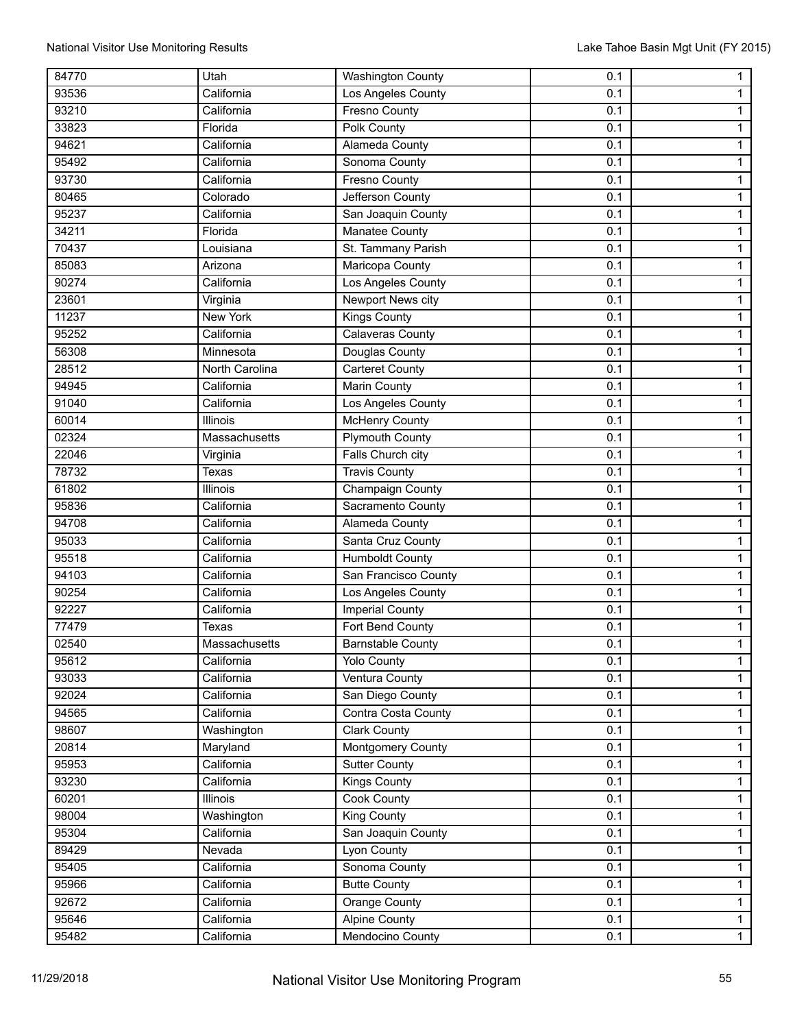| | | | | |
|---|---|---|---|---|
| 84770 | Utah | Washington County | 0.1 | 1 |
| 93536 | California | Los Angeles County | 0.1 | 1 |
| 93210 | California | Fresno County | 0.1 | 1 |
| 33823 | Florida | Polk County | 0.1 | 1 |
| 94621 | California | Alameda County | 0.1 | 1 |
| 95492 | California | Sonoma County | 0.1 | 1 |
| 93730 | California | Fresno County | 0.1 | 1 |
| 80465 | Colorado | Jefferson County | 0.1 | 1 |
| 95237 | California | San Joaquin County | 0.1 | 1 |
| 34211 | Florida | Manatee County | 0.1 | 1 |
| 70437 | Louisiana | St. Tammany Parish | 0.1 | 1 |
| 85083 | Arizona | Maricopa County | 0.1 | 1 |
| 90274 | California | Los Angeles County | 0.1 | 1 |
| 23601 | Virginia | Newport News city | 0.1 | 1 |
| 11237 | New York | Kings County | 0.1 | 1 |
| 95252 | California | Calaveras County | 0.1 | 1 |
| 56308 | Minnesota | Douglas County | 0.1 | 1 |
| 28512 | North Carolina | Carteret County | 0.1 | 1 |
| 94945 | California | Marin County | 0.1 | 1 |
| 91040 | California | Los Angeles County | 0.1 | 1 |
| 60014 | Illinois | McHenry County | 0.1 | 1 |
| 02324 | Massachusetts | Plymouth County | 0.1 | 1 |
| 22046 | Virginia | Falls Church city | 0.1 | 1 |
| 78732 | Texas | Travis County | 0.1 | 1 |
| 61802 | Illinois | Champaign County | 0.1 | 1 |
| 95836 | California | Sacramento County | 0.1 | 1 |
| 94708 | California | Alameda County | 0.1 | 1 |
| 95033 | California | Santa Cruz County | 0.1 | 1 |
| 95518 | California | Humboldt County | 0.1 | 1 |
| 94103 | California | San Francisco County | 0.1 | 1 |
| 90254 | California | Los Angeles County | 0.1 | 1 |
| 92227 | California | Imperial County | 0.1 | 1 |
| 77479 | Texas | Fort Bend County | 0.1 | 1 |
| 02540 | Massachusetts | Barnstable County | 0.1 | 1 |
| 95612 | California | Yolo County | 0.1 | 1 |
| 93033 | California | Ventura County | 0.1 | 1 |
| 92024 | California | San Diego County | 0.1 | 1 |
| 94565 | California | Contra Costa County | 0.1 | 1 |
| 98607 | Washington | Clark County | 0.1 | 1 |
| 20814 | Maryland | Montgomery County | 0.1 | 1 |
| 95953 | California | Sutter County | 0.1 | 1 |
| 93230 | California | Kings County | 0.1 | 1 |
| 60201 | Illinois | Cook County | 0.1 | 1 |
| 98004 | Washington | King County | 0.1 | 1 |
| 95304 | California | San Joaquin County | 0.1 | 1 |
| 89429 | Nevada | Lyon County | 0.1 | 1 |
| 95405 | California | Sonoma County | 0.1 | 1 |
| 95966 | California | Butte County | 0.1 | 1 |
| 92672 | California | Orange County | 0.1 | 1 |
| 95646 | California | Alpine County | 0.1 | 1 |
| 95482 | California | Mendocino County | 0.1 | 1 |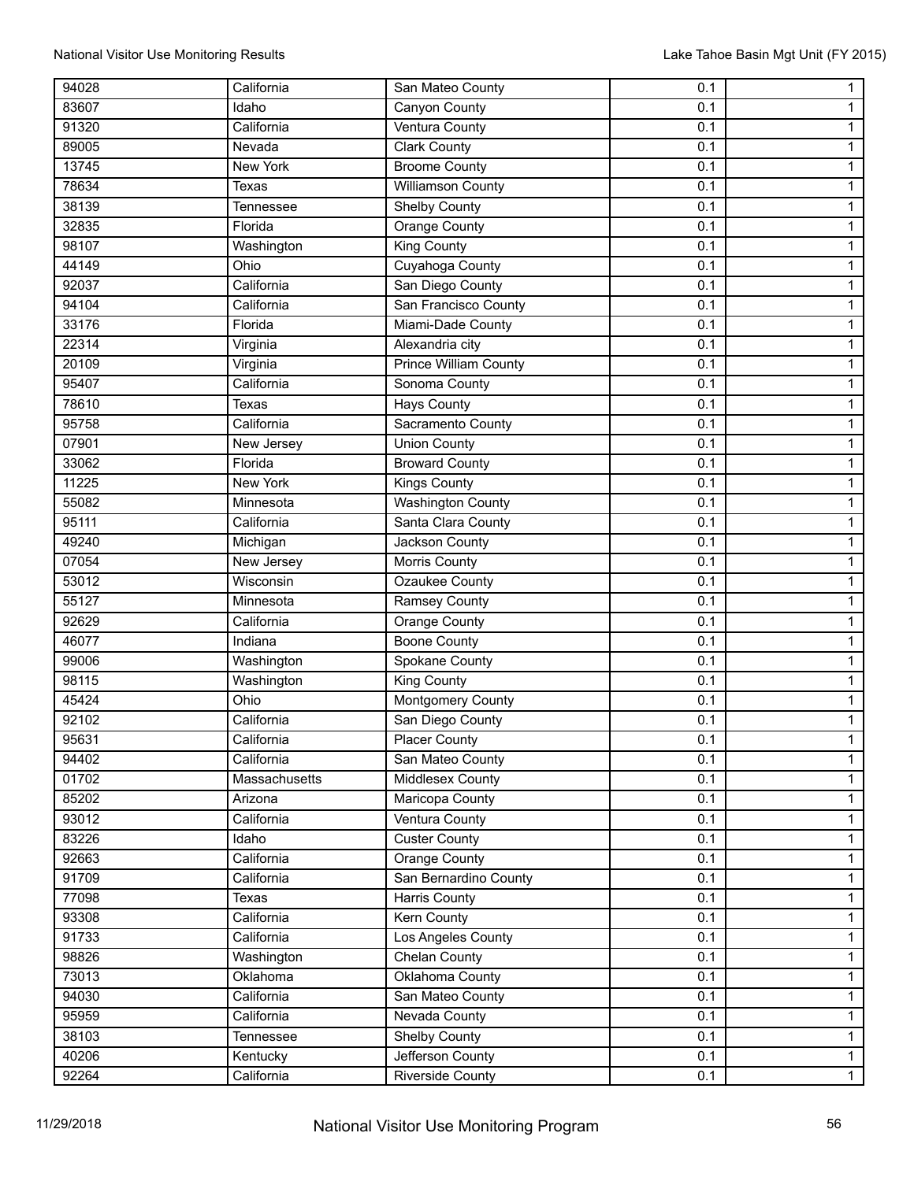| | | | | |
|---|---|---|---|---|
| 94028 | California | San Mateo County | 0.1 | 1 |
| 83607 | Idaho | Canyon County | 0.1 | 1 |
| 91320 | California | Ventura County | 0.1 | 1 |
| 89005 | Nevada | Clark County | 0.1 | 1 |
| 13745 | New York | Broome County | 0.1 | 1 |
| 78634 | Texas | Williamson County | 0.1 | 1 |
| 38139 | Tennessee | Shelby County | 0.1 | 1 |
| 32835 | Florida | Orange County | 0.1 | 1 |
| 98107 | Washington | King County | 0.1 | 1 |
| 44149 | Ohio | Cuyahoga County | 0.1 | 1 |
| 92037 | California | San Diego County | 0.1 | 1 |
| 94104 | California | San Francisco County | 0.1 | 1 |
| 33176 | Florida | Miami-Dade County | 0.1 | 1 |
| 22314 | Virginia | Alexandria city | 0.1 | 1 |
| 20109 | Virginia | Prince William County | 0.1 | 1 |
| 95407 | California | Sonoma County | 0.1 | 1 |
| 78610 | Texas | Hays County | 0.1 | 1 |
| 95758 | California | Sacramento County | 0.1 | 1 |
| 07901 | New Jersey | Union County | 0.1 | 1 |
| 33062 | Florida | Broward County | 0.1 | 1 |
| 11225 | New York | Kings County | 0.1 | 1 |
| 55082 | Minnesota | Washington County | 0.1 | 1 |
| 95111 | California | Santa Clara County | 0.1 | 1 |
| 49240 | Michigan | Jackson County | 0.1 | 1 |
| 07054 | New Jersey | Morris County | 0.1 | 1 |
| 53012 | Wisconsin | Ozaukee County | 0.1 | 1 |
| 55127 | Minnesota | Ramsey County | 0.1 | 1 |
| 92629 | California | Orange County | 0.1 | 1 |
| 46077 | Indiana | Boone County | 0.1 | 1 |
| 99006 | Washington | Spokane County | 0.1 | 1 |
| 98115 | Washington | King County | 0.1 | 1 |
| 45424 | Ohio | Montgomery County | 0.1 | 1 |
| 92102 | California | San Diego County | 0.1 | 1 |
| 95631 | California | Placer County | 0.1 | 1 |
| 94402 | California | San Mateo County | 0.1 | 1 |
| 01702 | Massachusetts | Middlesex County | 0.1 | 1 |
| 85202 | Arizona | Maricopa County | 0.1 | 1 |
| 93012 | California | Ventura County | 0.1 | 1 |
| 83226 | Idaho | Custer County | 0.1 | 1 |
| 92663 | California | Orange County | 0.1 | 1 |
| 91709 | California | San Bernardino County | 0.1 | 1 |
| 77098 | Texas | Harris County | 0.1 | 1 |
| 93308 | California | Kern County | 0.1 | 1 |
| 91733 | California | Los Angeles County | 0.1 | 1 |
| 98826 | Washington | Chelan County | 0.1 | 1 |
| 73013 | Oklahoma | Oklahoma County | 0.1 | 1 |
| 94030 | California | San Mateo County | 0.1 | 1 |
| 95959 | California | Nevada County | 0.1 | 1 |
| 38103 | Tennessee | Shelby County | 0.1 | 1 |
| 40206 | Kentucky | Jefferson County | 0.1 | 1 |
| 92264 | California | Riverside County | 0.1 | 1 |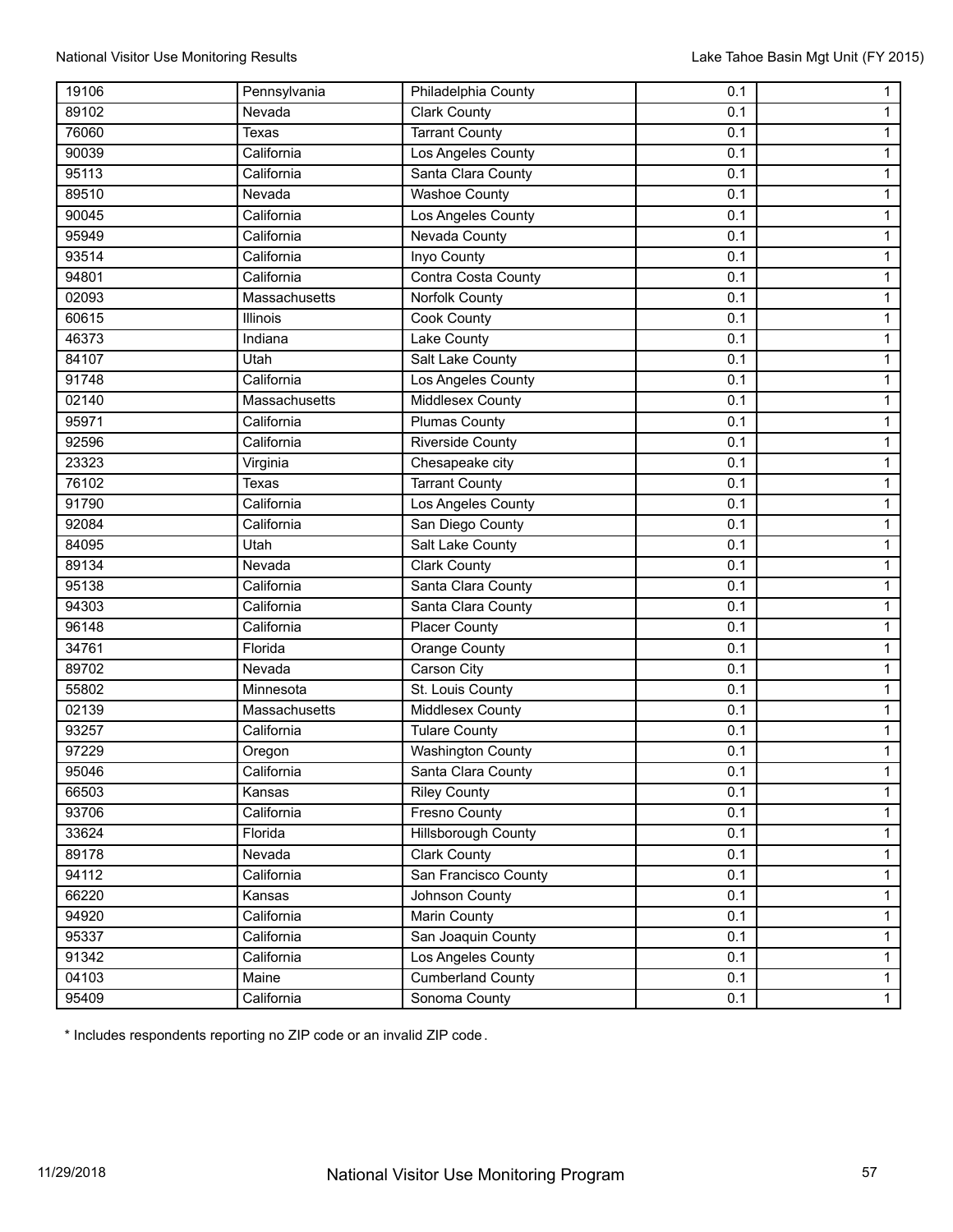| | | | | |
|---|---|---|---|---|
| 19106 | Pennsylvania | Philadelphia County | 0.1 | 1 |
| 89102 | Nevada | Clark County | 0.1 | 1 |
| 76060 | Texas | Tarrant County | 0.1 | 1 |
| 90039 | California | Los Angeles County | 0.1 | 1 |
| 95113 | California | Santa Clara County | 0.1 | 1 |
| 89510 | Nevada | Washoe County | 0.1 | 1 |
| 90045 | California | Los Angeles County | 0.1 | 1 |
| 95949 | California | Nevada County | 0.1 | 1 |
| 93514 | California | Inyo County | 0.1 | 1 |
| 94801 | California | Contra Costa County | 0.1 | 1 |
| 02093 | Massachusetts | Norfolk County | 0.1 | 1 |
| 60615 | Illinois | Cook County | 0.1 | 1 |
| 46373 | Indiana | Lake County | 0.1 | 1 |
| 84107 | Utah | Salt Lake County | 0.1 | 1 |
| 91748 | California | Los Angeles County | 0.1 | 1 |
| 02140 | Massachusetts | Middlesex County | 0.1 | 1 |
| 95971 | California | Plumas County | 0.1 | 1 |
| 92596 | California | Riverside County | 0.1 | 1 |
| 23323 | Virginia | Chesapeake city | 0.1 | 1 |
| 76102 | Texas | Tarrant County | 0.1 | 1 |
| 91790 | California | Los Angeles County | 0.1 | 1 |
| 92084 | California | San Diego County | 0.1 | 1 |
| 84095 | Utah | Salt Lake County | 0.1 | 1 |
| 89134 | Nevada | Clark County | 0.1 | 1 |
| 95138 | California | Santa Clara County | 0.1 | 1 |
| 94303 | California | Santa Clara County | 0.1 | 1 |
| 96148 | California | Placer County | 0.1 | 1 |
| 34761 | Florida | Orange County | 0.1 | 1 |
| 89702 | Nevada | Carson City | 0.1 | 1 |
| 55802 | Minnesota | St. Louis County | 0.1 | 1 |
| 02139 | Massachusetts | Middlesex County | 0.1 | 1 |
| 93257 | California | Tulare County | 0.1 | 1 |
| 97229 | Oregon | Washington County | 0.1 | 1 |
| 95046 | California | Santa Clara County | 0.1 | 1 |
| 66503 | Kansas | Riley County | 0.1 | 1 |
| 93706 | California | Fresno County | 0.1 | 1 |
| 33624 | Florida | Hillsborough County | 0.1 | 1 |
| 89178 | Nevada | Clark County | 0.1 | 1 |
| 94112 | California | San Francisco County | 0.1 | 1 |
| 66220 | Kansas | Johnson County | 0.1 | 1 |
| 94920 | California | Marin County | 0.1 | 1 |
| 95337 | California | San Joaquin County | 0.1 | 1 |
| 91342 | California | Los Angeles County | 0.1 | 1 |
| 04103 | Maine | Cumberland County | 0.1 | 1 |
| 95409 | California | Sonoma County | 0.1 | 1 |

* Includes respondents reporting no ZIP code or an invalid ZIP code.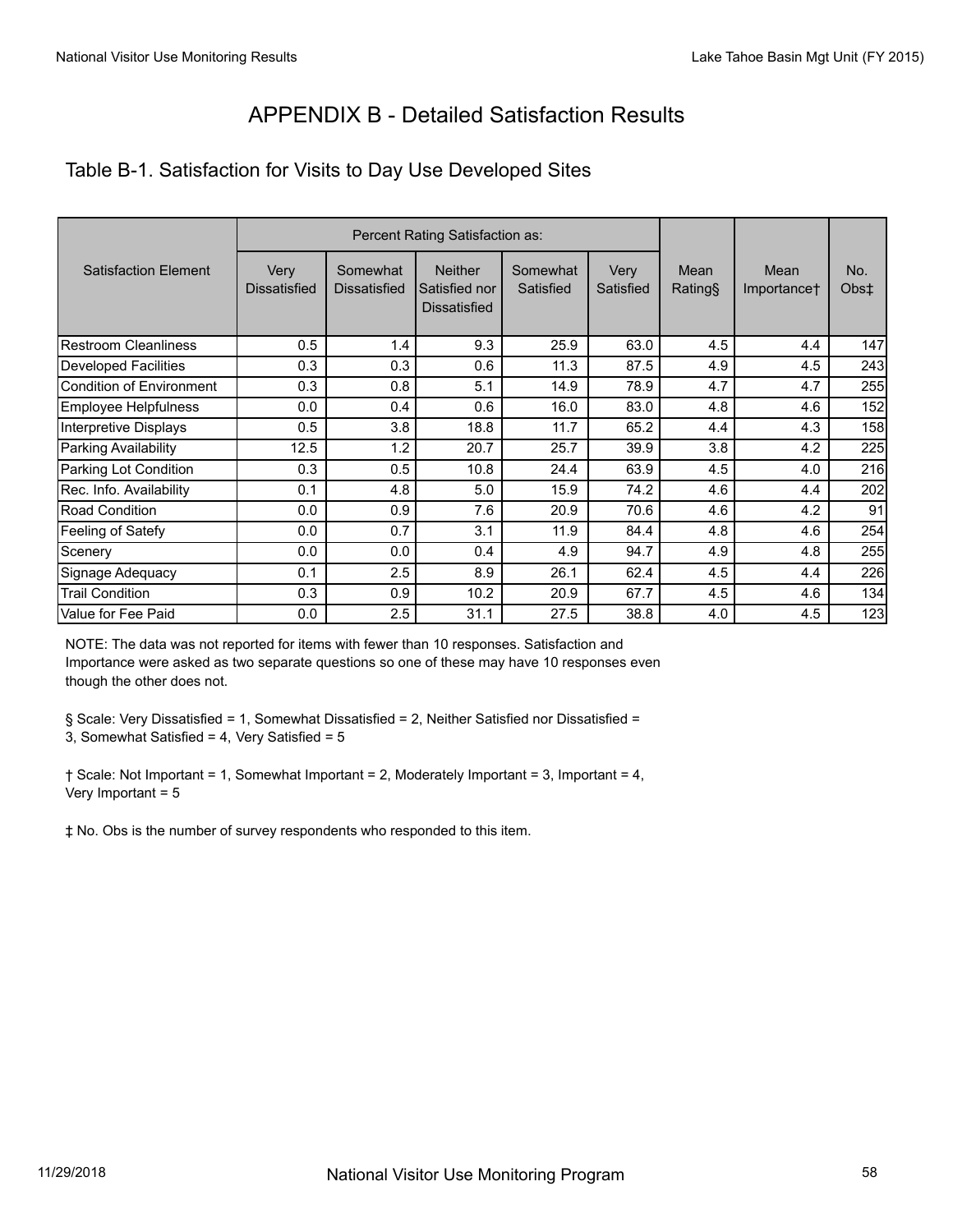# APPENDIX B - Detailed Satisfaction Results

## Table B-1. Satisfaction for Visits to Day Use Developed Sites

| Satisfaction Element | Percent Rating Satisfaction as: | | | | | Mean Rating§ | Mean Importance† | No. Obs‡ |
|---|---|---|---|---|---|---|---|---|
| | Very Dissatisfied | Somewhat Dissatisfied | Neither Satisfied nor Dissatisfied | Somewhat Satisfied | Very Satisfied | | | |
| Restroom Cleanliness | 0.5 | 1.4 | 9.3 | 25.9 | 63.0 | 4.5 | 4.4 | 147 |
| Developed Facilities | 0.3 | 0.3 | 0.6 | 11.3 | 87.5 | 4.9 | 4.5 | 243 |
| Condition of Environment | 0.3 | 0.8 | 5.1 | 14.9 | 78.9 | 4.7 | 4.7 | 255 |
| Employee Helpfulness | 0.0 | 0.4 | 0.6 | 16.0 | 83.0 | 4.8 | 4.6 | 152 |
| Interpretive Displays | 0.5 | 3.8 | 18.8 | 11.7 | 65.2 | 4.4 | 4.3 | 158 |
| Parking Availability | 12.5 | 1.2 | 20.7 | 25.7 | 39.9 | 3.8 | 4.2 | 225 |
| Parking Lot Condition | 0.3 | 0.5 | 10.8 | 24.4 | 63.9 | 4.5 | 4.0 | 216 |
| Rec. Info. Availability | 0.1 | 4.8 | 5.0 | 15.9 | 74.2 | 4.6 | 4.4 | 202 |
| Road Condition | 0.0 | 0.9 | 7.6 | 20.9 | 70.6 | 4.6 | 4.2 | 91 |
| Feeling of Satefy | 0.0 | 0.7 | 3.1 | 11.9 | 84.4 | 4.8 | 4.6 | 254 |
| Scenery | 0.0 | 0.0 | 0.4 | 4.9 | 94.7 | 4.9 | 4.8 | 255 |
| Signage Adequacy | 0.1 | 2.5 | 8.9 | 26.1 | 62.4 | 4.5 | 4.4 | 226 |
| Trail Condition | 0.3 | 0.9 | 10.2 | 20.9 | 67.7 | 4.5 | 4.6 | 134 |
| Value for Fee Paid | 0.0 | 2.5 | 31.1 | 27.5 | 38.8 | 4.0 | 4.5 | 123 |

NOTE: The data was not reported for items with fewer than 10 responses. Satisfaction and Importance were asked as two separate questions so one of these may have 10 responses even though the other does not.

§ Scale: Very Dissatisfied = 1, Somewhat Dissatisfied = 2, Neither Satisfied nor Dissatisfied = 3, Somewhat Satisfied = 4, Very Satisfied = 5

† Scale: Not Important = 1, Somewhat Important = 2, Moderately Important = 3, Important = 4, Very Important = 5

‡ No. Obs is the number of survey respondents who responded to this item.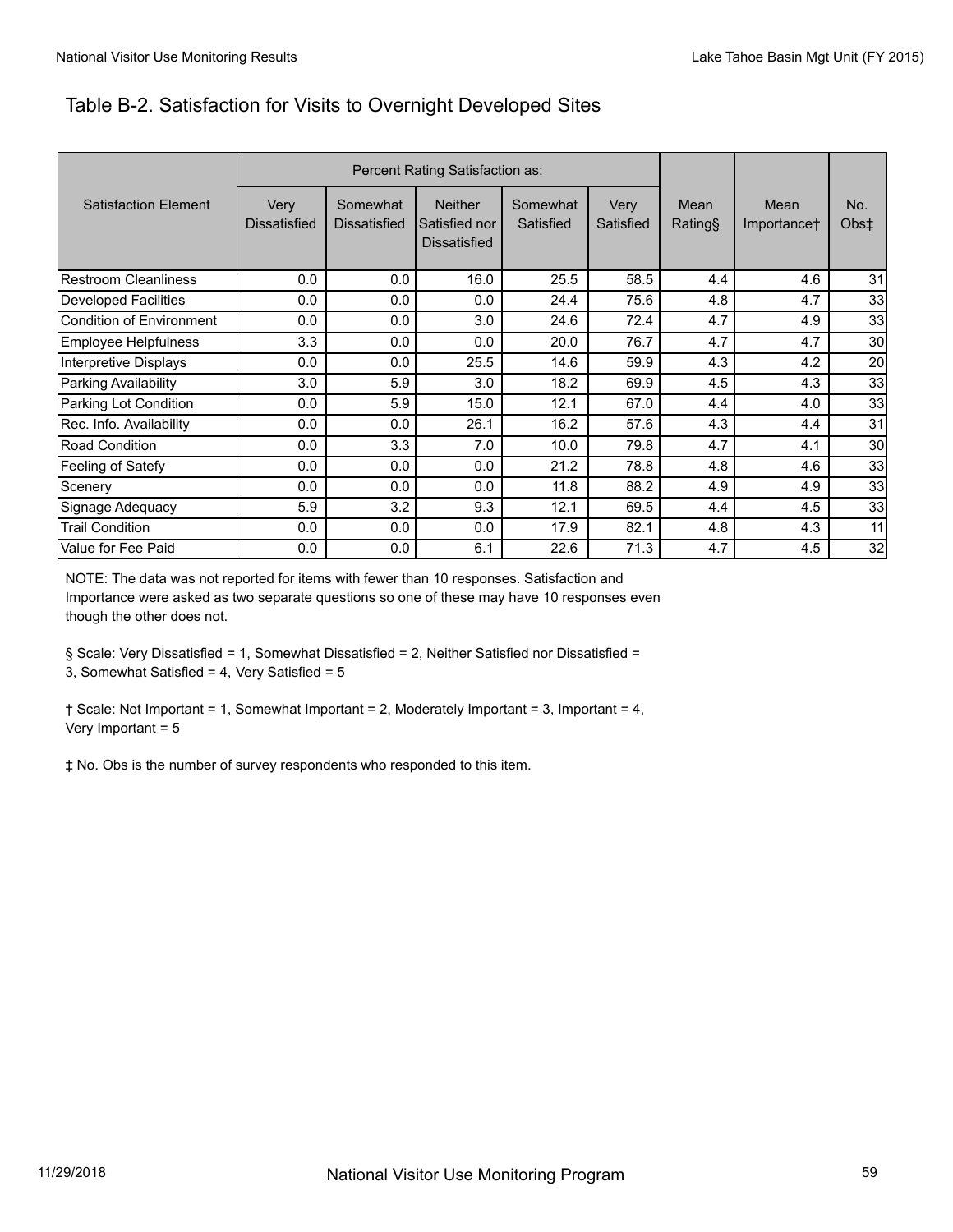## Table B-2. Satisfaction for Visits to Overnight Developed Sites

| Satisfaction Element | Percent Rating Satisfaction as: | | | | | Mean Rating§ | Mean Importance† | No. Obs‡ |
|---|---|---|---|---|---|---|---|---|
| | Very Dissatisfied | Somewhat Dissatisfied | Neither Satisfied nor Dissatisfied | Somewhat Satisfied | Very Satisfied | | | |
| Restroom Cleanliness | 0.0 | 0.0 | 16.0 | 25.5 | 58.5 | 4.4 | 4.6 | 31 |
| Developed Facilities | 0.0 | 0.0 | 0.0 | 24.4 | 75.6 | 4.8 | 4.7 | 33 |
| Condition of Environment | 0.0 | 0.0 | 3.0 | 24.6 | 72.4 | 4.7 | 4.9 | 33 |
| Employee Helpfulness | 3.3 | 0.0 | 0.0 | 20.0 | 76.7 | 4.7 | 4.7 | 30 |
| Interpretive Displays | 0.0 | 0.0 | 25.5 | 14.6 | 59.9 | 4.3 | 4.2 | 20 |
| Parking Availability | 3.0 | 5.9 | 3.0 | 18.2 | 69.9 | 4.5 | 4.3 | 33 |
| Parking Lot Condition | 0.0 | 5.9 | 15.0 | 12.1 | 67.0 | 4.4 | 4.0 | 33 |
| Rec. Info. Availability | 0.0 | 0.0 | 26.1 | 16.2 | 57.6 | 4.3 | 4.4 | 31 |
| Road Condition | 0.0 | 3.3 | 7.0 | 10.0 | 79.8 | 4.7 | 4.1 | 30 |
| Feeling of Satefy | 0.0 | 0.0 | 0.0 | 21.2 | 78.8 | 4.8 | 4.6 | 33 |
| Scenery | 0.0 | 0.0 | 0.0 | 11.8 | 88.2 | 4.9 | 4.9 | 33 |
| Signage Adequacy | 5.9 | 3.2 | 9.3 | 12.1 | 69.5 | 4.4 | 4.5 | 33 |
| Trail Condition | 0.0 | 0.0 | 0.0 | 17.9 | 82.1 | 4.8 | 4.3 | 11 |
| Value for Fee Paid | 0.0 | 0.0 | 6.1 | 22.6 | 71.3 | 4.7 | 4.5 | 32 |

NOTE: The data was not reported for items with fewer than 10 responses. Satisfaction and Importance were asked as two separate questions so one of these may have 10 responses even though the other does not.

§ Scale: Very Dissatisfied = 1, Somewhat Dissatisfied = 2, Neither Satisfied nor Dissatisfied = 3, Somewhat Satisfied = 4, Very Satisfied = 5

† Scale: Not Important = 1, Somewhat Important = 2, Moderately Important = 3, Important = 4, Very Important = 5

‡ No. Obs is the number of survey respondents who responded to this item.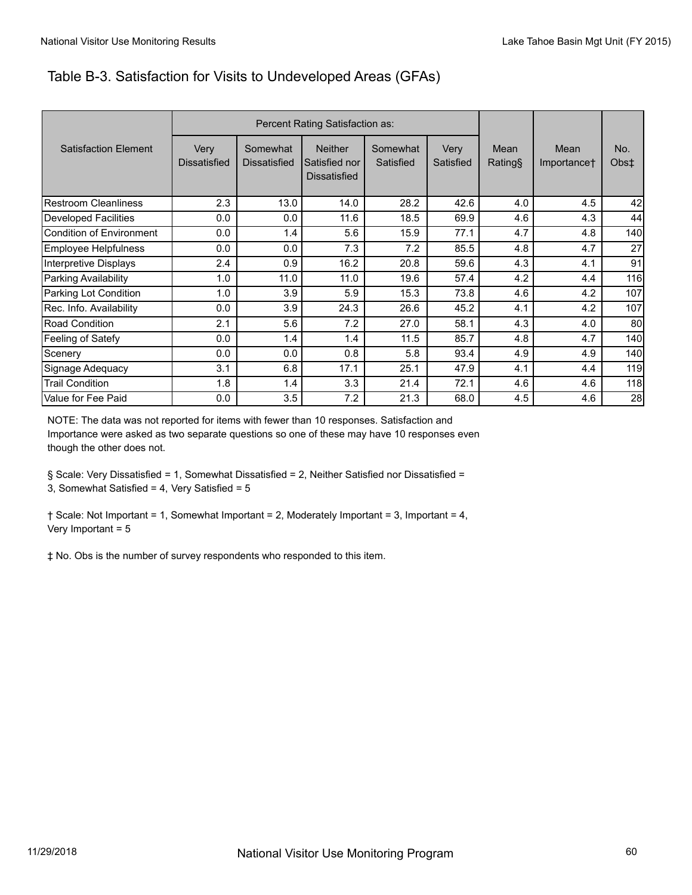## Table B-3. Satisfaction for Visits to Undeveloped Areas (GFAs)

| Satisfaction Element | Percent Rating Satisfaction as: | | | | | Mean Rating§ | Mean Importance† | No. Obs‡ |
|---|---|---|---|---|---|---|---|---|
| | Very Dissatisfied | Somewhat Dissatisfied | Neither Satisfied nor Dissatisfied | Somewhat Satisfied | Very Satisfied | | | |
| Restroom Cleanliness | 2.3 | 13.0 | 14.0 | 28.2 | 42.6 | 4.0 | 4.5 | 42 |
| Developed Facilities | 0.0 | 0.0 | 11.6 | 18.5 | 69.9 | 4.6 | 4.3 | 44 |
| Condition of Environment | 0.0 | 1.4 | 5.6 | 15.9 | 77.1 | 4.7 | 4.8 | 140 |
| Employee Helpfulness | 0.0 | 0.0 | 7.3 | 7.2 | 85.5 | 4.8 | 4.7 | 27 |
| Interpretive Displays | 2.4 | 0.9 | 16.2 | 20.8 | 59.6 | 4.3 | 4.1 | 91 |
| Parking Availability | 1.0 | 11.0 | 11.0 | 19.6 | 57.4 | 4.2 | 4.4 | 116 |
| Parking Lot Condition | 1.0 | 3.9 | 5.9 | 15.3 | 73.8 | 4.6 | 4.2 | 107 |
| Rec. Info. Availability | 0.0 | 3.9 | 24.3 | 26.6 | 45.2 | 4.1 | 4.2 | 107 |
| Road Condition | 2.1 | 5.6 | 7.2 | 27.0 | 58.1 | 4.3 | 4.0 | 80 |
| Feeling of Satefy | 0.0 | 1.4 | 1.4 | 11.5 | 85.7 | 4.8 | 4.7 | 140 |
| Scenery | 0.0 | 0.0 | 0.8 | 5.8 | 93.4 | 4.9 | 4.9 | 140 |
| Signage Adequacy | 3.1 | 6.8 | 17.1 | 25.1 | 47.9 | 4.1 | 4.4 | 119 |
| Trail Condition | 1.8 | 1.4 | 3.3 | 21.4 | 72.1 | 4.6 | 4.6 | 118 |
| Value for Fee Paid | 0.0 | 3.5 | 7.2 | 21.3 | 68.0 | 4.5 | 4.6 | 28 |

NOTE: The data was not reported for items with fewer than 10 responses. Satisfaction and Importance were asked as two separate questions so one of these may have 10 responses even though the other does not.

§ Scale: Very Dissatisfied = 1, Somewhat Dissatisfied = 2, Neither Satisfied nor Dissatisfied = 3, Somewhat Satisfied = 4, Very Satisfied = 5

† Scale: Not Important = 1, Somewhat Important = 2, Moderately Important = 3, Important = 4, Very Important = 5

‡ No. Obs is the number of survey respondents who responded to this item.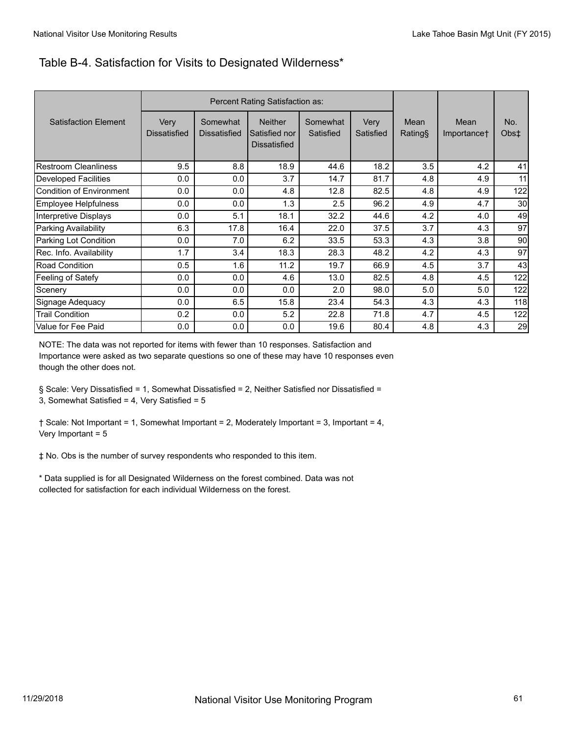## Table B-4. Satisfaction for Visits to Designated Wilderness*

| Satisfaction Element | Percent Rating Satisfaction as: | | | | | Mean Rating§ | Mean Importance† | No. Obs‡ |
|---|---|---|---|---|---|---|---|---|
| | Very Dissatisfied | Somewhat Dissatisfied | Neither Satisfied nor Dissatisfied | Somewhat Satisfied | Very Satisfied | | | |
| Restroom Cleanliness | 9.5 | 8.8 | 18.9 | 44.6 | 18.2 | 3.5 | 4.2 | 41 |
| Developed Facilities | 0.0 | 0.0 | 3.7 | 14.7 | 81.7 | 4.8 | 4.9 | 11 |
| Condition of Environment | 0.0 | 0.0 | 4.8 | 12.8 | 82.5 | 4.8 | 4.9 | 122 |
| Employee Helpfulness | 0.0 | 0.0 | 1.3 | 2.5 | 96.2 | 4.9 | 4.7 | 30 |
| Interpretive Displays | 0.0 | 5.1 | 18.1 | 32.2 | 44.6 | 4.2 | 4.0 | 49 |
| Parking Availability | 6.3 | 17.8 | 16.4 | 22.0 | 37.5 | 3.7 | 4.3 | 97 |
| Parking Lot Condition | 0.0 | 7.0 | 6.2 | 33.5 | 53.3 | 4.3 | 3.8 | 90 |
| Rec. Info. Availability | 1.7 | 3.4 | 18.3 | 28.3 | 48.2 | 4.2 | 4.3 | 97 |
| Road Condition | 0.5 | 1.6 | 11.2 | 19.7 | 66.9 | 4.5 | 3.7 | 43 |
| Feeling of Satefy | 0.0 | 0.0 | 4.6 | 13.0 | 82.5 | 4.8 | 4.5 | 122 |
| Scenery | 0.0 | 0.0 | 0.0 | 2.0 | 98.0 | 5.0 | 5.0 | 122 |
| Signage Adequacy | 0.0 | 6.5 | 15.8 | 23.4 | 54.3 | 4.3 | 4.3 | 118 |
| Trail Condition | 0.2 | 0.0 | 5.2 | 22.8 | 71.8 | 4.7 | 4.5 | 122 |
| Value for Fee Paid | 0.0 | 0.0 | 0.0 | 19.6 | 80.4 | 4.8 | 4.3 | 29 |

NOTE: The data was not reported for items with fewer than 10 responses. Satisfaction and Importance were asked as two separate questions so one of these may have 10 responses even though the other does not.

§ Scale: Very Dissatisfied = 1, Somewhat Dissatisfied = 2, Neither Satisfied nor Dissatisfied = 3, Somewhat Satisfied = 4, Very Satisfied = 5

† Scale: Not Important = 1, Somewhat Important = 2, Moderately Important = 3, Important = 4, Very Important = 5

‡ No. Obs is the number of survey respondents who responded to this item.

* Data supplied is for all Designated Wilderness on the forest combined. Data was not collected for satisfaction for each individual Wilderness on the forest.